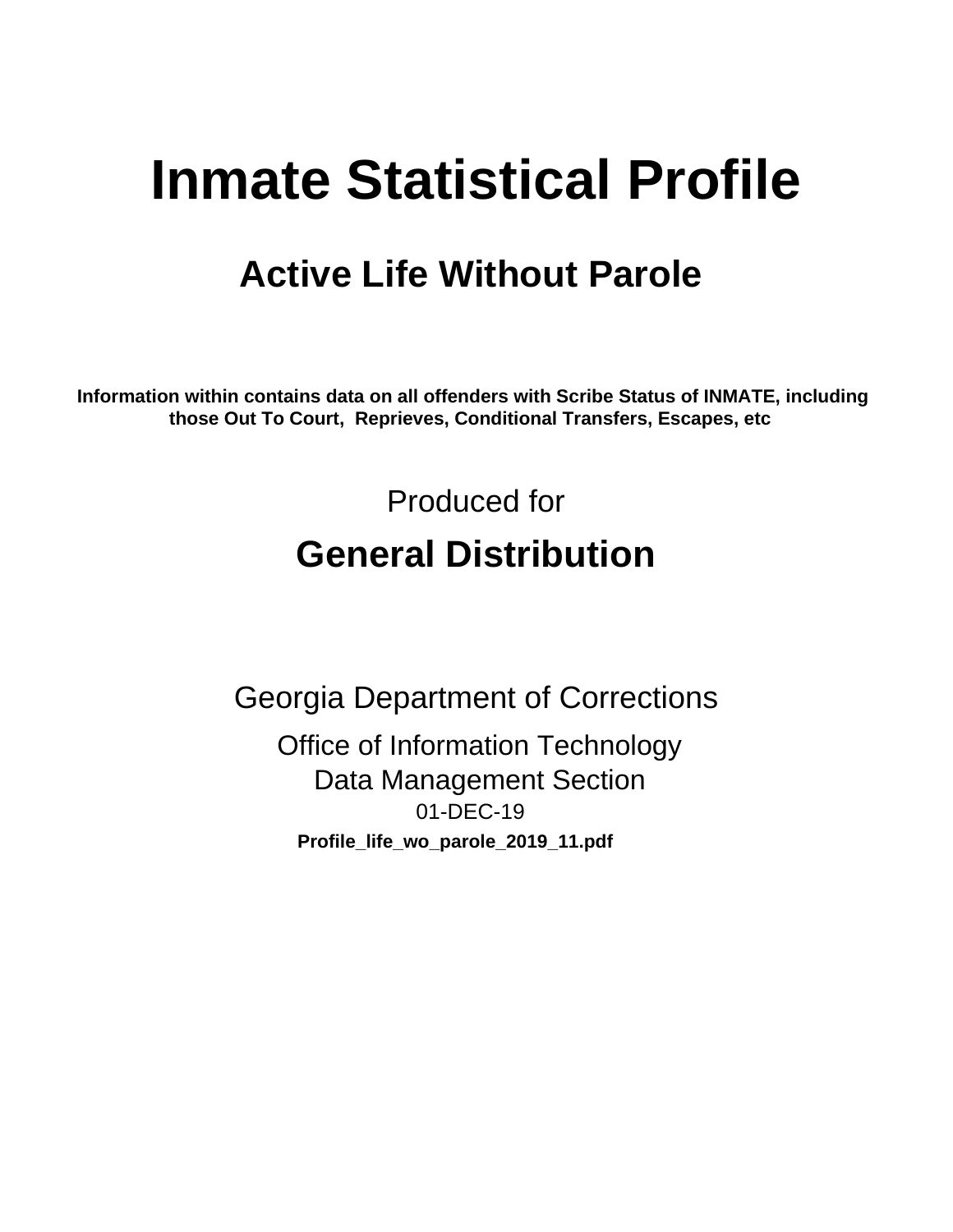# Inmate Statistical Profile

## Active Life Without Parole

**Information within contains data on all offenders with Scribe Status of INMATE, including those Out To Court, Reprieves, Conditional Transfers, Escapes, etc**

Produced for

## General Distribution

Georgia Department of Corrections

Office of Information Technology
Data Management Section
01-DEC-19

**Profile_life_wo_parole_2019_11.pdf**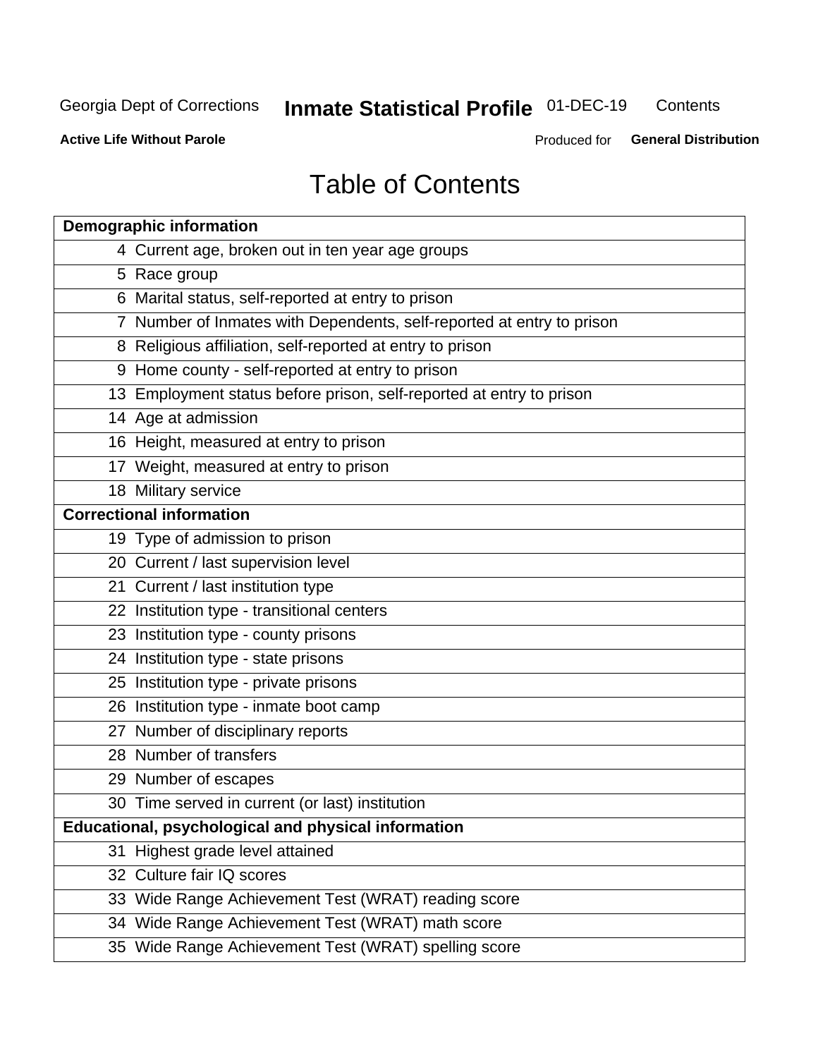# Table of Contents

| Demographic information | |
|---|---|
| 4 | Current age, broken out in ten year age groups |
| 5 | Race group |
| 6 | Marital status, self-reported at entry to prison |
| 7 | Number of Inmates with Dependents, self-reported at entry to prison |
| 8 | Religious affiliation, self-reported at entry to prison |
| 9 | Home county - self-reported at entry to prison |
| 13 | Employment status before prison, self-reported at entry to prison |
| 14 | Age at admission |
| 16 | Height, measured at entry to prison |
| 17 | Weight, measured at entry to prison |
| 18 | Military service |
| **Correctional information** | |
| 19 | Type of admission to prison |
| 20 | Current / last supervision level |
| 21 | Current / last institution type |
| 22 | Institution type - transitional centers |
| 23 | Institution type - county prisons |
| 24 | Institution type - state prisons |
| 25 | Institution type - private prisons |
| 26 | Institution type - inmate boot camp |
| 27 | Number of disciplinary reports |
| 28 | Number of transfers |
| 29 | Number of escapes |
| 30 | Time served in current (or last) institution |
| **Educational, psychological and physical information** | |
| 31 | Highest grade level attained |
| 32 | Culture fair IQ scores |
| 33 | Wide Range Achievement Test (WRAT) reading score |
| 34 | Wide Range Achievement Test (WRAT) math score |
| 35 | Wide Range Achievement Test (WRAT) spelling score |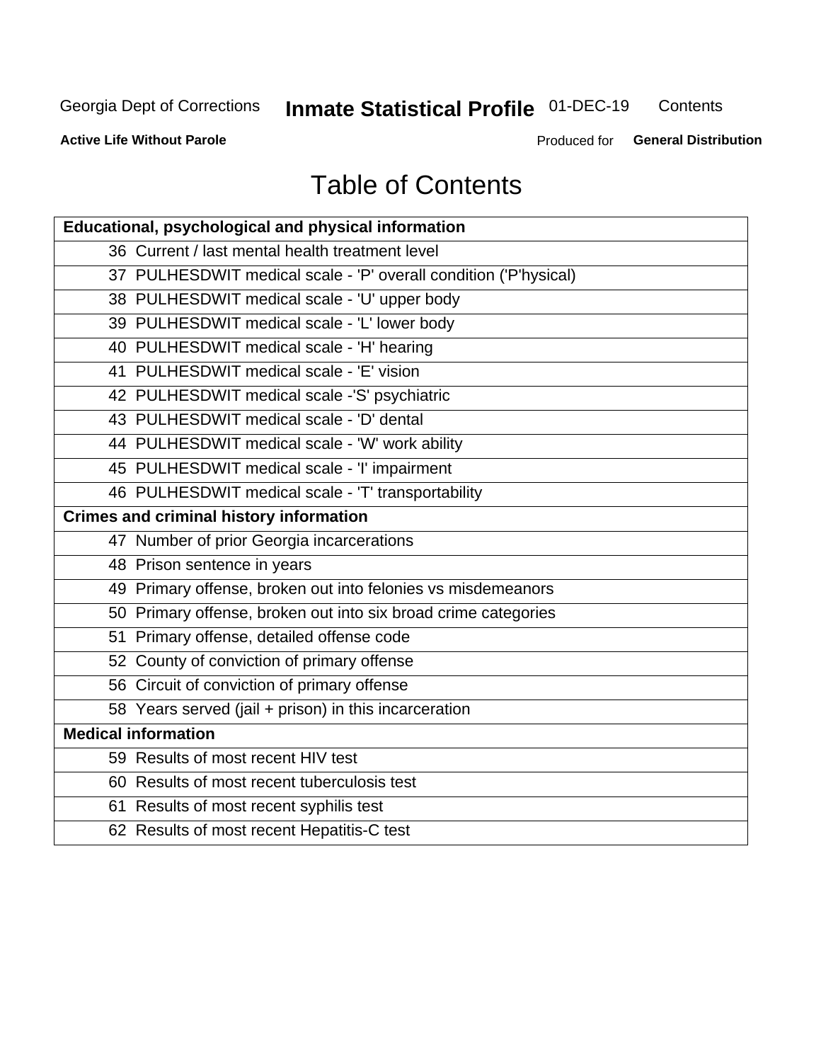# Table of Contents

| Educational, psychological and physical information |
|---|
| 36 Current / last mental health treatment level |
| 37 PULHESDWIT medical scale - 'P' overall condition ('P'hysical) |
| 38 PULHESDWIT medical scale - 'U' upper body |
| 39 PULHESDWIT medical scale - 'L' lower body |
| 40 PULHESDWIT medical scale - 'H' hearing |
| 41 PULHESDWIT medical scale - 'E' vision |
| 42 PULHESDWIT medical scale -'S' psychiatric |
| 43 PULHESDWIT medical scale - 'D' dental |
| 44 PULHESDWIT medical scale - 'W' work ability |
| 45 PULHESDWIT medical scale - 'I' impairment |
| 46 PULHESDWIT medical scale - 'T' transportability |
| **Crimes and criminal history information** |
| 47 Number of prior Georgia incarcerations |
| 48 Prison sentence in years |
| 49 Primary offense, broken out into felonies vs misdemeanors |
| 50 Primary offense, broken out into six broad crime categories |
| 51 Primary offense, detailed offense code |
| 52 County of conviction of primary offense |
| 56 Circuit of conviction of primary offense |
| 58 Years served (jail + prison) in this incarceration |
| **Medical information** |
| 59 Results of most recent HIV test |
| 60 Results of most recent tuberculosis test |
| 61 Results of most recent syphilis test |
| 62 Results of most recent Hepatitis-C test |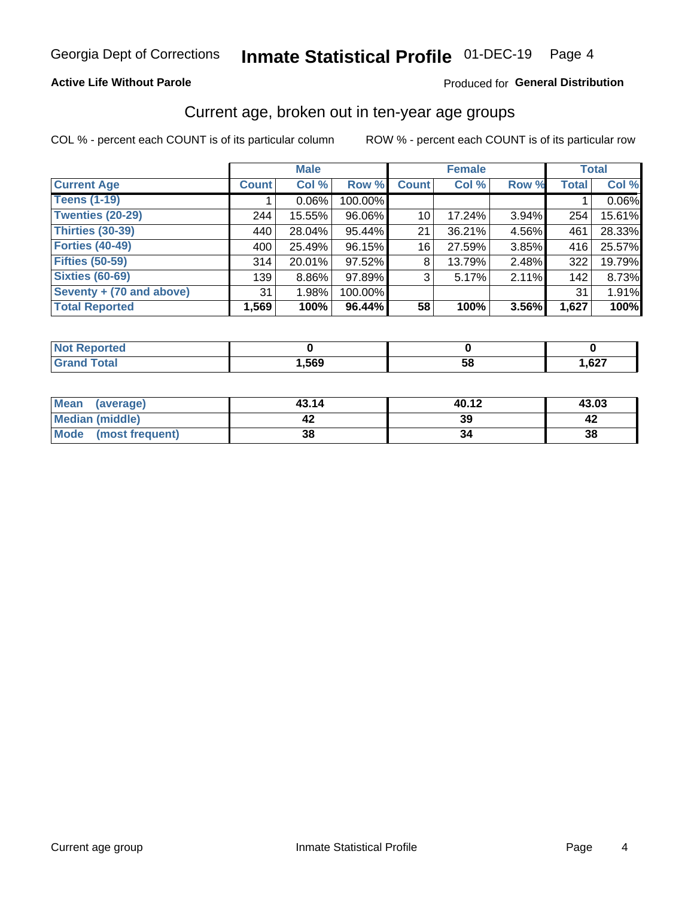Georgia Dept of Corrections **Inmate Statistical Profile** 01-DEC-19

**Active Life Without Parole**

Produced for **General Distribution**

## Current age, broken out in ten-year age groups

COL % - percent each COUNT is of its particular column    ROW % - percent each COUNT is of its particular row

| | Male | | | Female | | | Total | |
|---|---|---|---|---|---|---|---|---|
| **Current Age** | **Count** | **Col %** | **Row %** | **Count** | **Col %** | **Row %** | **Total** | **Col %** |
| Teens (1-19) | 1 | 0.06% | 100.00% | | | | 1 | 0.06% |
| Twenties (20-29) | 244 | 15.55% | 96.06% | 10 | 17.24% | 3.94% | 254 | 15.61% |
| Thirties (30-39) | 440 | 28.04% | 95.44% | 21 | 36.21% | 4.56% | 461 | 28.33% |
| Forties (40-49) | 400 | 25.49% | 96.15% | 16 | 27.59% | 3.85% | 416 | 25.57% |
| Fifties (50-59) | 314 | 20.01% | 97.52% | 8 | 13.79% | 2.48% | 322 | 19.79% |
| Sixties (60-69) | 139 | 8.86% | 97.89% | 3 | 5.17% | 2.11% | 142 | 8.73% |
| Seventy + (70 and above) | 31 | 1.98% | 100.00% | | | | 31 | 1.91% |
| **Total Reported** | **1,569** | **100%** | **96.44%** | **58** | **100%** | **3.56%** | **1,627** | **100%** |

| | Male | Female | Total |
|---|---|---|---|
| Not Reported | **0** | **0** | **0** |
| Grand Total | **1,569** | **58** | **1,627** |

| | Male | Female | Total |
|---|---|---|---|
| Mean (average) | **43.14** | **40.12** | **43.03** |
| Median (middle) | **42** | **39** | **42** |
| Mode (most frequent) | **38** | **34** | **38** |

Current age group    Inmate Statistical Profile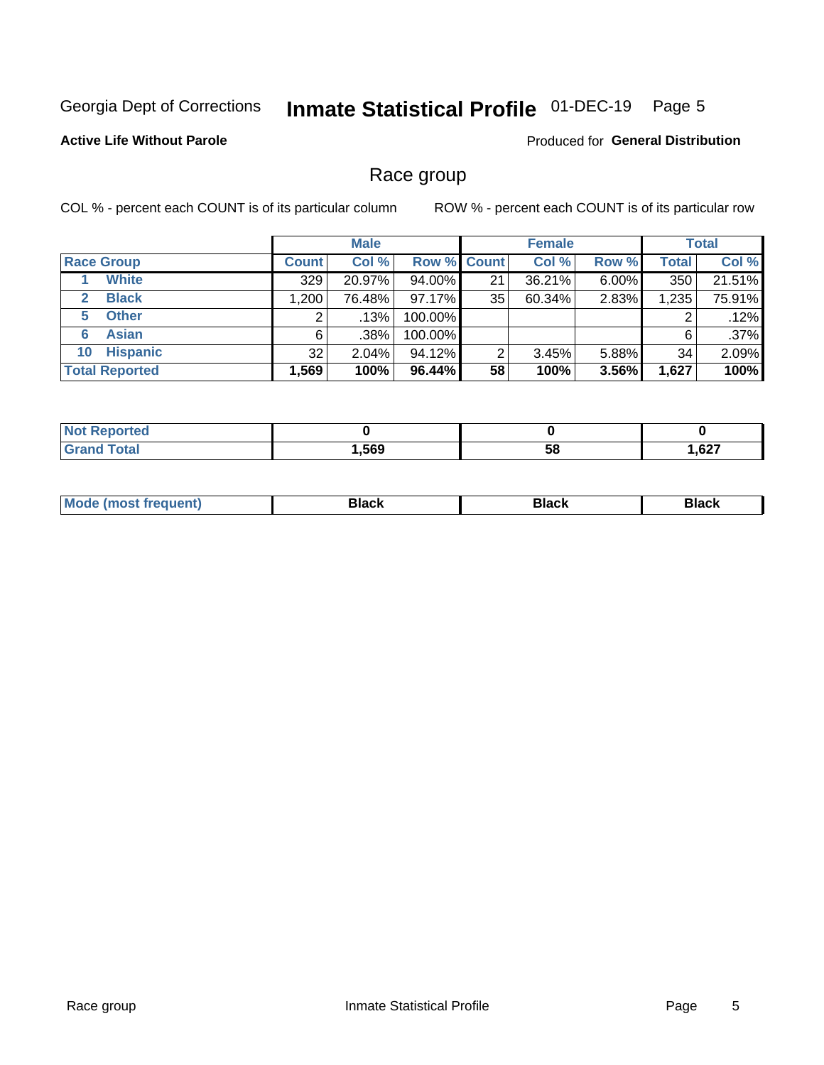Georgia Dept of Corrections **Inmate Statistical Profile** 01-DEC-19

**Active Life Without Parole**

Produced for **General Distribution**

## Race group

COL % - percent each COUNT is of its particular column ROW % - percent each COUNT is of its particular row

| | | Male | | | Female | | | Total | |
|---|---|---|---|---|---|---|---|---|---|
| **Race Group** | | **Count** | **Col %** | **Row %** | **Count** | **Col %** | **Row %** | **Total** | **Col %** |
| 1 | **White** | 329 | 20.97% | 94.00% | 21 | 36.21% | 6.00% | 350 | 21.51% |
| 2 | **Black** | 1,200 | 76.48% | 97.17% | 35 | 60.34% | 2.83% | 1,235 | 75.91% |
| 5 | **Other** | 2 | .13% | 100.00% | | | | 2 | .12% |
| 6 | **Asian** | 6 | .38% | 100.00% | | | | 6 | .37% |
| 10 | **Hispanic** | 32 | 2.04% | 94.12% | 2 | 3.45% | 5.88% | 34 | 2.09% |
| **Total Reported** | | **1,569** | **100%** | **96.44%** | **58** | **100%** | **3.56%** | **1,627** | **100%** |

| | Male | Female | Total |
|---|---|---|---|
| **Not Reported** | **0** | **0** | **0** |
| **Grand Total** | **1,569** | **58** | **1,627** |

| | Male | Female | Total |
|---|---|---|---|
| **Mode (most frequent)** | **Black** | **Black** | **Black** |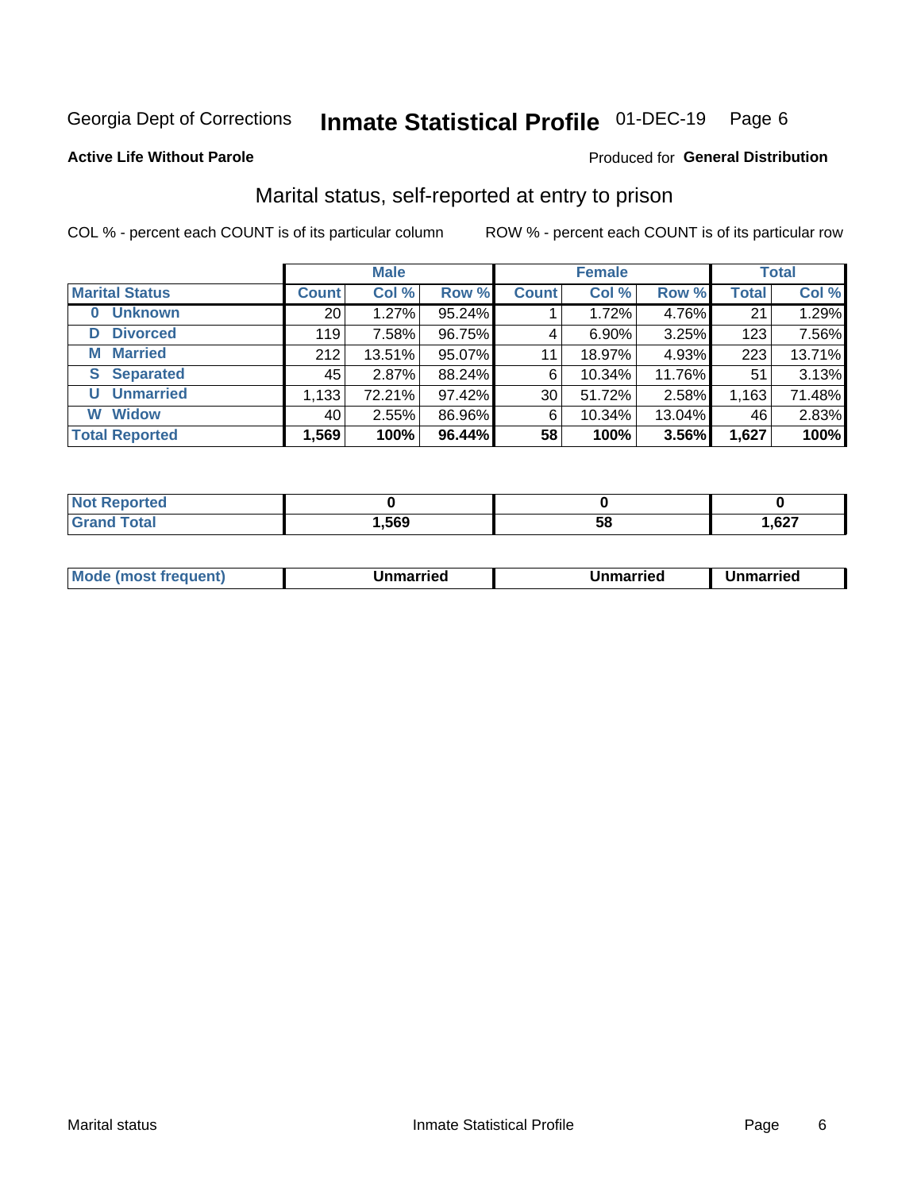Georgia Dept of Corrections **Inmate Statistical Profile** 01-DEC-19 Page 6

**Active Life Without Parole**

Produced for **General Distribution**

## Marital status, self-reported at entry to prison

COL % - percent each COUNT is of its particular column

ROW % - percent each COUNT is of its particular row

| | Male | | | Female | | | Total | |
|---|---|---|---|---|---|---|---|---|
| **Marital Status** | **Count** | **Col %** | **Row %** | **Count** | **Col %** | **Row %** | **Total** | **Col %** |
| **0 Unknown** | 20 | 1.27% | 95.24% | 1 | 1.72% | 4.76% | 21 | 1.29% |
| **D Divorced** | 119 | 7.58% | 96.75% | 4 | 6.90% | 3.25% | 123 | 7.56% |
| **M Married** | 212 | 13.51% | 95.07% | 11 | 18.97% | 4.93% | 223 | 13.71% |
| **S Separated** | 45 | 2.87% | 88.24% | 6 | 10.34% | 11.76% | 51 | 3.13% |
| **U Unmarried** | 1,133 | 72.21% | 97.42% | 30 | 51.72% | 2.58% | 1,163 | 71.48% |
| **W Widow** | 40 | 2.55% | 86.96% | 6 | 10.34% | 13.04% | 46 | 2.83% |
| **Total Reported** | **1,569** | **100%** | **96.44%** | **58** | **100%** | **3.56%** | **1,627** | **100%** |

| | Male | Female | Total |
|---|---|---|---|
| **Not Reported** | **0** | **0** | **0** |
| **Grand Total** | **1,569** | **58** | **1,627** |

| | Male | Female | Total |
|---|---|---|---|
| **Mode (most frequent)** | **Unmarried** | **Unmarried** | **Unmarried** |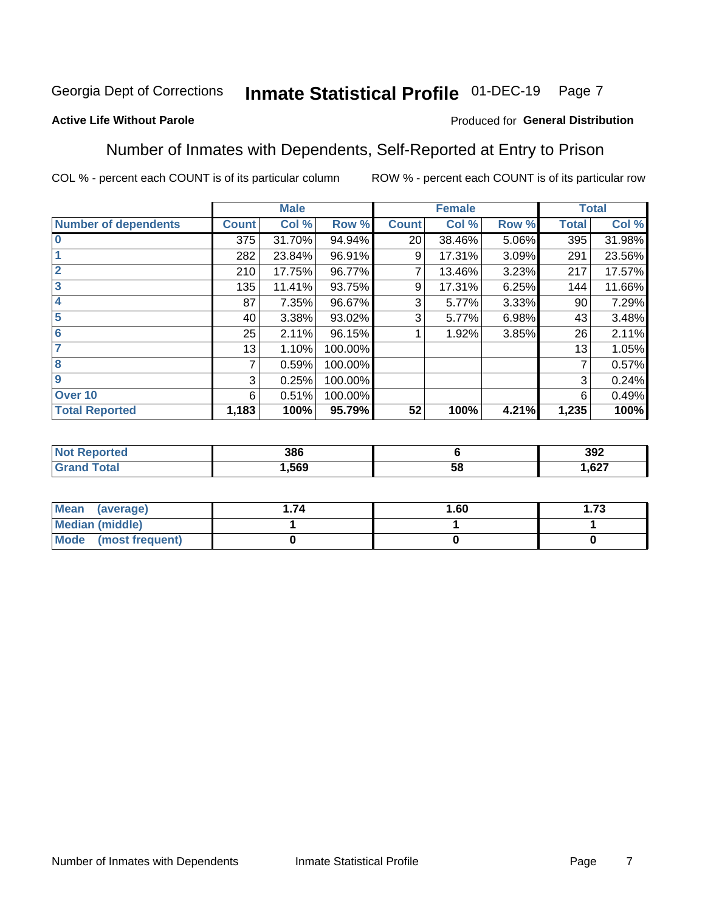Georgia Dept of Corrections **Inmate Statistical Profile** 01-DEC-19

**Active Life Without Parole**

Produced for **General Distribution**

## Number of Inmates with Dependents, Self-Reported at Entry to Prison

COL % - percent each COUNT is of its particular column

ROW % - percent each COUNT is of its particular row

| | Male | | | Female | | | Total | |
|---|---|---|---|---|---|---|---|---|
| **Number of dependents** | **Count** | **Col %** | **Row %** | **Count** | **Col %** | **Row %** | **Total** | **Col %** |
| **0** | 375 | 31.70% | 94.94% | 20 | 38.46% | 5.06% | 395 | 31.98% |
| **1** | 282 | 23.84% | 96.91% | 9 | 17.31% | 3.09% | 291 | 23.56% |
| **2** | 210 | 17.75% | 96.77% | 7 | 13.46% | 3.23% | 217 | 17.57% |
| **3** | 135 | 11.41% | 93.75% | 9 | 17.31% | 6.25% | 144 | 11.66% |
| **4** | 87 | 7.35% | 96.67% | 3 | 5.77% | 3.33% | 90 | 7.29% |
| **5** | 40 | 3.38% | 93.02% | 3 | 5.77% | 6.98% | 43 | 3.48% |
| **6** | 25 | 2.11% | 96.15% | 1 | 1.92% | 3.85% | 26 | 2.11% |
| **7** | 13 | 1.10% | 100.00% | | | | 13 | 1.05% |
| **8** | 7 | 0.59% | 100.00% | | | | 7 | 0.57% |
| **9** | 3 | 0.25% | 100.00% | | | | 3 | 0.24% |
| **Over 10** | 6 | 0.51% | 100.00% | | | | 6 | 0.49% |
| **Total Reported** | **1,183** | **100%** | **95.79%** | **52** | **100%** | **4.21%** | **1,235** | **100%** |

| | Male | Female | Total |
|---|---|---|---|
| **Not Reported** | **386** | **6** | **392** |
| **Grand Total** | **1,569** | **58** | **1,627** |

| | Male | Female | Total |
|---|---|---|---|
| **Mean (average)** | **1.74** | **1.60** | **1.73** |
| **Median (middle)** | **1** | **1** | **1** |
| **Mode (most frequent)** | **0** | **0** | **0** |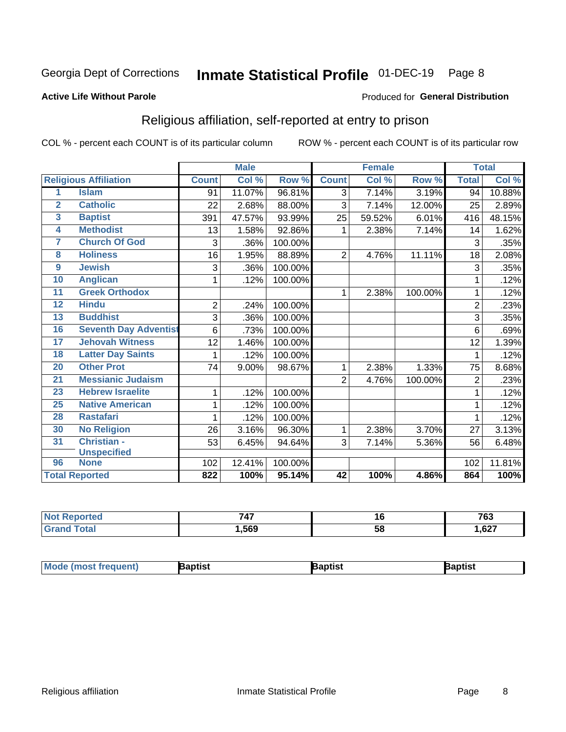Georgia Dept of Corrections **Inmate Statistical Profile** 01-DEC-19

**Active Life Without Parole**

Produced for **General Distribution**

## Religious affiliation, self-reported at entry to prison

COL % - percent each COUNT is of its particular column

ROW % - percent each COUNT is of its particular row

| Religious Affiliation | | Male | | | Female | | | Total | |
|---|---|---|---|---|---|---|---|---|---|
| | | Count | Col % | Row % | Count | Col % | Row % | Total | Col % |
| 1 | Islam | 91 | 11.07% | 96.81% | 3 | 7.14% | 3.19% | 94 | 10.88% |
| 2 | Catholic | 22 | 2.68% | 88.00% | 3 | 7.14% | 12.00% | 25 | 2.89% |
| 3 | Baptist | 391 | 47.57% | 93.99% | 25 | 59.52% | 6.01% | 416 | 48.15% |
| 4 | Methodist | 13 | 1.58% | 92.86% | 1 | 2.38% | 7.14% | 14 | 1.62% |
| 7 | Church Of God | 3 | .36% | 100.00% | | | | 3 | .35% |
| 8 | Holiness | 16 | 1.95% | 88.89% | 2 | 4.76% | 11.11% | 18 | 2.08% |
| 9 | Jewish | 3 | .36% | 100.00% | | | | 3 | .35% |
| 10 | Anglican | 1 | .12% | 100.00% | | | | 1 | .12% |
| 11 | Greek Orthodox | | | | 1 | 2.38% | 100.00% | 1 | .12% |
| 12 | Hindu | 2 | .24% | 100.00% | | | | 2 | .23% |
| 13 | Buddhist | 3 | .36% | 100.00% | | | | 3 | .35% |
| 16 | Seventh Day Adventist | 6 | .73% | 100.00% | | | | 6 | .69% |
| 17 | Jehovah Witness | 12 | 1.46% | 100.00% | | | | 12 | 1.39% |
| 18 | Latter Day Saints | 1 | .12% | 100.00% | | | | 1 | .12% |
| 20 | Other Prot | 74 | 9.00% | 98.67% | 1 | 2.38% | 1.33% | 75 | 8.68% |
| 21 | Messianic Judaism | | | | 2 | 4.76% | 100.00% | 2 | .23% |
| 23 | Hebrew Israelite | 1 | .12% | 100.00% | | | | 1 | .12% |
| 25 | Native American | 1 | .12% | 100.00% | | | | 1 | .12% |
| 28 | Rastafari | 1 | .12% | 100.00% | | | | 1 | .12% |
| 30 | No Religion | 26 | 3.16% | 96.30% | 1 | 2.38% | 3.70% | 27 | 3.13% |
| 31 | Christian - Unspecified | 53 | 6.45% | 94.64% | 3 | 7.14% | 5.36% | 56 | 6.48% |
| 96 | None | 102 | 12.41% | 100.00% | | | | 102 | 11.81% |
| Total Reported | | 822 | 100% | 95.14% | 42 | 100% | 4.86% | 864 | 100% |

| | Male | Female | Total |
|---|---|---|---|
| Not Reported | 747 | 16 | 763 |
| Grand Total | 1,569 | 58 | 1,627 |

| | Male | Female | Total |
|---|---|---|---|
| Mode (most frequent) | Baptist | Baptist | Baptist |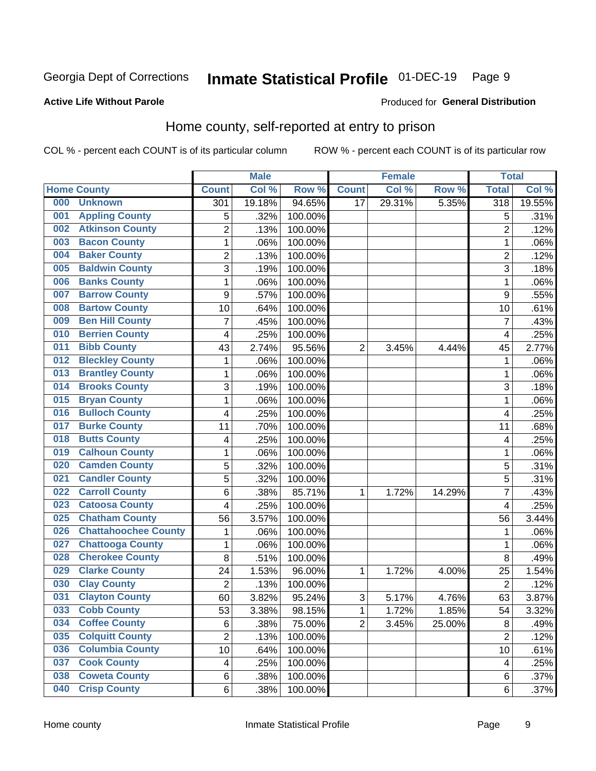Georgia Dept of Corrections **Inmate Statistical Profile** 01-DEC-19

**Active Life Without Parole**

Produced for **General Distribution**

## Home county, self-reported at entry to prison

COL % - percent each COUNT is of its particular column ROW % - percent each COUNT is of its particular row

| Home County | | Male | | | Female | | | Total | |
|---|---|---|---|---|---|---|---|---|---|
| | | Count | Col % | Row % | Count | Col % | Row % | Total | Col % |
| 000 | Unknown | 301 | 19.18% | 94.65% | 17 | 29.31% | 5.35% | 318 | 19.55% |
| 001 | Appling County | 5 | .32% | 100.00% | | | | 5 | .31% |
| 002 | Atkinson County | 2 | .13% | 100.00% | | | | 2 | .12% |
| 003 | Bacon County | 1 | .06% | 100.00% | | | | 1 | .06% |
| 004 | Baker County | 2 | .13% | 100.00% | | | | 2 | .12% |
| 005 | Baldwin County | 3 | .19% | 100.00% | | | | 3 | .18% |
| 006 | Banks County | 1 | .06% | 100.00% | | | | 1 | .06% |
| 007 | Barrow County | 9 | .57% | 100.00% | | | | 9 | .55% |
| 008 | Bartow County | 10 | .64% | 100.00% | | | | 10 | .61% |
| 009 | Ben Hill County | 7 | .45% | 100.00% | | | | 7 | .43% |
| 010 | Berrien County | 4 | .25% | 100.00% | | | | 4 | .25% |
| 011 | Bibb County | 43 | 2.74% | 95.56% | 2 | 3.45% | 4.44% | 45 | 2.77% |
| 012 | Bleckley County | 1 | .06% | 100.00% | | | | 1 | .06% |
| 013 | Brantley County | 1 | .06% | 100.00% | | | | 1 | .06% |
| 014 | Brooks County | 3 | .19% | 100.00% | | | | 3 | .18% |
| 015 | Bryan County | 1 | .06% | 100.00% | | | | 1 | .06% |
| 016 | Bulloch County | 4 | .25% | 100.00% | | | | 4 | .25% |
| 017 | Burke County | 11 | .70% | 100.00% | | | | 11 | .68% |
| 018 | Butts County | 4 | .25% | 100.00% | | | | 4 | .25% |
| 019 | Calhoun County | 1 | .06% | 100.00% | | | | 1 | .06% |
| 020 | Camden County | 5 | .32% | 100.00% | | | | 5 | .31% |
| 021 | Candler County | 5 | .32% | 100.00% | | | | 5 | .31% |
| 022 | Carroll County | 6 | .38% | 85.71% | 1 | 1.72% | 14.29% | 7 | .43% |
| 023 | Catoosa County | 4 | .25% | 100.00% | | | | 4 | .25% |
| 025 | Chatham County | 56 | 3.57% | 100.00% | | | | 56 | 3.44% |
| 026 | Chattahoochee County | 1 | .06% | 100.00% | | | | 1 | .06% |
| 027 | Chattooga County | 1 | .06% | 100.00% | | | | 1 | .06% |
| 028 | Cherokee County | 8 | .51% | 100.00% | | | | 8 | .49% |
| 029 | Clarke County | 24 | 1.53% | 96.00% | 1 | 1.72% | 4.00% | 25 | 1.54% |
| 030 | Clay County | 2 | .13% | 100.00% | | | | 2 | .12% |
| 031 | Clayton County | 60 | 3.82% | 95.24% | 3 | 5.17% | 4.76% | 63 | 3.87% |
| 033 | Cobb County | 53 | 3.38% | 98.15% | 1 | 1.72% | 1.85% | 54 | 3.32% |
| 034 | Coffee County | 6 | .38% | 75.00% | 2 | 3.45% | 25.00% | 8 | .49% |
| 035 | Colquitt County | 2 | .13% | 100.00% | | | | 2 | .12% |
| 036 | Columbia County | 10 | .64% | 100.00% | | | | 10 | .61% |
| 037 | Cook County | 4 | .25% | 100.00% | | | | 4 | .25% |
| 038 | Coweta County | 6 | .38% | 100.00% | | | | 6 | .37% |
| 040 | Crisp County | 6 | .38% | 100.00% | | | | 6 | .37% |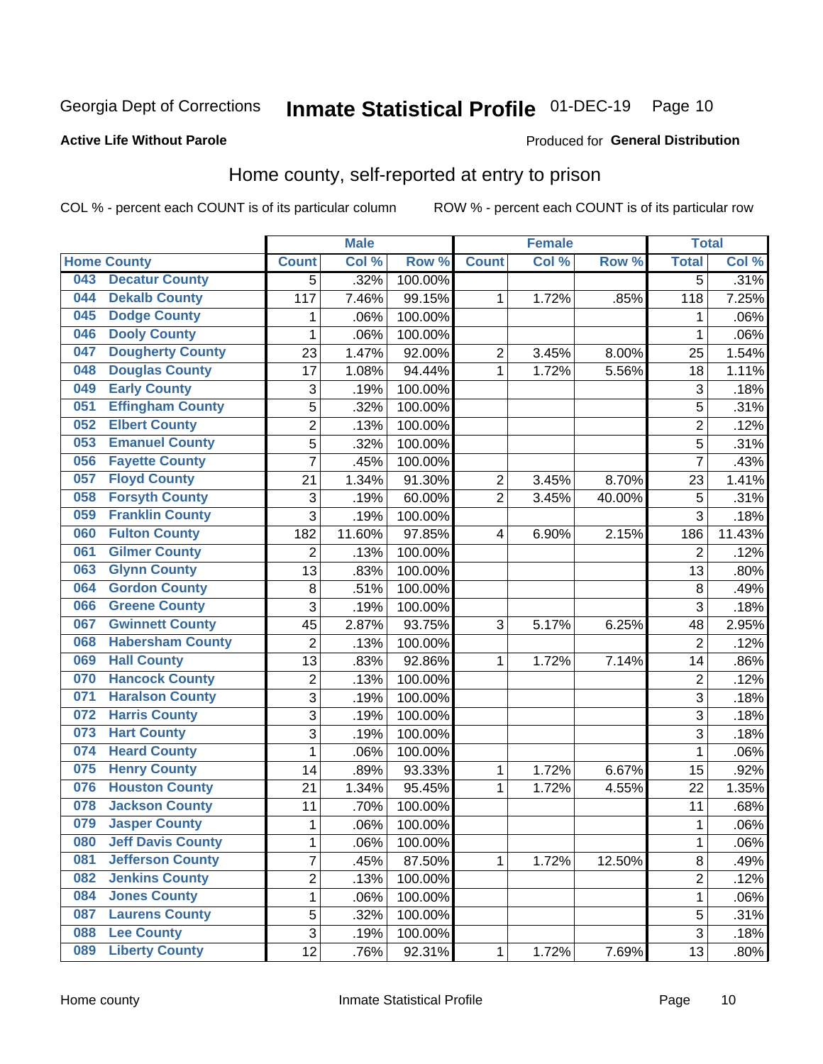Georgia Dept of Corrections **Inmate Statistical Profile** 01-DEC-19

**Active Life Without Parole**

Produced for **General Distribution**

## Home county, self-reported at entry to prison

COL % - percent each COUNT is of its particular column ROW % - percent each COUNT is of its particular row

| Home County | | Male | | | Female | | | Total | |
|---|---|---|---|---|---|---|---|---|---|
| | | Count | Col % | Row % | Count | Col % | Row % | Total | Col % |
| 043 | Decatur County | 5 | .32% | 100.00% | | | | 5 | .31% |
| 044 | Dekalb County | 117 | 7.46% | 99.15% | 1 | 1.72% | .85% | 118 | 7.25% |
| 045 | Dodge County | 1 | .06% | 100.00% | | | | 1 | .06% |
| 046 | Dooly County | 1 | .06% | 100.00% | | | | 1 | .06% |
| 047 | Dougherty County | 23 | 1.47% | 92.00% | 2 | 3.45% | 8.00% | 25 | 1.54% |
| 048 | Douglas County | 17 | 1.08% | 94.44% | 1 | 1.72% | 5.56% | 18 | 1.11% |
| 049 | Early County | 3 | .19% | 100.00% | | | | 3 | .18% |
| 051 | Effingham County | 5 | .32% | 100.00% | | | | 5 | .31% |
| 052 | Elbert County | 2 | .13% | 100.00% | | | | 2 | .12% |
| 053 | Emanuel County | 5 | .32% | 100.00% | | | | 5 | .31% |
| 056 | Fayette County | 7 | .45% | 100.00% | | | | 7 | .43% |
| 057 | Floyd County | 21 | 1.34% | 91.30% | 2 | 3.45% | 8.70% | 23 | 1.41% |
| 058 | Forsyth County | 3 | .19% | 60.00% | 2 | 3.45% | 40.00% | 5 | .31% |
| 059 | Franklin County | 3 | .19% | 100.00% | | | | 3 | .18% |
| 060 | Fulton County | 182 | 11.60% | 97.85% | 4 | 6.90% | 2.15% | 186 | 11.43% |
| 061 | Gilmer County | 2 | .13% | 100.00% | | | | 2 | .12% |
| 063 | Glynn County | 13 | .83% | 100.00% | | | | 13 | .80% |
| 064 | Gordon County | 8 | .51% | 100.00% | | | | 8 | .49% |
| 066 | Greene County | 3 | .19% | 100.00% | | | | 3 | .18% |
| 067 | Gwinnett County | 45 | 2.87% | 93.75% | 3 | 5.17% | 6.25% | 48 | 2.95% |
| 068 | Habersham County | 2 | .13% | 100.00% | | | | 2 | .12% |
| 069 | Hall County | 13 | .83% | 92.86% | 1 | 1.72% | 7.14% | 14 | .86% |
| 070 | Hancock County | 2 | .13% | 100.00% | | | | 2 | .12% |
| 071 | Haralson County | 3 | .19% | 100.00% | | | | 3 | .18% |
| 072 | Harris County | 3 | .19% | 100.00% | | | | 3 | .18% |
| 073 | Hart County | 3 | .19% | 100.00% | | | | 3 | .18% |
| 074 | Heard County | 1 | .06% | 100.00% | | | | 1 | .06% |
| 075 | Henry County | 14 | .89% | 93.33% | 1 | 1.72% | 6.67% | 15 | .92% |
| 076 | Houston County | 21 | 1.34% | 95.45% | 1 | 1.72% | 4.55% | 22 | 1.35% |
| 078 | Jackson County | 11 | .70% | 100.00% | | | | 11 | .68% |
| 079 | Jasper County | 1 | .06% | 100.00% | | | | 1 | .06% |
| 080 | Jeff Davis County | 1 | .06% | 100.00% | | | | 1 | .06% |
| 081 | Jefferson County | 7 | .45% | 87.50% | 1 | 1.72% | 12.50% | 8 | .49% |
| 082 | Jenkins County | 2 | .13% | 100.00% | | | | 2 | .12% |
| 084 | Jones County | 1 | .06% | 100.00% | | | | 1 | .06% |
| 087 | Laurens County | 5 | .32% | 100.00% | | | | 5 | .31% |
| 088 | Lee County | 3 | .19% | 100.00% | | | | 3 | .18% |
| 089 | Liberty County | 12 | .76% | 92.31% | 1 | 1.72% | 7.69% | 13 | .80% |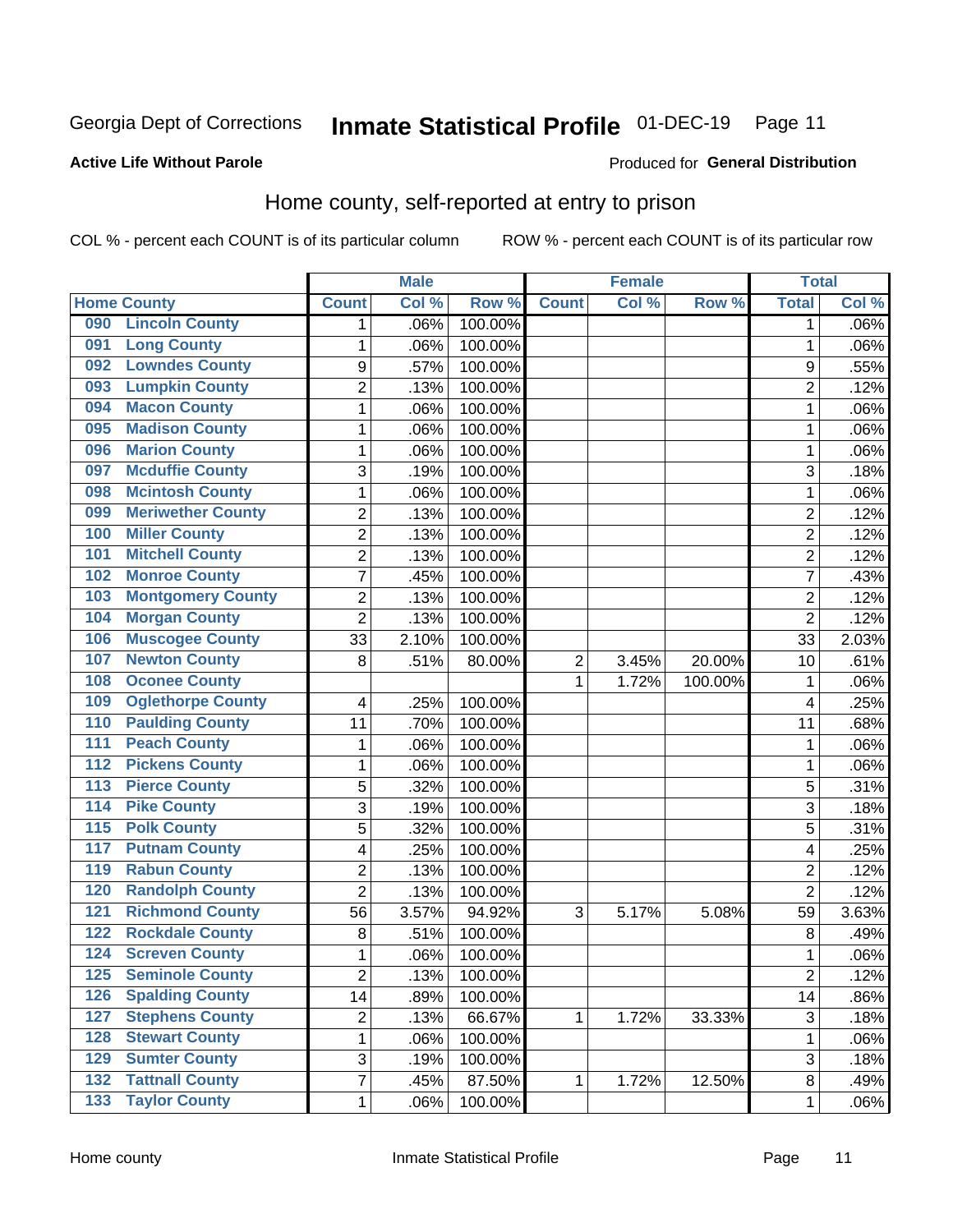Georgia Dept of Corrections **Inmate Statistical Profile** 01-DEC-19 Page 11

**Active Life Without Parole** Produced for **General Distribution**

## Home county, self-reported at entry to prison

COL % - percent each COUNT is of its particular column ROW % - percent each COUNT is of its particular row

| Home County | | Male | | | Female | | | Total | |
|---|---|---|---|---|---|---|---|---|---|
| | | Count | Col % | Row % | Count | Col % | Row % | Total | Col % |
| 090 | Lincoln County | 1 | .06% | 100.00% | | | | 1 | .06% |
| 091 | Long County | 1 | .06% | 100.00% | | | | 1 | .06% |
| 092 | Lowndes County | 9 | .57% | 100.00% | | | | 9 | .55% |
| 093 | Lumpkin County | 2 | .13% | 100.00% | | | | 2 | .12% |
| 094 | Macon County | 1 | .06% | 100.00% | | | | 1 | .06% |
| 095 | Madison County | 1 | .06% | 100.00% | | | | 1 | .06% |
| 096 | Marion County | 1 | .06% | 100.00% | | | | 1 | .06% |
| 097 | Mcduffie County | 3 | .19% | 100.00% | | | | 3 | .18% |
| 098 | Mcintosh County | 1 | .06% | 100.00% | | | | 1 | .06% |
| 099 | Meriwether County | 2 | .13% | 100.00% | | | | 2 | .12% |
| 100 | Miller County | 2 | .13% | 100.00% | | | | 2 | .12% |
| 101 | Mitchell County | 2 | .13% | 100.00% | | | | 2 | .12% |
| 102 | Monroe County | 7 | .45% | 100.00% | | | | 7 | .43% |
| 103 | Montgomery County | 2 | .13% | 100.00% | | | | 2 | .12% |
| 104 | Morgan County | 2 | .13% | 100.00% | | | | 2 | .12% |
| 106 | Muscogee County | 33 | 2.10% | 100.00% | | | | 33 | 2.03% |
| 107 | Newton County | 8 | .51% | 80.00% | 2 | 3.45% | 20.00% | 10 | .61% |
| 108 | Oconee County | | | | 1 | 1.72% | 100.00% | 1 | .06% |
| 109 | Oglethorpe County | 4 | .25% | 100.00% | | | | 4 | .25% |
| 110 | Paulding County | 11 | .70% | 100.00% | | | | 11 | .68% |
| 111 | Peach County | 1 | .06% | 100.00% | | | | 1 | .06% |
| 112 | Pickens County | 1 | .06% | 100.00% | | | | 1 | .06% |
| 113 | Pierce County | 5 | .32% | 100.00% | | | | 5 | .31% |
| 114 | Pike County | 3 | .19% | 100.00% | | | | 3 | .18% |
| 115 | Polk County | 5 | .32% | 100.00% | | | | 5 | .31% |
| 117 | Putnam County | 4 | .25% | 100.00% | | | | 4 | .25% |
| 119 | Rabun County | 2 | .13% | 100.00% | | | | 2 | .12% |
| 120 | Randolph County | 2 | .13% | 100.00% | | | | 2 | .12% |
| 121 | Richmond County | 56 | 3.57% | 94.92% | 3 | 5.17% | 5.08% | 59 | 3.63% |
| 122 | Rockdale County | 8 | .51% | 100.00% | | | | 8 | .49% |
| 124 | Screven County | 1 | .06% | 100.00% | | | | 1 | .06% |
| 125 | Seminole County | 2 | .13% | 100.00% | | | | 2 | .12% |
| 126 | Spalding County | 14 | .89% | 100.00% | | | | 14 | .86% |
| 127 | Stephens County | 2 | .13% | 66.67% | 1 | 1.72% | 33.33% | 3 | .18% |
| 128 | Stewart County | 1 | .06% | 100.00% | | | | 1 | .06% |
| 129 | Sumter County | 3 | .19% | 100.00% | | | | 3 | .18% |
| 132 | Tattnall County | 7 | .45% | 87.50% | 1 | 1.72% | 12.50% | 8 | .49% |
| 133 | Taylor County | 1 | .06% | 100.00% | | | | 1 | .06% |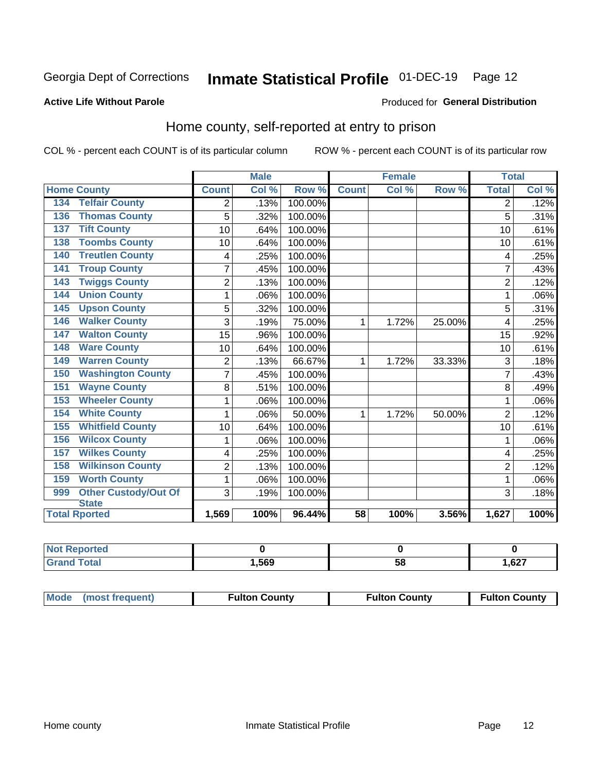Georgia Dept of Corrections **Inmate Statistical Profile** 01-DEC-19 Page 12

**Active Life Without Parole**

Produced for **General Distribution**

## Home county, self-reported at entry to prison

COL % - percent each COUNT is of its particular column ROW % - percent each COUNT is of its particular row

| Home County | | Male | | | Female | | | Total | |
|---|---|---|---|---|---|---|---|---|---|
| | | Count | Col % | Row % | Count | Col % | Row % | Total | Col % |
| 134 | Telfair County | 2 | .13% | 100.00% | | | | 2 | .12% |
| 136 | Thomas County | 5 | .32% | 100.00% | | | | 5 | .31% |
| 137 | Tift County | 10 | .64% | 100.00% | | | | 10 | .61% |
| 138 | Toombs County | 10 | .64% | 100.00% | | | | 10 | .61% |
| 140 | Treutlen County | 4 | .25% | 100.00% | | | | 4 | .25% |
| 141 | Troup County | 7 | .45% | 100.00% | | | | 7 | .43% |
| 143 | Twiggs County | 2 | .13% | 100.00% | | | | 2 | .12% |
| 144 | Union County | 1 | .06% | 100.00% | | | | 1 | .06% |
| 145 | Upson County | 5 | .32% | 100.00% | | | | 5 | .31% |
| 146 | Walker County | 3 | .19% | 75.00% | 1 | 1.72% | 25.00% | 4 | .25% |
| 147 | Walton County | 15 | .96% | 100.00% | | | | 15 | .92% |
| 148 | Ware County | 10 | .64% | 100.00% | | | | 10 | .61% |
| 149 | Warren County | 2 | .13% | 66.67% | 1 | 1.72% | 33.33% | 3 | .18% |
| 150 | Washington County | 7 | .45% | 100.00% | | | | 7 | .43% |
| 151 | Wayne County | 8 | .51% | 100.00% | | | | 8 | .49% |
| 153 | Wheeler County | 1 | .06% | 100.00% | | | | 1 | .06% |
| 154 | White County | 1 | .06% | 50.00% | 1 | 1.72% | 50.00% | 2 | .12% |
| 155 | Whitfield County | 10 | .64% | 100.00% | | | | 10 | .61% |
| 156 | Wilcox County | 1 | .06% | 100.00% | | | | 1 | .06% |
| 157 | Wilkes County | 4 | .25% | 100.00% | | | | 4 | .25% |
| 158 | Wilkinson County | 2 | .13% | 100.00% | | | | 2 | .12% |
| 159 | Worth County | 1 | .06% | 100.00% | | | | 1 | .06% |
| 999 | Other Custody/Out Of State | 3 | .19% | 100.00% | | | | 3 | .18% |
| Total Rported | | 1,569 | 100% | 96.44% | 58 | 100% | 3.56% | 1,627 | 100% |

| | Male | Female | Total |
|---|---|---|---|
| Not Reported | 0 | 0 | 0 |
| Grand Total | 1,569 | 58 | 1,627 |

| | Male | Female | Total |
|---|---|---|---|
| Mode (most frequent) | Fulton County | Fulton County | Fulton County |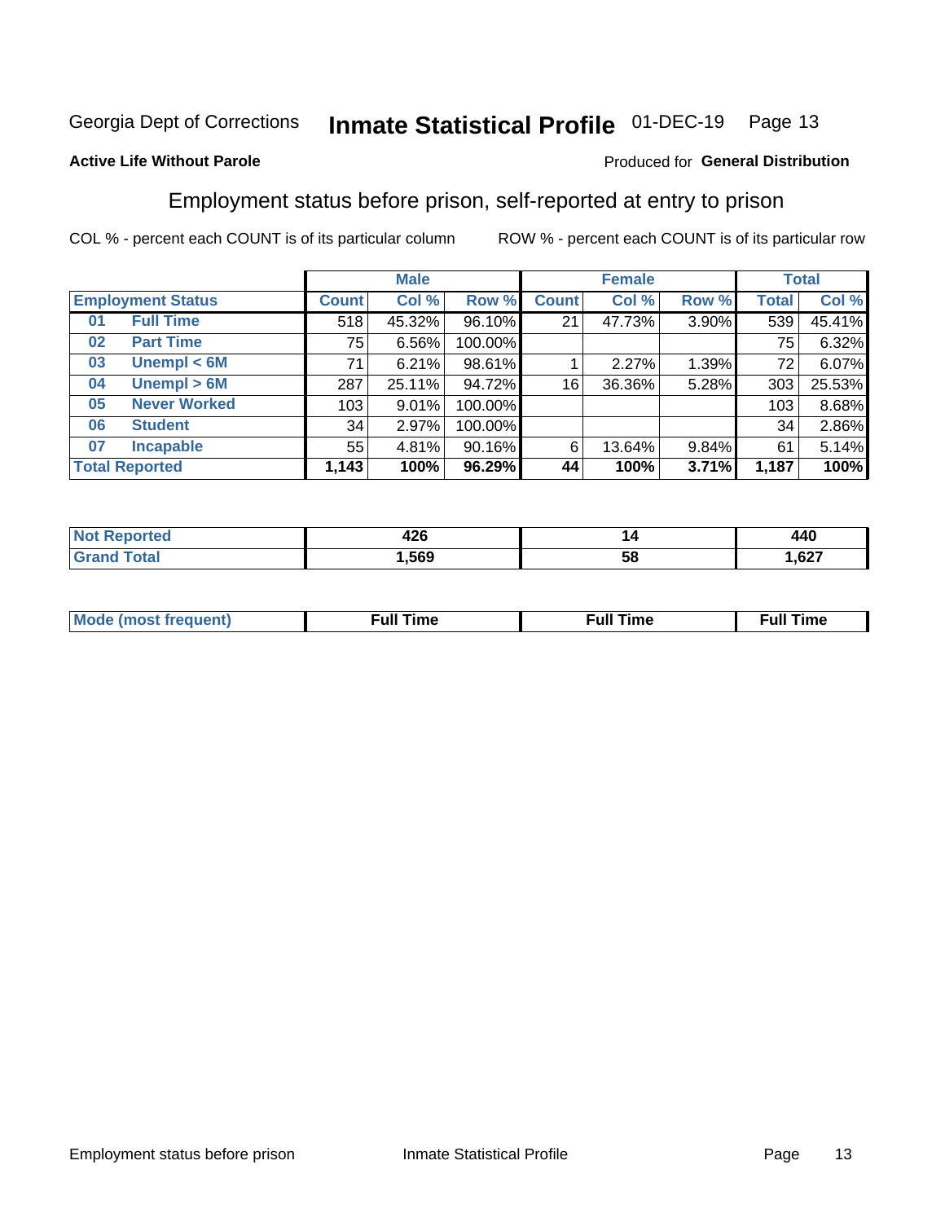Georgia Dept of Corrections **Inmate Statistical Profile** 01-DEC-19

**Active Life Without Parole**

Produced for **General Distribution**

## Employment status before prison, self-reported at entry to prison

COL % - percent each COUNT is of its particular column ROW % - percent each COUNT is of its particular row

| Employment Status | | Male | | | Female | | | Total | |
|---|---|---|---|---|---|---|---|---|---|
| | | Count | Col % | Row % | Count | Col % | Row % | Total | Col % |
| 01 | Full Time | 518 | 45.32% | 96.10% | 21 | 47.73% | 3.90% | 539 | 45.41% |
| 02 | Part Time | 75 | 6.56% | 100.00% | | | | 75 | 6.32% |
| 03 | Unempl < 6M | 71 | 6.21% | 98.61% | 1 | 2.27% | 1.39% | 72 | 6.07% |
| 04 | Unempl > 6M | 287 | 25.11% | 94.72% | 16 | 36.36% | 5.28% | 303 | 25.53% |
| 05 | Never Worked | 103 | 9.01% | 100.00% | | | | 103 | 8.68% |
| 06 | Student | 34 | 2.97% | 100.00% | | | | 34 | 2.86% |
| 07 | Incapable | 55 | 4.81% | 90.16% | 6 | 13.64% | 9.84% | 61 | 5.14% |
| **Total Reported** | | **1,143** | **100%** | **96.29%** | **44** | **100%** | **3.71%** | **1,187** | **100%** |

| | Male | Female | Total |
|---|---|---|---|
| Not Reported | 426 | 14 | 440 |
| Grand Total | 1,569 | 58 | 1,627 |

| | Male | Female | Total |
|---|---|---|---|
| Mode (most frequent) | Full Time | Full Time | Full Time |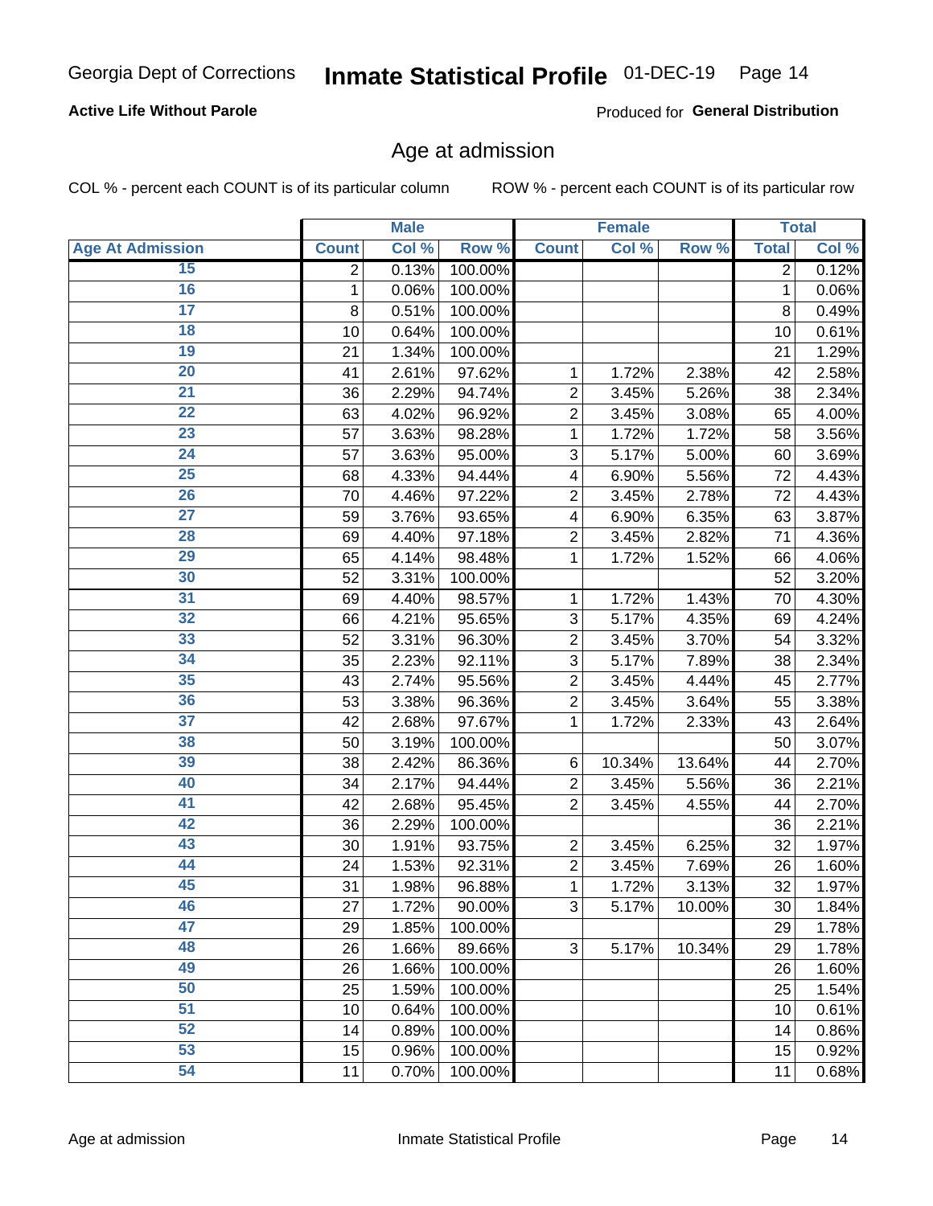# Georgia Dept of Corrections — Inmate Statistical Profile — 01-DEC-19

**Active Life Without Parole**

Produced for **General Distribution**

## Age at admission

COL % - percent each COUNT is of its particular column

ROW % - percent each COUNT is of its particular row

| | Male | | | Female | | | Total | |
|---|---|---|---|---|---|---|---|---|
| Age At Admission | Count | Col % | Row % | Count | Col % | Row % | Total | Col % |
| 15 | 2 | 0.13% | 100.00% | | | | 2 | 0.12% |
| 16 | 1 | 0.06% | 100.00% | | | | 1 | 0.06% |
| 17 | 8 | 0.51% | 100.00% | | | | 8 | 0.49% |
| 18 | 10 | 0.64% | 100.00% | | | | 10 | 0.61% |
| 19 | 21 | 1.34% | 100.00% | | | | 21 | 1.29% |
| 20 | 41 | 2.61% | 97.62% | 1 | 1.72% | 2.38% | 42 | 2.58% |
| 21 | 36 | 2.29% | 94.74% | 2 | 3.45% | 5.26% | 38 | 2.34% |
| 22 | 63 | 4.02% | 96.92% | 2 | 3.45% | 3.08% | 65 | 4.00% |
| 23 | 57 | 3.63% | 98.28% | 1 | 1.72% | 1.72% | 58 | 3.56% |
| 24 | 57 | 3.63% | 95.00% | 3 | 5.17% | 5.00% | 60 | 3.69% |
| 25 | 68 | 4.33% | 94.44% | 4 | 6.90% | 5.56% | 72 | 4.43% |
| 26 | 70 | 4.46% | 97.22% | 2 | 3.45% | 2.78% | 72 | 4.43% |
| 27 | 59 | 3.76% | 93.65% | 4 | 6.90% | 6.35% | 63 | 3.87% |
| 28 | 69 | 4.40% | 97.18% | 2 | 3.45% | 2.82% | 71 | 4.36% |
| 29 | 65 | 4.14% | 98.48% | 1 | 1.72% | 1.52% | 66 | 4.06% |
| 30 | 52 | 3.31% | 100.00% | | | | 52 | 3.20% |
| 31 | 69 | 4.40% | 98.57% | 1 | 1.72% | 1.43% | 70 | 4.30% |
| 32 | 66 | 4.21% | 95.65% | 3 | 5.17% | 4.35% | 69 | 4.24% |
| 33 | 52 | 3.31% | 96.30% | 2 | 3.45% | 3.70% | 54 | 3.32% |
| 34 | 35 | 2.23% | 92.11% | 3 | 5.17% | 7.89% | 38 | 2.34% |
| 35 | 43 | 2.74% | 95.56% | 2 | 3.45% | 4.44% | 45 | 2.77% |
| 36 | 53 | 3.38% | 96.36% | 2 | 3.45% | 3.64% | 55 | 3.38% |
| 37 | 42 | 2.68% | 97.67% | 1 | 1.72% | 2.33% | 43 | 2.64% |
| 38 | 50 | 3.19% | 100.00% | | | | 50 | 3.07% |
| 39 | 38 | 2.42% | 86.36% | 6 | 10.34% | 13.64% | 44 | 2.70% |
| 40 | 34 | 2.17% | 94.44% | 2 | 3.45% | 5.56% | 36 | 2.21% |
| 41 | 42 | 2.68% | 95.45% | 2 | 3.45% | 4.55% | 44 | 2.70% |
| 42 | 36 | 2.29% | 100.00% | | | | 36 | 2.21% |
| 43 | 30 | 1.91% | 93.75% | 2 | 3.45% | 6.25% | 32 | 1.97% |
| 44 | 24 | 1.53% | 92.31% | 2 | 3.45% | 7.69% | 26 | 1.60% |
| 45 | 31 | 1.98% | 96.88% | 1 | 1.72% | 3.13% | 32 | 1.97% |
| 46 | 27 | 1.72% | 90.00% | 3 | 5.17% | 10.00% | 30 | 1.84% |
| 47 | 29 | 1.85% | 100.00% | | | | 29 | 1.78% |
| 48 | 26 | 1.66% | 89.66% | 3 | 5.17% | 10.34% | 29 | 1.78% |
| 49 | 26 | 1.66% | 100.00% | | | | 26 | 1.60% |
| 50 | 25 | 1.59% | 100.00% | | | | 25 | 1.54% |
| 51 | 10 | 0.64% | 100.00% | | | | 10 | 0.61% |
| 52 | 14 | 0.89% | 100.00% | | | | 14 | 0.86% |
| 53 | 15 | 0.96% | 100.00% | | | | 15 | 0.92% |
| 54 | 11 | 0.70% | 100.00% | | | | 11 | 0.68% |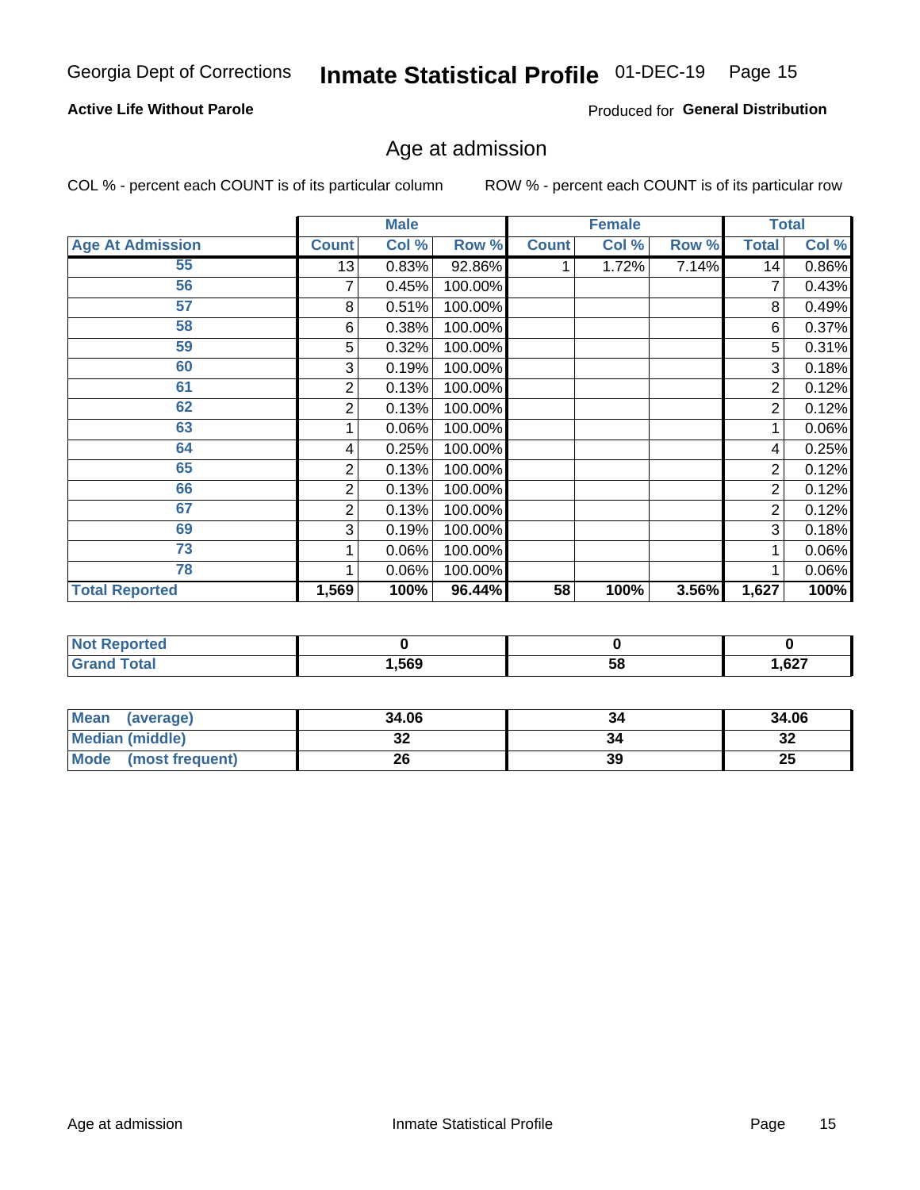Georgia Dept of Corrections **Inmate Statistical Profile** 01-DEC-19

**Active Life Without Parole**

Produced for **General Distribution**

## Age at admission

COL % - percent each COUNT is of its particular column

ROW % - percent each COUNT is of its particular row

| | Male | | | Female | | | Total | |
|---|---|---|---|---|---|---|---|---|
| **Age At Admission** | **Count** | **Col %** | **Row %** | **Count** | **Col %** | **Row %** | **Total** | **Col %** |
| 55 | 13 | 0.83% | 92.86% | 1 | 1.72% | 7.14% | 14 | 0.86% |
| 56 | 7 | 0.45% | 100.00% | | | | 7 | 0.43% |
| 57 | 8 | 0.51% | 100.00% | | | | 8 | 0.49% |
| 58 | 6 | 0.38% | 100.00% | | | | 6 | 0.37% |
| 59 | 5 | 0.32% | 100.00% | | | | 5 | 0.31% |
| 60 | 3 | 0.19% | 100.00% | | | | 3 | 0.18% |
| 61 | 2 | 0.13% | 100.00% | | | | 2 | 0.12% |
| 62 | 2 | 0.13% | 100.00% | | | | 2 | 0.12% |
| 63 | 1 | 0.06% | 100.00% | | | | 1 | 0.06% |
| 64 | 4 | 0.25% | 100.00% | | | | 4 | 0.25% |
| 65 | 2 | 0.13% | 100.00% | | | | 2 | 0.12% |
| 66 | 2 | 0.13% | 100.00% | | | | 2 | 0.12% |
| 67 | 2 | 0.13% | 100.00% | | | | 2 | 0.12% |
| 69 | 3 | 0.19% | 100.00% | | | | 3 | 0.18% |
| 73 | 1 | 0.06% | 100.00% | | | | 1 | 0.06% |
| 78 | 1 | 0.06% | 100.00% | | | | 1 | 0.06% |
| **Total Reported** | **1,569** | **100%** | **96.44%** | **58** | **100%** | **3.56%** | **1,627** | **100%** |

| | Male | Female | Total |
|---|---|---|---|
| **Not Reported** | **0** | **0** | **0** |
| **Grand Total** | **1,569** | **58** | **1,627** |

| | Male | Female | Total |
|---|---|---|---|
| **Mean (average)** | **34.06** | **34** | **34.06** |
| **Median (middle)** | **32** | **34** | **32** |
| **Mode (most frequent)** | **26** | **39** | **25** |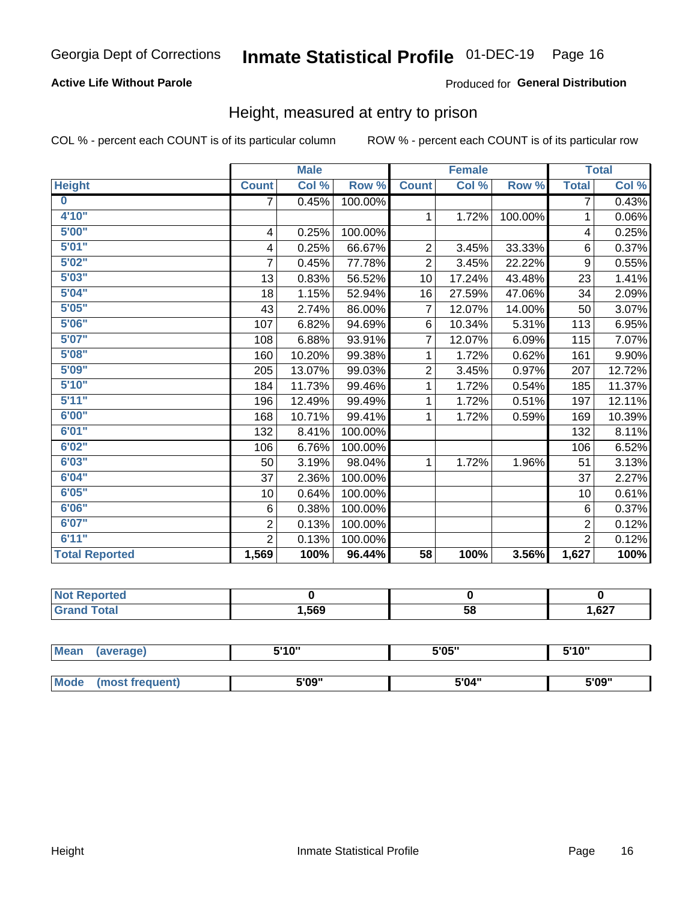Georgia Dept of Corrections **Inmate Statistical Profile** 01-DEC-19

**Active Life Without Parole**

Produced for **General Distribution**

## Height, measured at entry to prison

COL % - percent each COUNT is of its particular column

ROW % - percent each COUNT is of its particular row

| | Male | | | Female | | | Total | |
|---|---|---|---|---|---|---|---|---|
| **Height** | **Count** | **Col %** | **Row %** | **Count** | **Col %** | **Row %** | **Total** | **Col %** |
| 0 | 7 | 0.45% | 100.00% | | | | 7 | 0.43% |
| 4'10" | | | | 1 | 1.72% | 100.00% | 1 | 0.06% |
| 5'00" | 4 | 0.25% | 100.00% | | | | 4 | 0.25% |
| 5'01" | 4 | 0.25% | 66.67% | 2 | 3.45% | 33.33% | 6 | 0.37% |
| 5'02" | 7 | 0.45% | 77.78% | 2 | 3.45% | 22.22% | 9 | 0.55% |
| 5'03" | 13 | 0.83% | 56.52% | 10 | 17.24% | 43.48% | 23 | 1.41% |
| 5'04" | 18 | 1.15% | 52.94% | 16 | 27.59% | 47.06% | 34 | 2.09% |
| 5'05" | 43 | 2.74% | 86.00% | 7 | 12.07% | 14.00% | 50 | 3.07% |
| 5'06" | 107 | 6.82% | 94.69% | 6 | 10.34% | 5.31% | 113 | 6.95% |
| 5'07" | 108 | 6.88% | 93.91% | 7 | 12.07% | 6.09% | 115 | 7.07% |
| 5'08" | 160 | 10.20% | 99.38% | 1 | 1.72% | 0.62% | 161 | 9.90% |
| 5'09" | 205 | 13.07% | 99.03% | 2 | 3.45% | 0.97% | 207 | 12.72% |
| 5'10" | 184 | 11.73% | 99.46% | 1 | 1.72% | 0.54% | 185 | 11.37% |
| 5'11" | 196 | 12.49% | 99.49% | 1 | 1.72% | 0.51% | 197 | 12.11% |
| 6'00" | 168 | 10.71% | 99.41% | 1 | 1.72% | 0.59% | 169 | 10.39% |
| 6'01" | 132 | 8.41% | 100.00% | | | | 132 | 8.11% |
| 6'02" | 106 | 6.76% | 100.00% | | | | 106 | 6.52% |
| 6'03" | 50 | 3.19% | 98.04% | 1 | 1.72% | 1.96% | 51 | 3.13% |
| 6'04" | 37 | 2.36% | 100.00% | | | | 37 | 2.27% |
| 6'05" | 10 | 0.64% | 100.00% | | | | 10 | 0.61% |
| 6'06" | 6 | 0.38% | 100.00% | | | | 6 | 0.37% |
| 6'07" | 2 | 0.13% | 100.00% | | | | 2 | 0.12% |
| 6'11" | 2 | 0.13% | 100.00% | | | | 2 | 0.12% |
| **Total Reported** | **1,569** | **100%** | **96.44%** | **58** | **100%** | **3.56%** | **1,627** | **100%** |

| | Male | Female | Total |
|---|---|---|---|
| Not Reported | 0 | 0 | 0 |
| Grand Total | 1,569 | 58 | 1,627 |

| | Male | Female | Total |
|---|---|---|---|
| Mean (average) | 5'10" | 5'05" | 5'10" |
| Mode (most frequent) | 5'09" | 5'04" | 5'09" |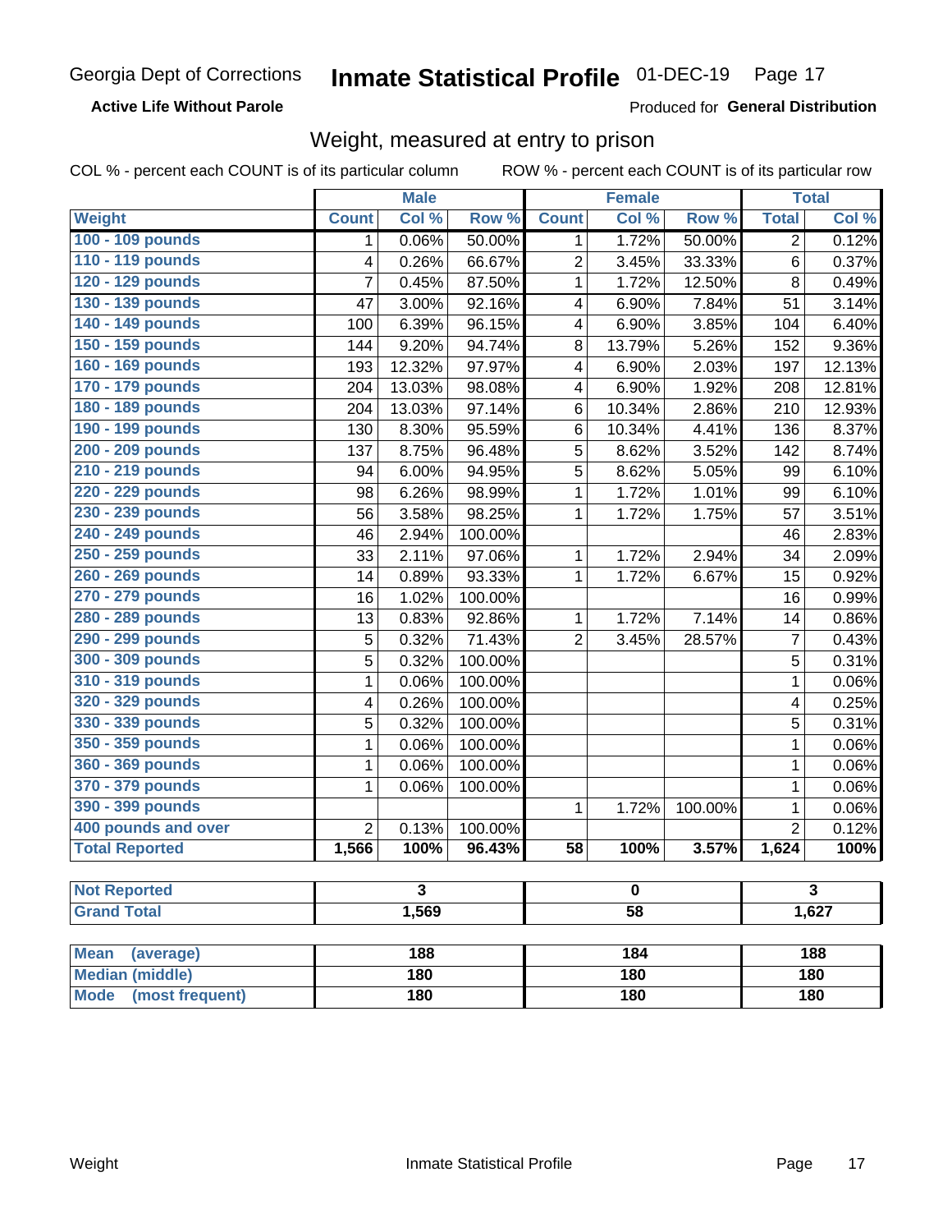Georgia Dept of Corrections **Inmate Statistical Profile** 01-DEC-19

**Active Life Without Parole**

Produced for **General Distribution**

## Weight, measured at entry to prison

COL % - percent each COUNT is of its particular column ROW % - percent each COUNT is of its particular row

| | Male | | | Female | | | Total | |
|---|---|---|---|---|---|---|---|---|
| **Weight** | **Count** | **Col %** | **Row %** | **Count** | **Col %** | **Row %** | **Total** | **Col %** |
| 100 - 109 pounds | 1 | 0.06% | 50.00% | 1 | 1.72% | 50.00% | 2 | 0.12% |
| 110 - 119 pounds | 4 | 0.26% | 66.67% | 2 | 3.45% | 33.33% | 6 | 0.37% |
| 120 - 129 pounds | 7 | 0.45% | 87.50% | 1 | 1.72% | 12.50% | 8 | 0.49% |
| 130 - 139 pounds | 47 | 3.00% | 92.16% | 4 | 6.90% | 7.84% | 51 | 3.14% |
| 140 - 149 pounds | 100 | 6.39% | 96.15% | 4 | 6.90% | 3.85% | 104 | 6.40% |
| 150 - 159 pounds | 144 | 9.20% | 94.74% | 8 | 13.79% | 5.26% | 152 | 9.36% |
| 160 - 169 pounds | 193 | 12.32% | 97.97% | 4 | 6.90% | 2.03% | 197 | 12.13% |
| 170 - 179 pounds | 204 | 13.03% | 98.08% | 4 | 6.90% | 1.92% | 208 | 12.81% |
| 180 - 189 pounds | 204 | 13.03% | 97.14% | 6 | 10.34% | 2.86% | 210 | 12.93% |
| 190 - 199 pounds | 130 | 8.30% | 95.59% | 6 | 10.34% | 4.41% | 136 | 8.37% |
| 200 - 209 pounds | 137 | 8.75% | 96.48% | 5 | 8.62% | 3.52% | 142 | 8.74% |
| 210 - 219 pounds | 94 | 6.00% | 94.95% | 5 | 8.62% | 5.05% | 99 | 6.10% |
| 220 - 229 pounds | 98 | 6.26% | 98.99% | 1 | 1.72% | 1.01% | 99 | 6.10% |
| 230 - 239 pounds | 56 | 3.58% | 98.25% | 1 | 1.72% | 1.75% | 57 | 3.51% |
| 240 - 249 pounds | 46 | 2.94% | 100.00% | | | | 46 | 2.83% |
| 250 - 259 pounds | 33 | 2.11% | 97.06% | 1 | 1.72% | 2.94% | 34 | 2.09% |
| 260 - 269 pounds | 14 | 0.89% | 93.33% | 1 | 1.72% | 6.67% | 15 | 0.92% |
| 270 - 279 pounds | 16 | 1.02% | 100.00% | | | | 16 | 0.99% |
| 280 - 289 pounds | 13 | 0.83% | 92.86% | 1 | 1.72% | 7.14% | 14 | 0.86% |
| 290 - 299 pounds | 5 | 0.32% | 71.43% | 2 | 3.45% | 28.57% | 7 | 0.43% |
| 300 - 309 pounds | 5 | 0.32% | 100.00% | | | | 5 | 0.31% |
| 310 - 319 pounds | 1 | 0.06% | 100.00% | | | | 1 | 0.06% |
| 320 - 329 pounds | 4 | 0.26% | 100.00% | | | | 4 | 0.25% |
| 330 - 339 pounds | 5 | 0.32% | 100.00% | | | | 5 | 0.31% |
| 350 - 359 pounds | 1 | 0.06% | 100.00% | | | | 1 | 0.06% |
| 360 - 369 pounds | 1 | 0.06% | 100.00% | | | | 1 | 0.06% |
| 370 - 379 pounds | 1 | 0.06% | 100.00% | | | | 1 | 0.06% |
| 390 - 399 pounds | | | | 1 | 1.72% | 100.00% | 1 | 0.06% |
| 400 pounds and over | 2 | 0.13% | 100.00% | | | | 2 | 0.12% |
| **Total Reported** | **1,566** | **100%** | **96.43%** | **58** | **100%** | **3.57%** | **1,624** | **100%** |

| | Male | Female | Total |
|---|---|---|---|
| **Not Reported** | **3** | **0** | **3** |
| **Grand Total** | **1,569** | **58** | **1,627** |

| | Male | Female | Total |
|---|---|---|---|
| **Mean (average)** | **188** | **184** | **188** |
| **Median (middle)** | **180** | **180** | **180** |
| **Mode (most frequent)** | **180** | **180** | **180** |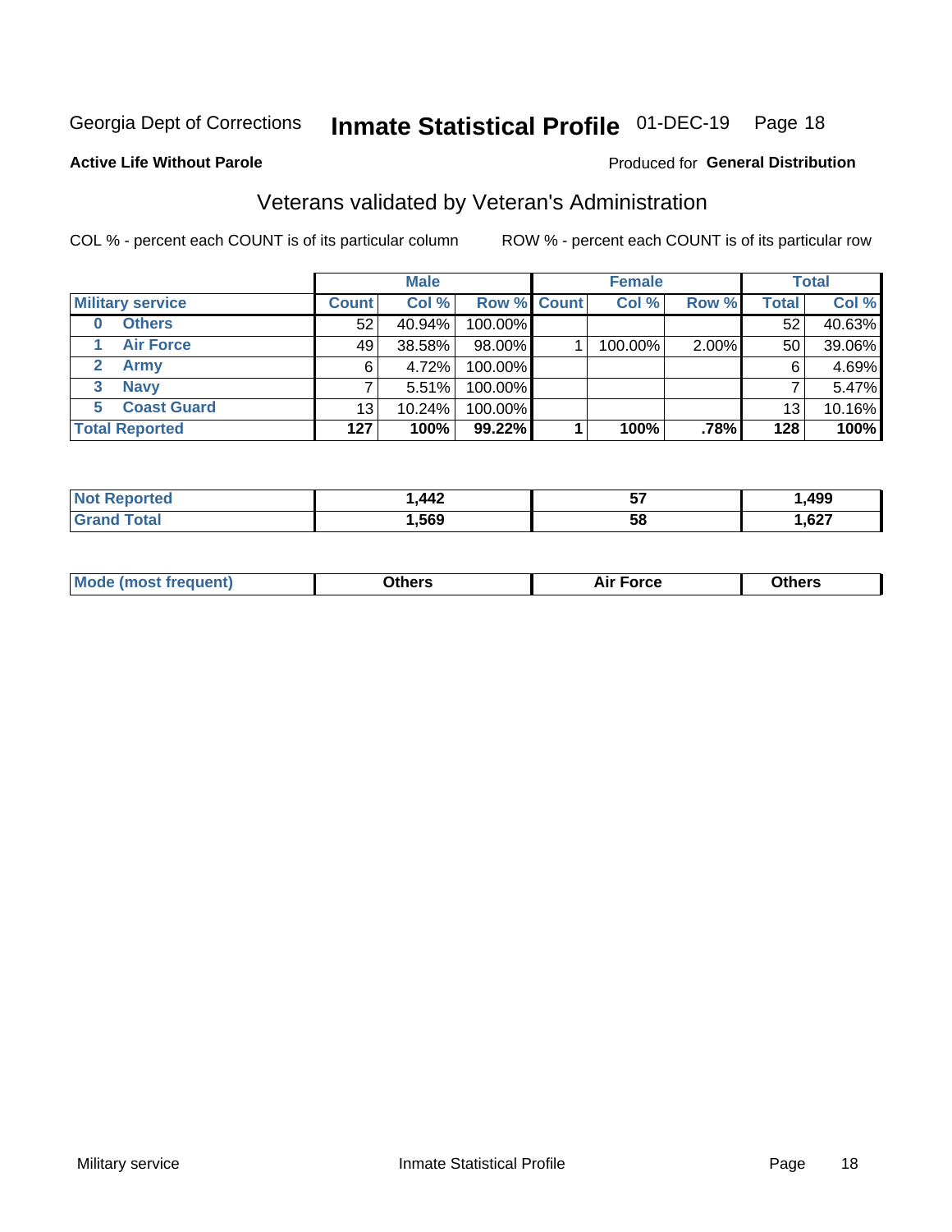Georgia Dept of Corrections **Inmate Statistical Profile** 01-DEC-19

**Active Life Without Parole**

Produced for **General Distribution**

## Veterans validated by Veteran's Administration

COL % - percent each COUNT is of its particular column

ROW % - percent each COUNT is of its particular row

| | | Male | | | Female | | | Total | |
|---|---|---|---|---|---|---|---|---|---|
| **Military service** | | **Count** | **Col %** | **Row %** | **Count** | **Col %** | **Row %** | **Total** | **Col %** |
| 0 | Others | 52 | 40.94% | 100.00% | | | | 52 | 40.63% |
| 1 | Air Force | 49 | 38.58% | 98.00% | 1 | 100.00% | 2.00% | 50 | 39.06% |
| 2 | Army | 6 | 4.72% | 100.00% | | | | 6 | 4.69% |
| 3 | Navy | 7 | 5.51% | 100.00% | | | | 7 | 5.47% |
| 5 | Coast Guard | 13 | 10.24% | 100.00% | | | | 13 | 10.16% |
| **Total Reported** | | **127** | **100%** | **99.22%** | **1** | **100%** | **.78%** | **128** | **100%** |

| | Male | Female | Total |
|---|---|---|---|
| **Not Reported** | **1,442** | **57** | **1,499** |
| **Grand Total** | **1,569** | **58** | **1,627** |

| | Male | Female | Total |
|---|---|---|---|
| **Mode (most frequent)** | **Others** | **Air Force** | **Others** |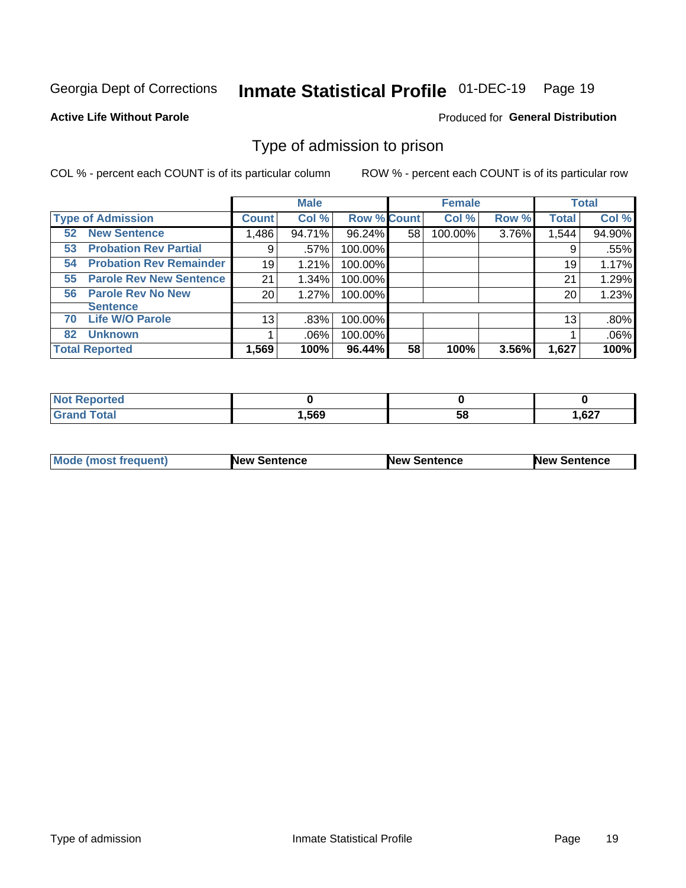Georgia Dept of Corrections **Inmate Statistical Profile** 01-DEC-19

**Active Life Without Parole**

Produced for **General Distribution**

## Type of admission to prison

COL % - percent each COUNT is of its particular column

ROW % - percent each COUNT is of its particular row

| Type of Admission | Male Count | Male Col % | Male Row % | Female Count | Female Col % | Female Row % | Total | Total Col % |
|---|---|---|---|---|---|---|---|---|
| 52 New Sentence | 1,486 | 94.71% | 96.24% | 58 | 100.00% | 3.76% | 1,544 | 94.90% |
| 53 Probation Rev Partial | 9 | .57% | 100.00% | | | | 9 | .55% |
| 54 Probation Rev Remainder | 19 | 1.21% | 100.00% | | | | 19 | 1.17% |
| 55 Parole Rev New Sentence | 21 | 1.34% | 100.00% | | | | 21 | 1.29% |
| 56 Parole Rev No New Sentence | 20 | 1.27% | 100.00% | | | | 20 | 1.23% |
| 70 Life W/O Parole | 13 | .83% | 100.00% | | | | 13 | .80% |
| 82 Unknown | 1 | .06% | 100.00% | | | | 1 | .06% |
| **Total Reported** | **1,569** | **100%** | **96.44%** | **58** | **100%** | **3.56%** | **1,627** | **100%** |

| | Male | Female | Total |
|---|---|---|---|
| Not Reported | 0 | 0 | 0 |
| Grand Total | 1,569 | 58 | 1,627 |

| | Male | Female | Total |
|---|---|---|---|
| Mode (most frequent) | New Sentence | New Sentence | New Sentence |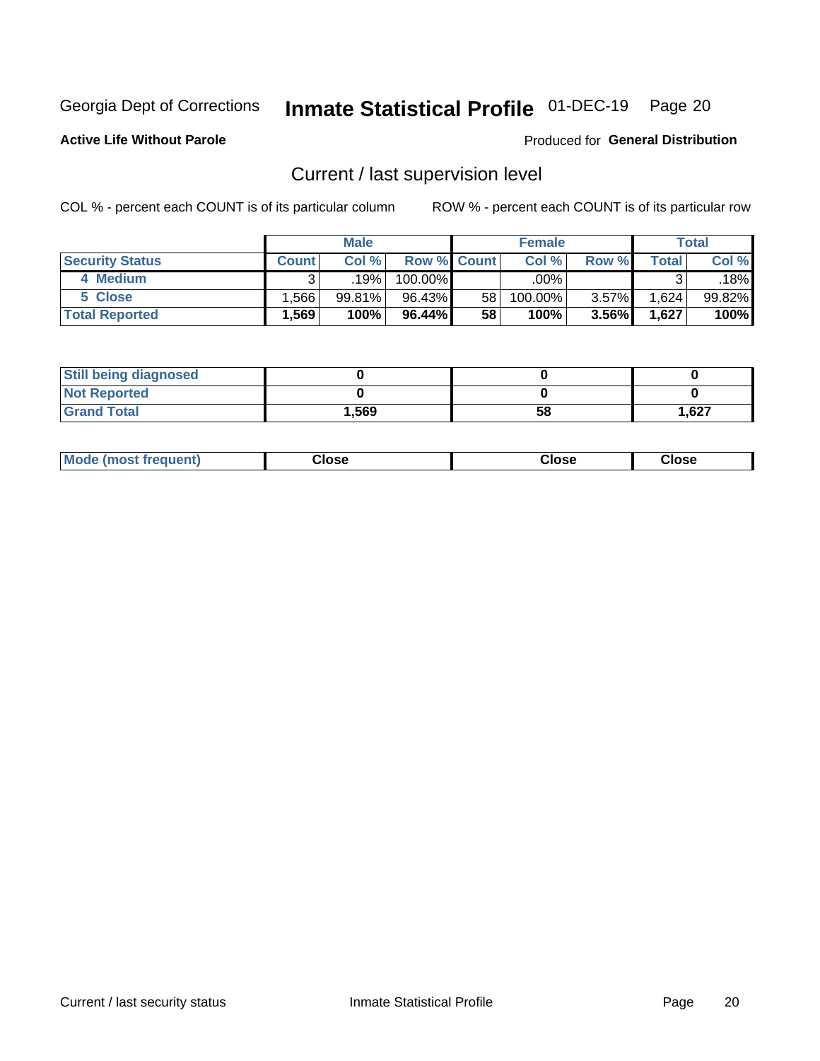Georgia Dept of Corrections **Inmate Statistical Profile** 01-DEC-19

**Active Life Without Parole**

Produced for **General Distribution**

## Current / last supervision level

COL % - percent each COUNT is of its particular column

ROW % - percent each COUNT is of its particular row

| | Male | | | Female | | | Total | |
|---|---|---|---|---|---|---|---|---|
| **Security Status** | **Count** | **Col %** | **Row %** | **Count** | **Col %** | **Row %** | **Total** | **Col %** |
| 4 Medium | 3 | .19% | 100.00% | | .00% | | 3 | .18% |
| 5 Close | 1,566 | 99.81% | 96.43% | 58 | 100.00% | 3.57% | 1,624 | 99.82% |
| **Total Reported** | **1,569** | **100%** | **96.44%** | **58** | **100%** | **3.56%** | **1,627** | **100%** |

| | Male | Female | Total |
|---|---|---|---|
| **Still being diagnosed** | **0** | **0** | **0** |
| **Not Reported** | **0** | **0** | **0** |
| **Grand Total** | **1,569** | **58** | **1,627** |

| | Male | Female | Total |
|---|---|---|---|
| **Mode (most frequent)** | **Close** | **Close** | **Close** |

Current / last security status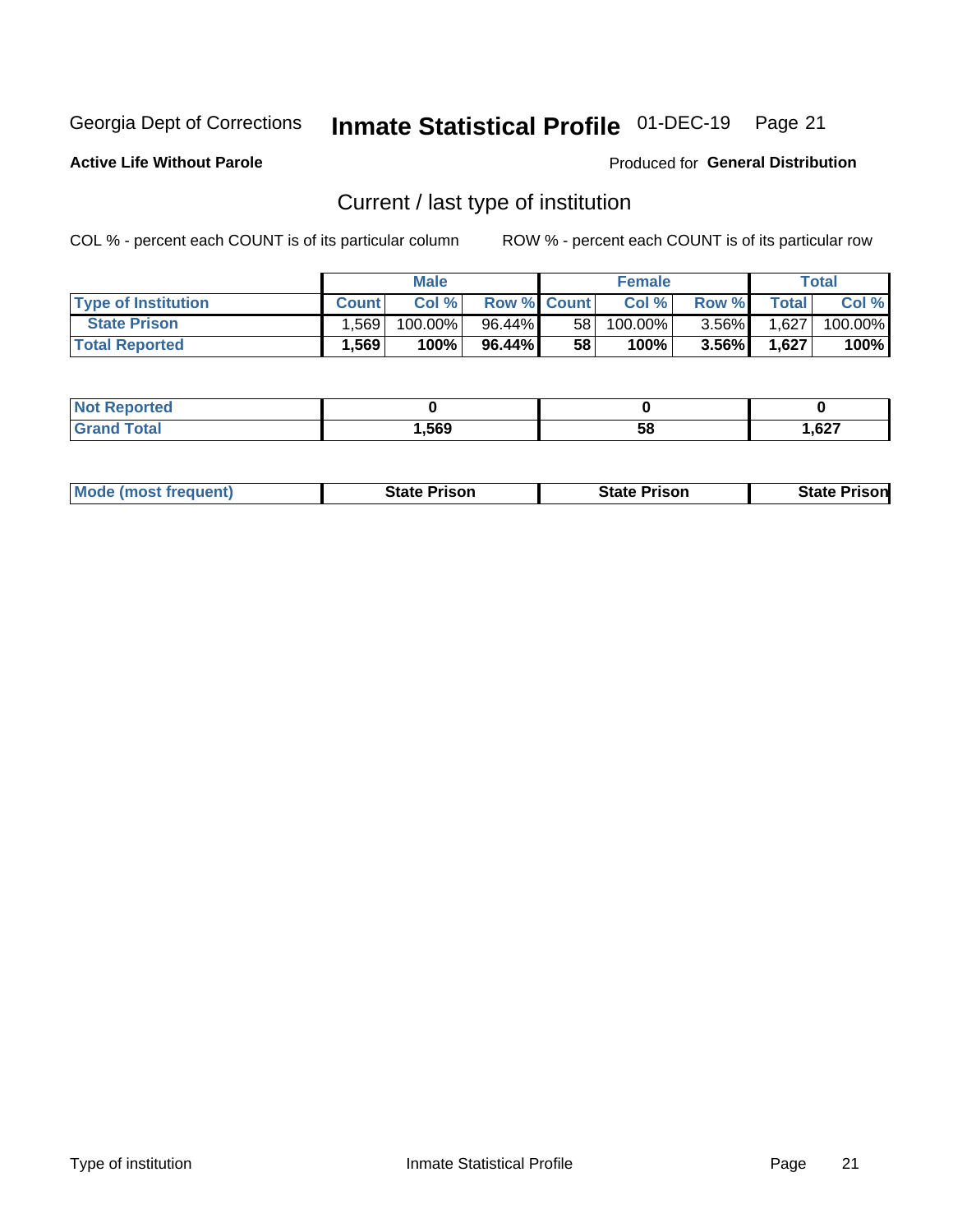Georgia Dept of Corrections **Inmate Statistical Profile** 01-DEC-19

**Active Life Without Parole** Produced for **General Distribution**

## Current / last type of institution

COL % - percent each COUNT is of its particular column ROW % - percent each COUNT is of its particular row

| | Male | | | Female | | | Total | |
|---|---|---|---|---|---|---|---|---|
| Type of Institution | Count | Col % | Row % | Count | Col % | Row % | Total | Col % |
| State Prison | 1,569 | 100.00% | 96.44% | 58 | 100.00% | 3.56% | 1,627 | 100.00% |
| **Total Reported** | **1,569** | **100%** | **96.44%** | **58** | **100%** | **3.56%** | **1,627** | **100%** |

| | Male | Female | Total |
|---|---|---|---|
| Not Reported | **0** | **0** | **0** |
| Grand Total | **1,569** | **58** | **1,627** |

| | Male | Female | Total |
|---|---|---|---|
| Mode (most frequent) | **State Prison** | **State Prison** | **State Prison** |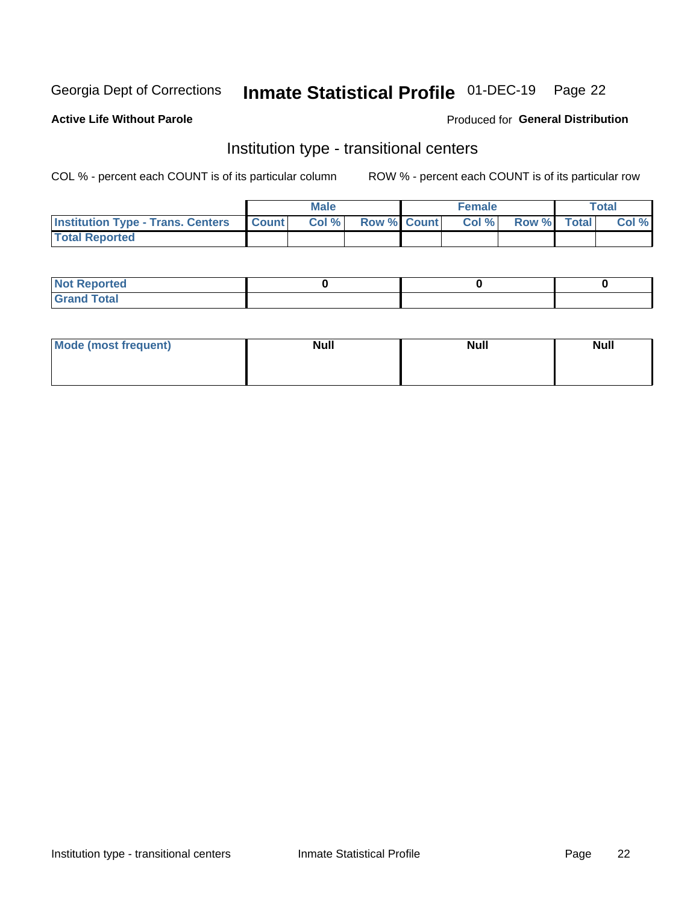Georgia Dept of Corrections **Inmate Statistical Profile** 01-DEC-19 Page 22

**Active Life Without Parole**

Produced for **General Distribution**

## Institution type - transitional centers

COL % - percent each COUNT is of its particular column    ROW % - percent each COUNT is of its particular row

| | Male | | | Female | | | Total | |
|---|---|---|---|---|---|---|---|---|
| **Institution Type - Trans. Centers** | **Count** | **Col %** | **Row %** | **Count** | **Col %** | **Row %** | **Total** | **Col %** |
| **Total Reported** | | | | | | | | |

| | Male | Female | Total |
|---|---|---|---|
| **Not Reported** | 0 | 0 | 0 |
| **Grand Total** | | | |

| | Male | Female | Total |
|---|---|---|---|
| **Mode (most frequent)** | Null | Null | Null |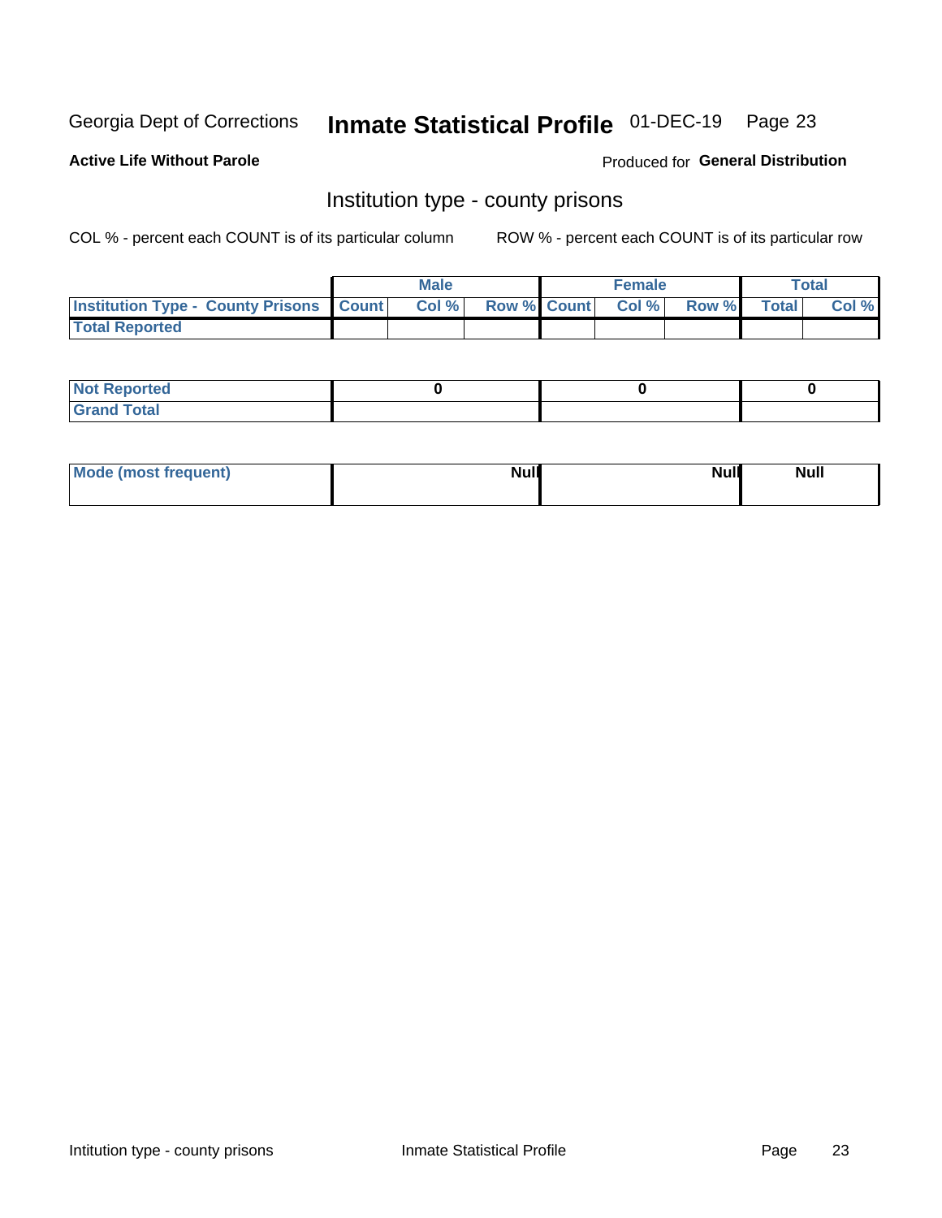Georgia Dept of Corrections **Inmate Statistical Profile** 01-DEC-19

**Active Life Without Parole** Produced for **General Distribution**

## Institution type - county prisons

COL % - percent each COUNT is of its particular column ROW % - percent each COUNT is of its particular row

| | Male | | | Female | | | Total | |
|---|---|---|---|---|---|---|---|---|
| Institution Type - County Prisons | Count | Col % | Row % | Count | Col % | Row % | Total | Col % |
| Total Reported | | | | | | | | |

| | Male | Female | Total |
|---|---|---|---|
| Not Reported | 0 | 0 | 0 |
| Grand Total | | | |

| | Male | Female | Total |
|---|---|---|---|
| Mode (most frequent) | Null | Null | Null |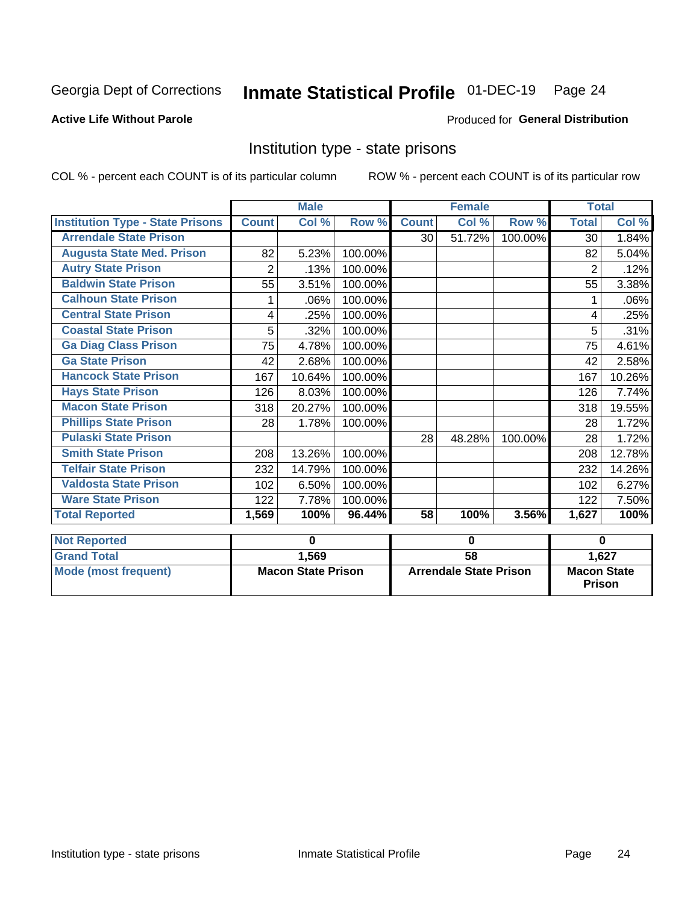Georgia Dept of Corrections **Inmate Statistical Profile** 01-DEC-19

**Active Life Without Parole**

Produced for **General Distribution**

## Institution type - state prisons

COL % - percent each COUNT is of its particular column

ROW % - percent each COUNT is of its particular row

| | Male | | | Female | | | Total | |
|---|---|---|---|---|---|---|---|---|
| **Institution Type - State Prisons** | **Count** | **Col %** | **Row %** | **Count** | **Col %** | **Row %** | **Total** | **Col %** |
| Arrendale State Prison | | | | 30 | 51.72% | 100.00% | 30 | 1.84% |
| Augusta State Med. Prison | 82 | 5.23% | 100.00% | | | | 82 | 5.04% |
| Autry State Prison | 2 | .13% | 100.00% | | | | 2 | .12% |
| Baldwin State Prison | 55 | 3.51% | 100.00% | | | | 55 | 3.38% |
| Calhoun State Prison | 1 | .06% | 100.00% | | | | 1 | .06% |
| Central State Prison | 4 | .25% | 100.00% | | | | 4 | .25% |
| Coastal State Prison | 5 | .32% | 100.00% | | | | 5 | .31% |
| Ga Diag Class Prison | 75 | 4.78% | 100.00% | | | | 75 | 4.61% |
| Ga State Prison | 42 | 2.68% | 100.00% | | | | 42 | 2.58% |
| Hancock State Prison | 167 | 10.64% | 100.00% | | | | 167 | 10.26% |
| Hays State Prison | 126 | 8.03% | 100.00% | | | | 126 | 7.74% |
| Macon State Prison | 318 | 20.27% | 100.00% | | | | 318 | 19.55% |
| Phillips State Prison | 28 | 1.78% | 100.00% | | | | 28 | 1.72% |
| Pulaski State Prison | | | | 28 | 48.28% | 100.00% | 28 | 1.72% |
| Smith State Prison | 208 | 13.26% | 100.00% | | | | 208 | 12.78% |
| Telfair State Prison | 232 | 14.79% | 100.00% | | | | 232 | 14.26% |
| Valdosta State Prison | 102 | 6.50% | 100.00% | | | | 102 | 6.27% |
| Ware State Prison | 122 | 7.78% | 100.00% | | | | 122 | 7.50% |
| **Total Reported** | **1,569** | **100%** | **96.44%** | **58** | **100%** | **3.56%** | **1,627** | **100%** |

| | Male | Female | Total |
|---|---|---|---|
| **Not Reported** | **0** | **0** | **0** |
| **Grand Total** | **1,569** | **58** | **1,627** |
| **Mode (most frequent)** | **Macon State Prison** | **Arrendale State Prison** | **Macon State Prison** |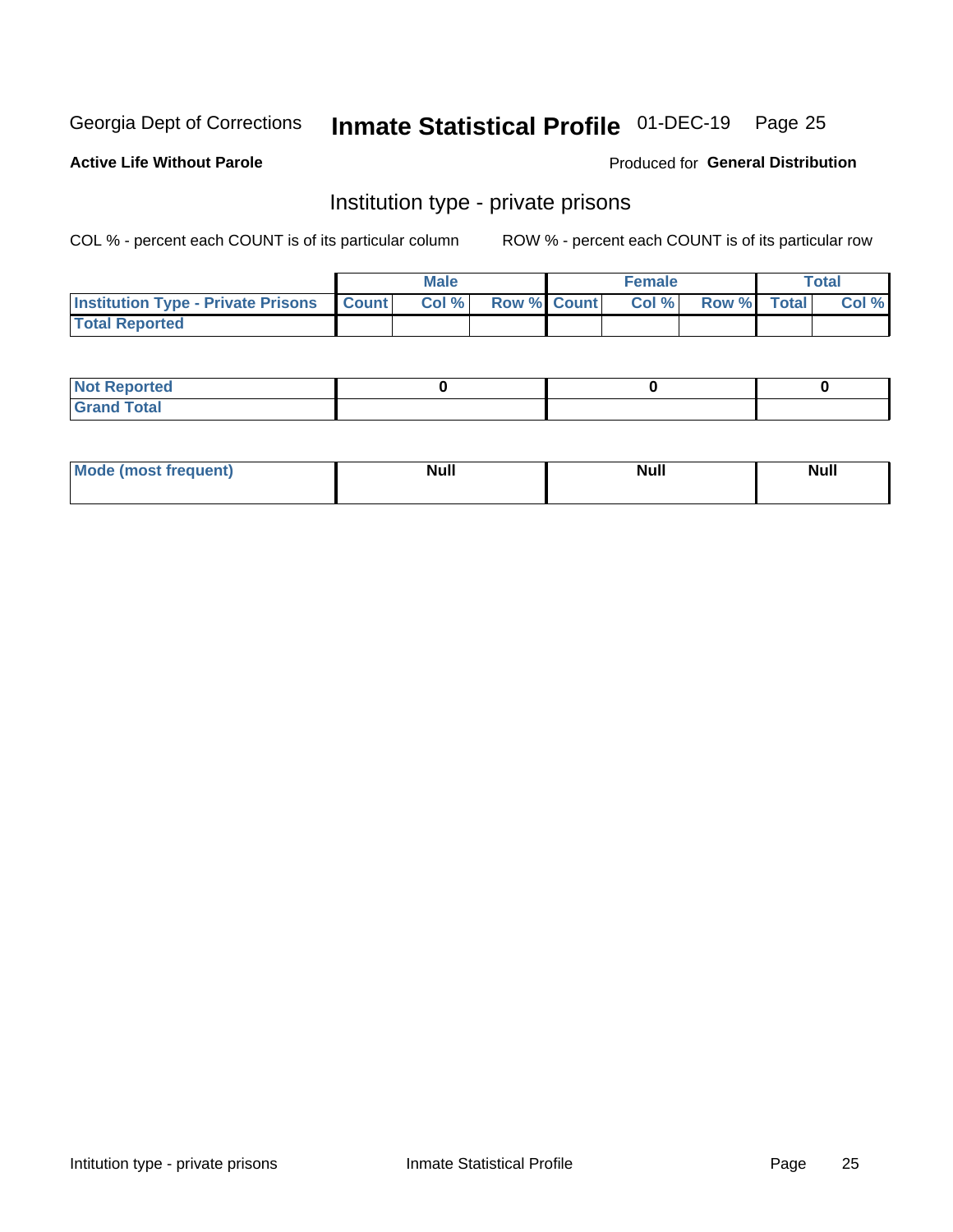Georgia Dept of Corrections **Inmate Statistical Profile** 01-DEC-19

**Active Life Without Parole**

Produced for **General Distribution**

## Institution type - private prisons

COL % - percent each COUNT is of its particular column ROW % - percent each COUNT is of its particular row

| | Male | | | Female | | | Total | |
|---|---|---|---|---|---|---|---|---|
| **Institution Type - Private Prisons** | **Count** | **Col %** | **Row %** | **Count** | **Col %** | **Row %** | **Total** | **Col %** |
| **Total Reported** | | | | | | | | |

| | Male | Female | Total |
|---|---|---|---|
| **Not Reported** | 0 | 0 | 0 |
| **Grand Total** | | | |

| | Male | Female | Total |
|---|---|---|---|
| **Mode (most frequent)** | **Null** | **Null** | **Null** |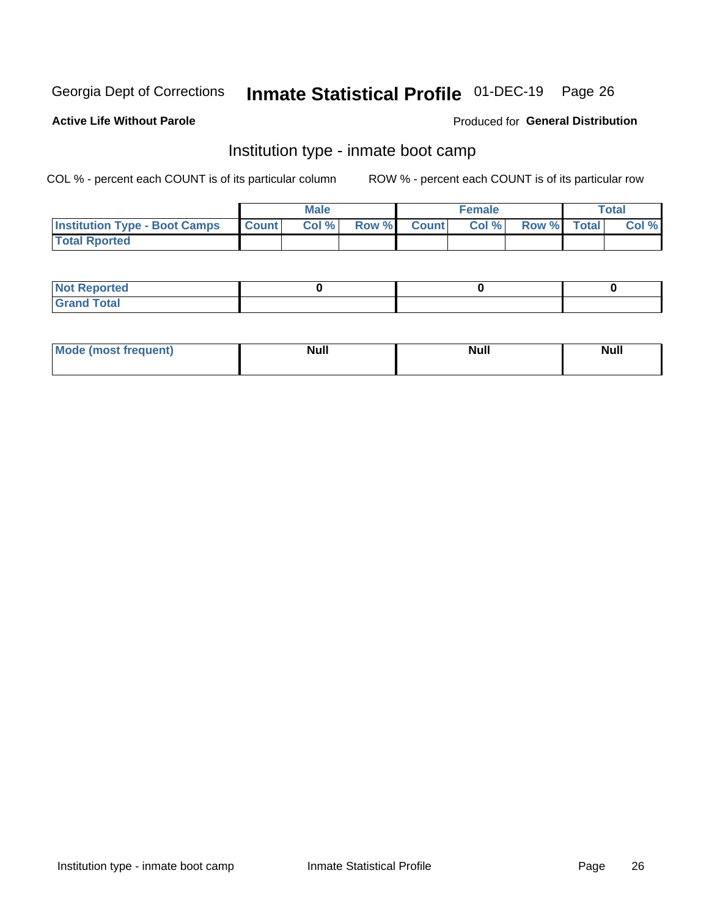Georgia Dept of Corrections **Inmate Statistical Profile** 01-DEC-19

**Active Life Without Parole**

Produced for **General Distribution**

## Institution type - inmate boot camp

COL % - percent each COUNT is of its particular column ROW % - percent each COUNT is of its particular row

| | Male | | | Female | | | Total | |
|---|---|---|---|---|---|---|---|---|
| **Institution Type - Boot Camps** | **Count** | **Col %** | **Row %** | **Count** | **Col %** | **Row %** | **Total** | **Col %** |
| **Total Rported** | | | | | | | | |

| | Male | Female | Total |
|---|---|---|---|
| **Not Reported** | 0 | 0 | 0 |
| **Grand Total** | | | |

| | Male | Female | Total |
|---|---|---|---|
| **Mode (most frequent)** | Null | Null | Null |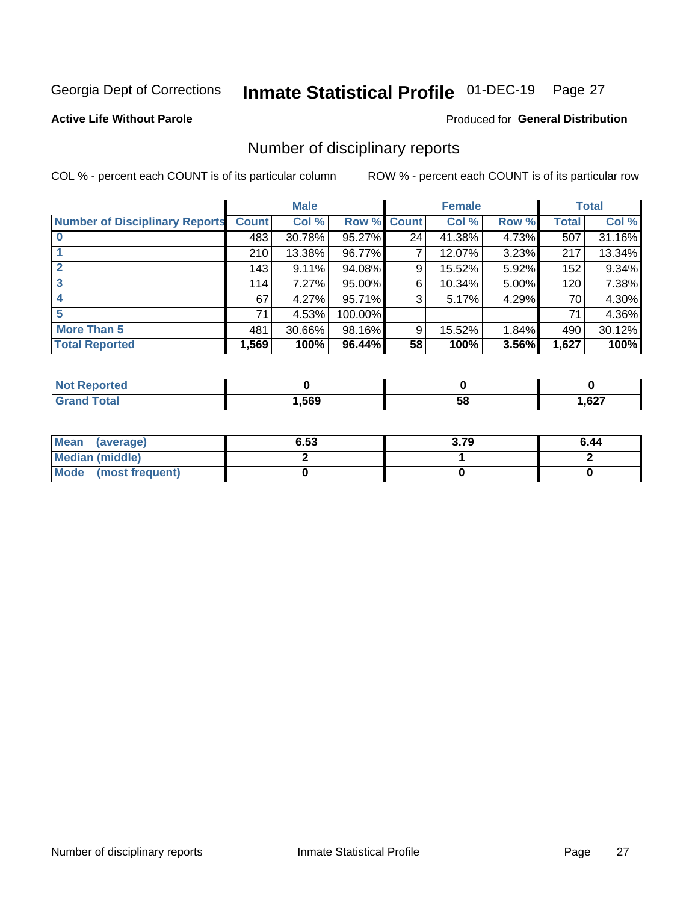Georgia Dept of Corrections **Inmate Statistical Profile** 01-DEC-19

**Active Life Without Parole**

Produced for **General Distribution**

## Number of disciplinary reports

COL % - percent each COUNT is of its particular column

ROW % - percent each COUNT is of its particular row

| | Male | | | Female | | | Total | |
|---|---|---|---|---|---|---|---|---|
| **Number of Disciplinary Reports** | **Count** | **Col %** | **Row %** | **Count** | **Col %** | **Row %** | **Total** | **Col %** |
| **0** | 483 | 30.78% | 95.27% | 24 | 41.38% | 4.73% | 507 | 31.16% |
| **1** | 210 | 13.38% | 96.77% | 7 | 12.07% | 3.23% | 217 | 13.34% |
| **2** | 143 | 9.11% | 94.08% | 9 | 15.52% | 5.92% | 152 | 9.34% |
| **3** | 114 | 7.27% | 95.00% | 6 | 10.34% | 5.00% | 120 | 7.38% |
| **4** | 67 | 4.27% | 95.71% | 3 | 5.17% | 4.29% | 70 | 4.30% |
| **5** | 71 | 4.53% | 100.00% | | | | 71 | 4.36% |
| **More Than 5** | 481 | 30.66% | 98.16% | 9 | 15.52% | 1.84% | 490 | 30.12% |
| **Total Reported** | **1,569** | **100%** | **96.44%** | **58** | **100%** | **3.56%** | **1,627** | **100%** |

| | Male | Female | Total |
|---|---|---|---|
| **Not Reported** | **0** | **0** | **0** |
| **Grand Total** | **1,569** | **58** | **1,627** |

| | Male | Female | Total |
|---|---|---|---|
| **Mean (average)** | **6.53** | **3.79** | **6.44** |
| **Median (middle)** | **2** | **1** | **2** |
| **Mode (most frequent)** | **0** | **0** | **0** |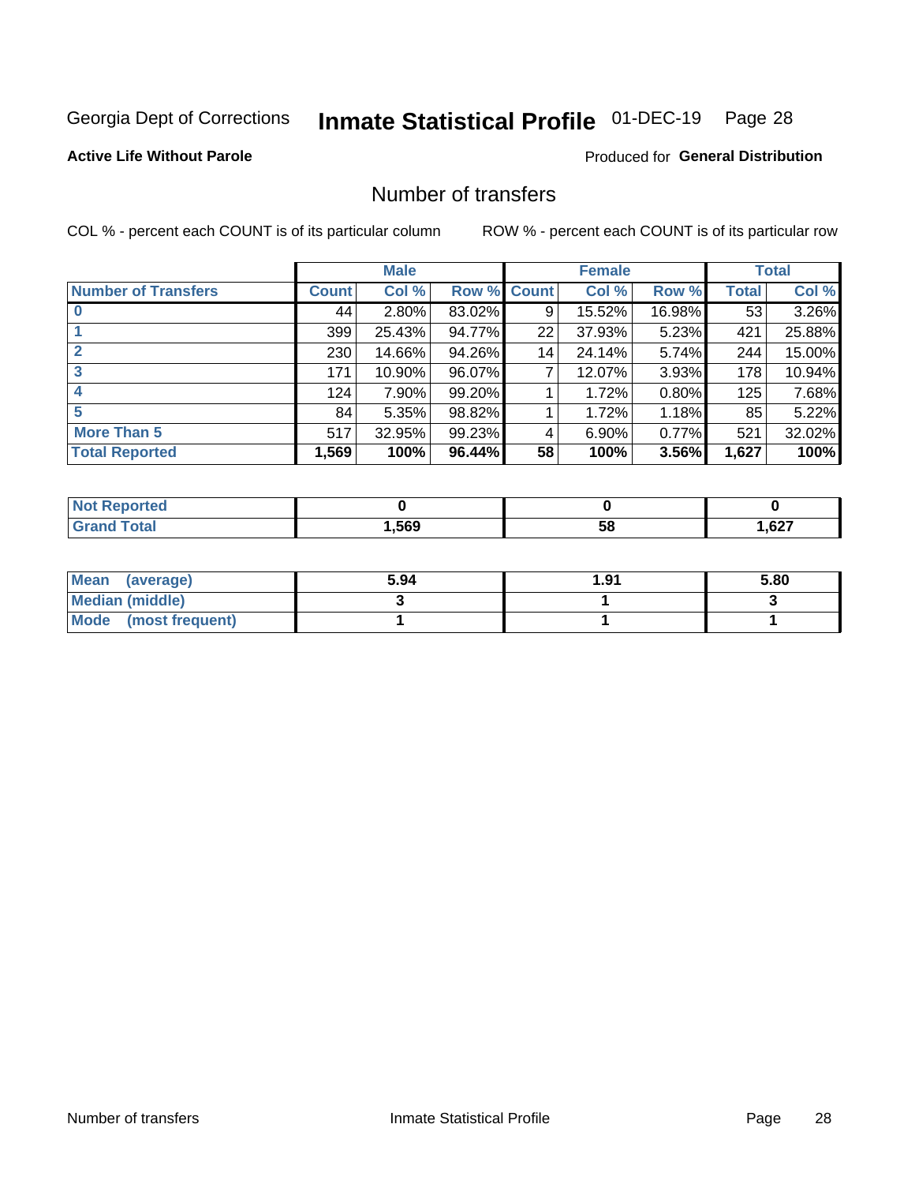Georgia Dept of Corrections **Inmate Statistical Profile** 01-DEC-19 Page 28

**Active Life Without Parole**

Produced for **General Distribution**

## Number of transfers

COL % - percent each COUNT is of its particular column ROW % - percent each COUNT is of its particular row

| | Male | | | Female | | | Total | |
|---|---|---|---|---|---|---|---|---|
| **Number of Transfers** | **Count** | **Col %** | **Row %** | **Count** | **Col %** | **Row %** | **Total** | **Col %** |
| **0** | 44 | 2.80% | 83.02% | 9 | 15.52% | 16.98% | 53 | 3.26% |
| **1** | 399 | 25.43% | 94.77% | 22 | 37.93% | 5.23% | 421 | 25.88% |
| **2** | 230 | 14.66% | 94.26% | 14 | 24.14% | 5.74% | 244 | 15.00% |
| **3** | 171 | 10.90% | 96.07% | 7 | 12.07% | 3.93% | 178 | 10.94% |
| **4** | 124 | 7.90% | 99.20% | 1 | 1.72% | 0.80% | 125 | 7.68% |
| **5** | 84 | 5.35% | 98.82% | 1 | 1.72% | 1.18% | 85 | 5.22% |
| **More Than 5** | 517 | 32.95% | 99.23% | 4 | 6.90% | 0.77% | 521 | 32.02% |
| **Total Reported** | **1,569** | **100%** | **96.44%** | **58** | **100%** | **3.56%** | **1,627** | **100%** |

| | Male | Female | Total |
|---|---|---|---|
| **Not Reported** | **0** | **0** | **0** |
| **Grand Total** | **1,569** | **58** | **1,627** |

| | Male | Female | Total |
|---|---|---|---|
| **Mean (average)** | **5.94** | **1.91** | **5.80** |
| **Median (middle)** | **3** | **1** | **3** |
| **Mode (most frequent)** | **1** | **1** | **1** |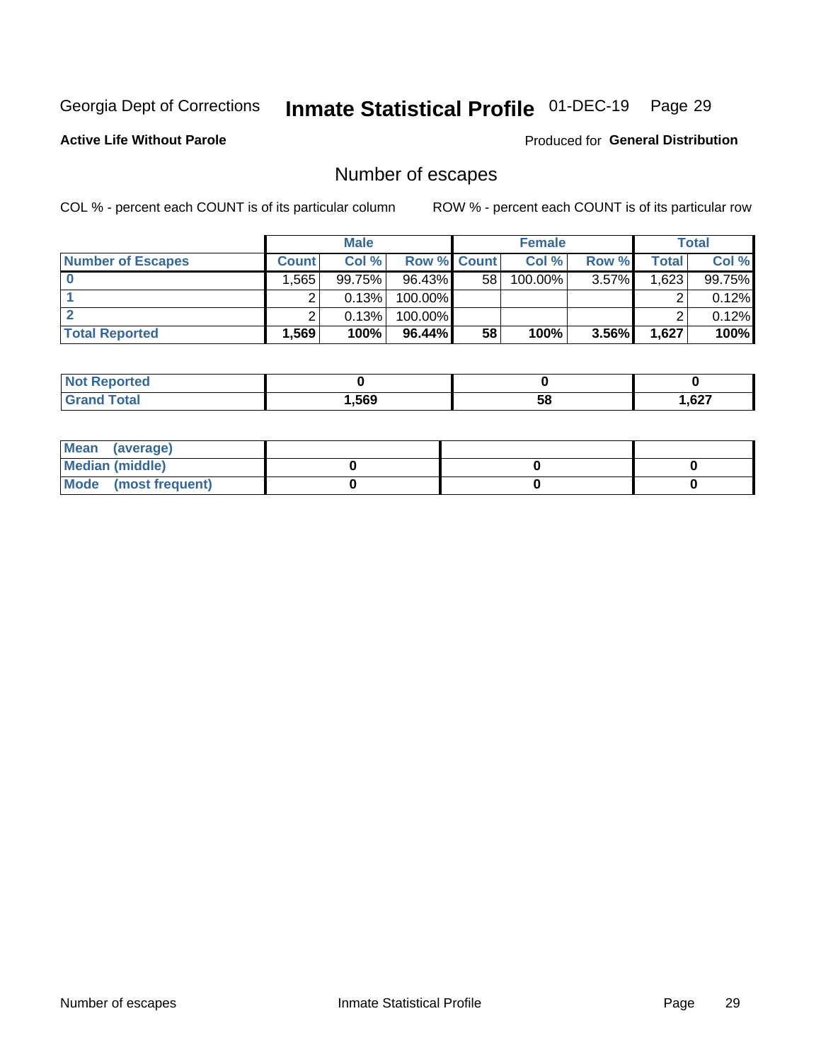Georgia Dept of Corrections **Inmate Statistical Profile** 01-DEC-19

**Active Life Without Parole**

Produced for **General Distribution**

## Number of escapes

COL % - percent each COUNT is of its particular column ROW % - percent each COUNT is of its particular row

| | Male | | | Female | | | Total | |
|---|---|---|---|---|---|---|---|---|
| **Number of Escapes** | **Count** | **Col %** | **Row %** | **Count** | **Col %** | **Row %** | **Total** | **Col %** |
| **0** | 1,565 | 99.75% | 96.43% | 58 | 100.00% | 3.57% | 1,623 | 99.75% |
| **1** | 2 | 0.13% | 100.00% | | | | 2 | 0.12% |
| **2** | 2 | 0.13% | 100.00% | | | | 2 | 0.12% |
| **Total Reported** | **1,569** | **100%** | **96.44%** | **58** | **100%** | **3.56%** | **1,627** | **100%** |

| | Male | Female | Total |
|---|---|---|---|
| **Not Reported** | **0** | **0** | **0** |
| **Grand Total** | **1,569** | **58** | **1,627** |

| | Male | Female | Total |
|---|---|---|---|
| **Mean (average)** | | | |
| **Median (middle)** | **0** | **0** | **0** |
| **Mode (most frequent)** | **0** | **0** | **0** |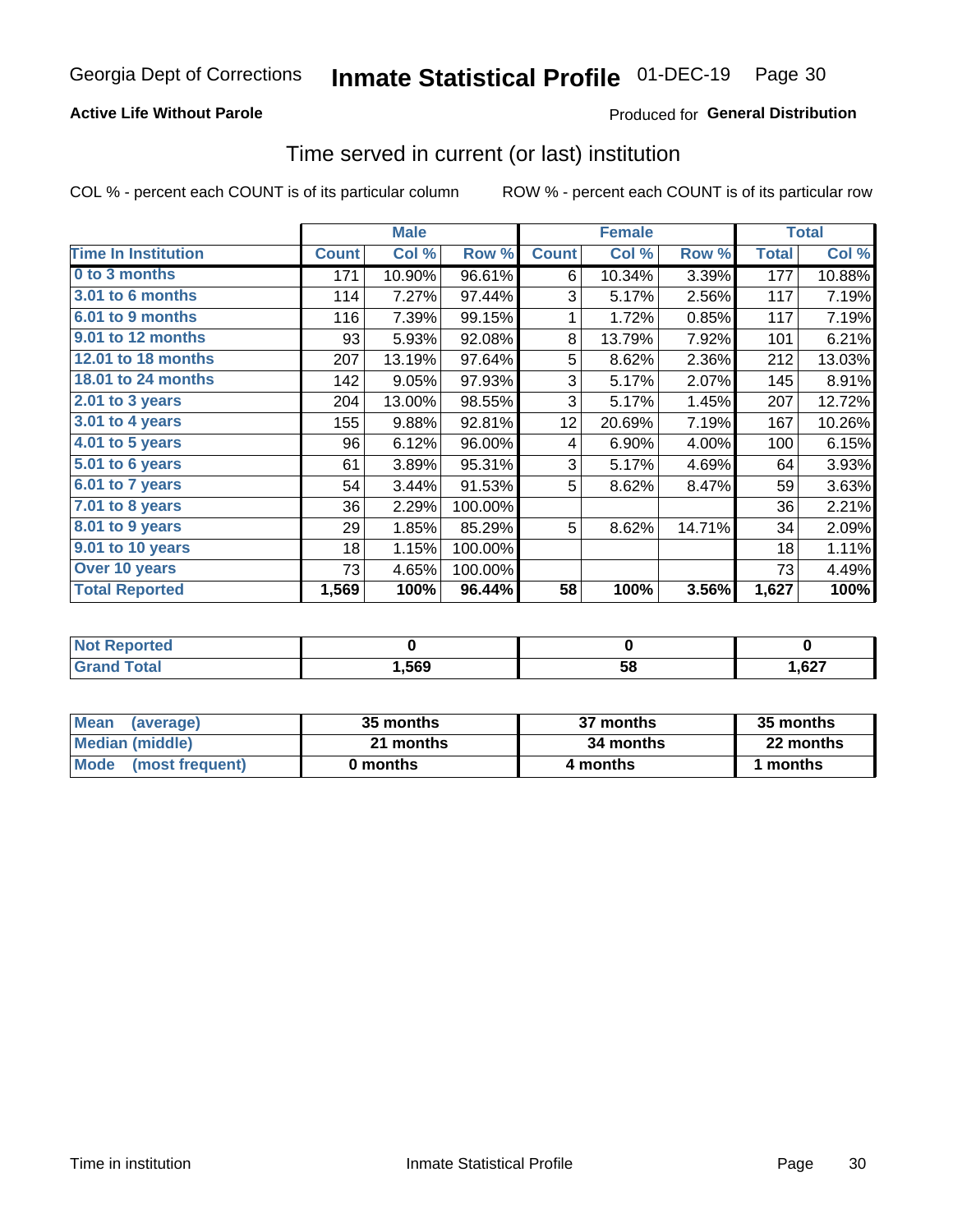Georgia Dept of Corrections **Inmate Statistical Profile** 01-DEC-19

**Active Life Without Parole**

Produced for **General Distribution**

## Time served in current (or last) institution

COL % - percent each COUNT is of its particular column    ROW % - percent each COUNT is of its particular row

| | Male | | | Female | | | Total | |
|---|---|---|---|---|---|---|---|---|
| **Time In Institution** | **Count** | **Col %** | **Row %** | **Count** | **Col %** | **Row %** | **Total** | **Col %** |
| **0 to 3 months** | 171 | 10.90% | 96.61% | 6 | 10.34% | 3.39% | 177 | 10.88% |
| **3.01 to 6 months** | 114 | 7.27% | 97.44% | 3 | 5.17% | 2.56% | 117 | 7.19% |
| **6.01 to 9 months** | 116 | 7.39% | 99.15% | 1 | 1.72% | 0.85% | 117 | 7.19% |
| **9.01 to 12 months** | 93 | 5.93% | 92.08% | 8 | 13.79% | 7.92% | 101 | 6.21% |
| **12.01 to 18 months** | 207 | 13.19% | 97.64% | 5 | 8.62% | 2.36% | 212 | 13.03% |
| **18.01 to 24 months** | 142 | 9.05% | 97.93% | 3 | 5.17% | 2.07% | 145 | 8.91% |
| **2.01 to 3 years** | 204 | 13.00% | 98.55% | 3 | 5.17% | 1.45% | 207 | 12.72% |
| **3.01 to 4 years** | 155 | 9.88% | 92.81% | 12 | 20.69% | 7.19% | 167 | 10.26% |
| **4.01 to 5 years** | 96 | 6.12% | 96.00% | 4 | 6.90% | 4.00% | 100 | 6.15% |
| **5.01 to 6 years** | 61 | 3.89% | 95.31% | 3 | 5.17% | 4.69% | 64 | 3.93% |
| **6.01 to 7 years** | 54 | 3.44% | 91.53% | 5 | 8.62% | 8.47% | 59 | 3.63% |
| **7.01 to 8 years** | 36 | 2.29% | 100.00% | | | | 36 | 2.21% |
| **8.01 to 9 years** | 29 | 1.85% | 85.29% | 5 | 8.62% | 14.71% | 34 | 2.09% |
| **9.01 to 10 years** | 18 | 1.15% | 100.00% | | | | 18 | 1.11% |
| **Over 10 years** | 73 | 4.65% | 100.00% | | | | 73 | 4.49% |
| **Total Reported** | **1,569** | **100%** | **96.44%** | **58** | **100%** | **3.56%** | **1,627** | **100%** |

| | Male | Female | Total |
|---|---|---|---|
| **Not Reported** | **0** | **0** | **0** |
| **Grand Total** | **1,569** | **58** | **1,627** |

| | Male | Female | Total |
|---|---|---|---|
| **Mean (average)** | **35 months** | **37 months** | **35 months** |
| **Median (middle)** | **21 months** | **34 months** | **22 months** |
| **Mode (most frequent)** | **0 months** | **4 months** | **1 months** |

Time in institution    Inmate Statistical Profile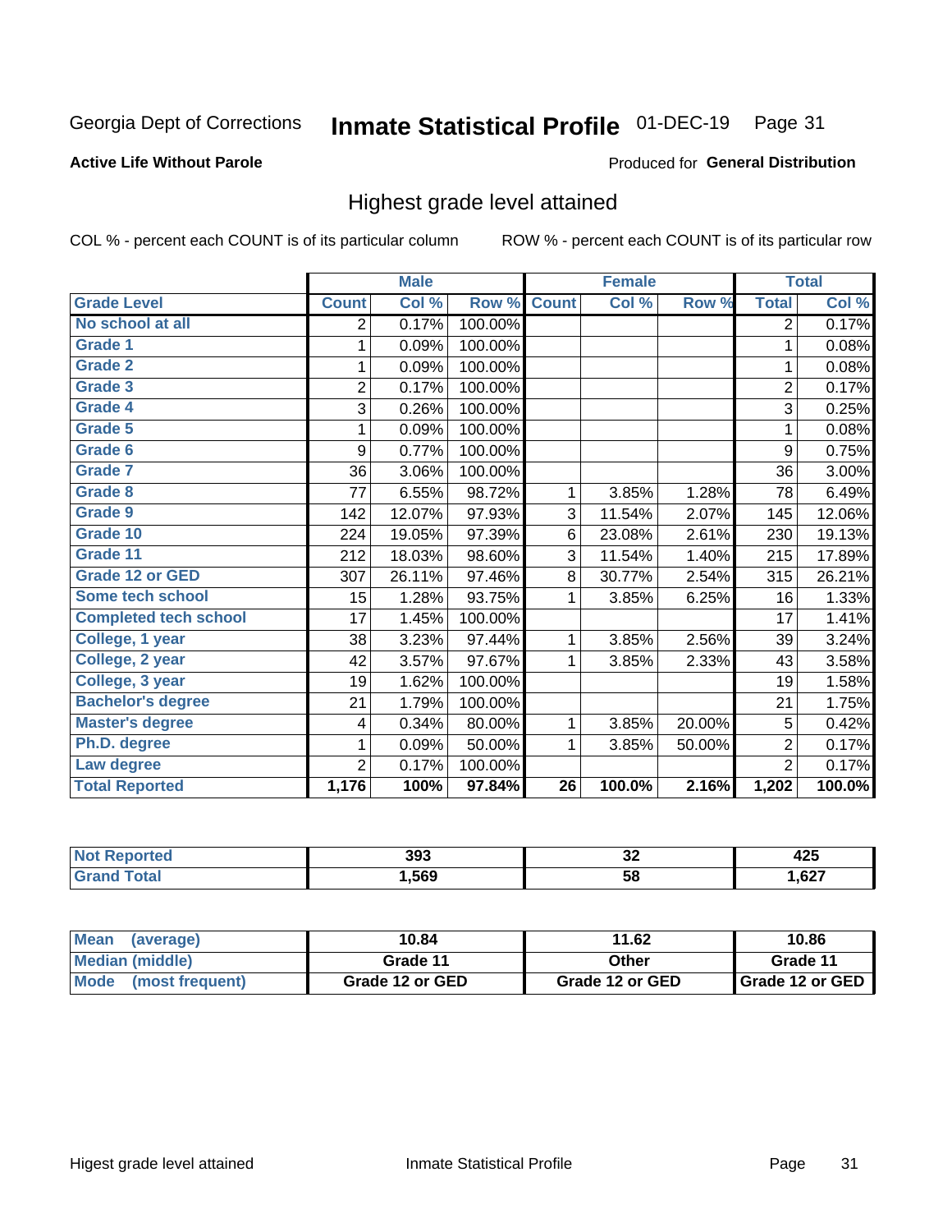Georgia Dept of Corrections **Inmate Statistical Profile** 01-DEC-19 Page 31

**Active Life Without Parole**

Produced for **General Distribution**

## Highest grade level attained

COL % - percent each COUNT is of its particular column

ROW % - percent each COUNT is of its particular row

| | Male | | | Female | | | Total | |
|---|---|---|---|---|---|---|---|---|
| **Grade Level** | **Count** | **Col %** | **Row %** | **Count** | **Col %** | **Row %** | **Total** | **Col %** |
| No school at all | 2 | 0.17% | 100.00% | | | | 2 | 0.17% |
| Grade 1 | 1 | 0.09% | 100.00% | | | | 1 | 0.08% |
| Grade 2 | 1 | 0.09% | 100.00% | | | | 1 | 0.08% |
| Grade 3 | 2 | 0.17% | 100.00% | | | | 2 | 0.17% |
| Grade 4 | 3 | 0.26% | 100.00% | | | | 3 | 0.25% |
| Grade 5 | 1 | 0.09% | 100.00% | | | | 1 | 0.08% |
| Grade 6 | 9 | 0.77% | 100.00% | | | | 9 | 0.75% |
| Grade 7 | 36 | 3.06% | 100.00% | | | | 36 | 3.00% |
| Grade 8 | 77 | 6.55% | 98.72% | 1 | 3.85% | 1.28% | 78 | 6.49% |
| Grade 9 | 142 | 12.07% | 97.93% | 3 | 11.54% | 2.07% | 145 | 12.06% |
| Grade 10 | 224 | 19.05% | 97.39% | 6 | 23.08% | 2.61% | 230 | 19.13% |
| Grade 11 | 212 | 18.03% | 98.60% | 3 | 11.54% | 1.40% | 215 | 17.89% |
| Grade 12 or GED | 307 | 26.11% | 97.46% | 8 | 30.77% | 2.54% | 315 | 26.21% |
| Some tech school | 15 | 1.28% | 93.75% | 1 | 3.85% | 6.25% | 16 | 1.33% |
| Completed tech school | 17 | 1.45% | 100.00% | | | | 17 | 1.41% |
| College, 1 year | 38 | 3.23% | 97.44% | 1 | 3.85% | 2.56% | 39 | 3.24% |
| College, 2 year | 42 | 3.57% | 97.67% | 1 | 3.85% | 2.33% | 43 | 3.58% |
| College, 3 year | 19 | 1.62% | 100.00% | | | | 19 | 1.58% |
| Bachelor's degree | 21 | 1.79% | 100.00% | | | | 21 | 1.75% |
| Master's degree | 4 | 0.34% | 80.00% | 1 | 3.85% | 20.00% | 5 | 0.42% |
| Ph.D. degree | 1 | 0.09% | 50.00% | 1 | 3.85% | 50.00% | 2 | 0.17% |
| Law degree | 2 | 0.17% | 100.00% | | | | 2 | 0.17% |
| **Total Reported** | **1,176** | **100%** | **97.84%** | **26** | **100.0%** | **2.16%** | **1,202** | **100.0%** |

| | Male | Female | Total |
|---|---|---|---|
| Not Reported | 393 | 32 | 425 |
| Grand Total | 1,569 | 58 | 1,627 |

| | Male | Female | Total |
|---|---|---|---|
| Mean (average) | 10.84 | 11.62 | 10.86 |
| Median (middle) | Grade 11 | Other | Grade 11 |
| Mode (most frequent) | Grade 12 or GED | Grade 12 or GED | Grade 12 or GED |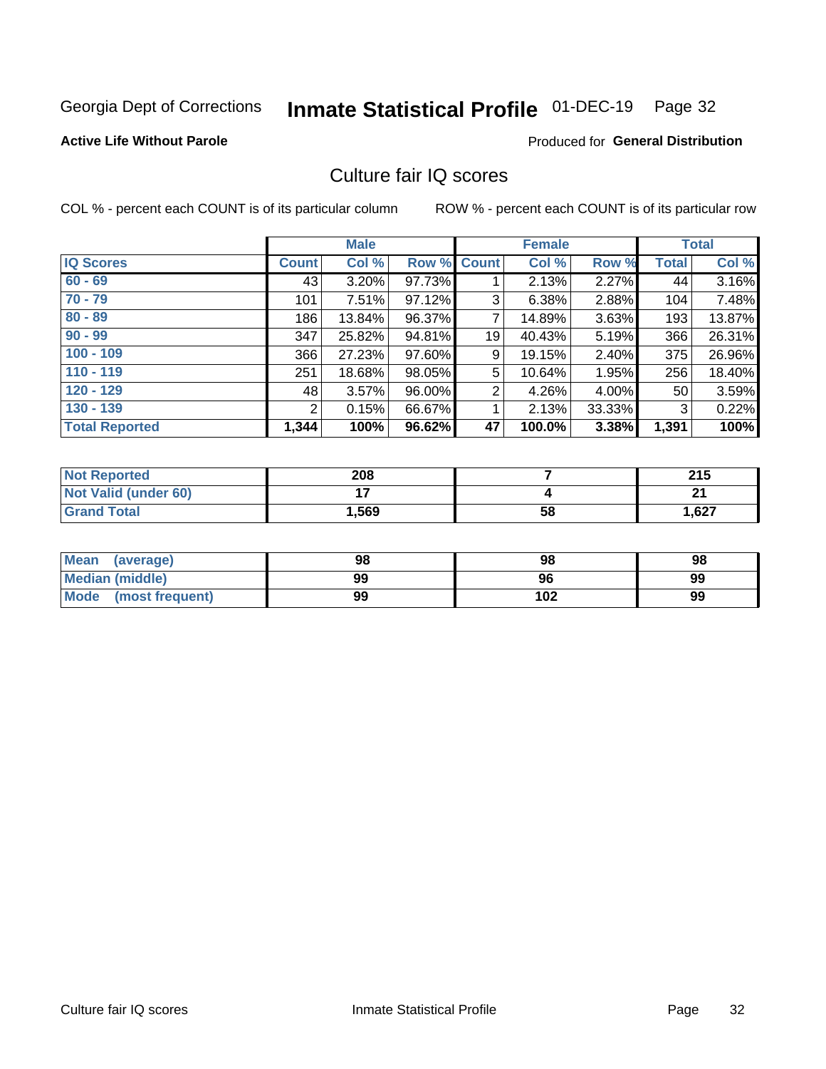Georgia Dept of Corrections **Inmate Statistical Profile** 01-DEC-19

**Active Life Without Parole**

Produced for **General Distribution**

## Culture fair IQ scores

COL % - percent each COUNT is of its particular column

ROW % - percent each COUNT is of its particular row

| | Male | | | Female | | | Total | |
|---|---|---|---|---|---|---|---|---|
| **IQ Scores** | **Count** | **Col %** | **Row %** | **Count** | **Col %** | **Row %** | **Total** | **Col %** |
| 60 - 69 | 43 | 3.20% | 97.73% | 1 | 2.13% | 2.27% | 44 | 3.16% |
| 70 - 79 | 101 | 7.51% | 97.12% | 3 | 6.38% | 2.88% | 104 | 7.48% |
| 80 - 89 | 186 | 13.84% | 96.37% | 7 | 14.89% | 3.63% | 193 | 13.87% |
| 90 - 99 | 347 | 25.82% | 94.81% | 19 | 40.43% | 5.19% | 366 | 26.31% |
| 100 - 109 | 366 | 27.23% | 97.60% | 9 | 19.15% | 2.40% | 375 | 26.96% |
| 110 - 119 | 251 | 18.68% | 98.05% | 5 | 10.64% | 1.95% | 256 | 18.40% |
| 120 - 129 | 48 | 3.57% | 96.00% | 2 | 4.26% | 4.00% | 50 | 3.59% |
| 130 - 139 | 2 | 0.15% | 66.67% | 1 | 2.13% | 33.33% | 3 | 0.22% |
| **Total Reported** | **1,344** | **100%** | **96.62%** | **47** | **100.0%** | **3.38%** | **1,391** | **100%** |

| | Male | Female | Total |
|---|---|---|---|
| Not Reported | 208 | 7 | 215 |
| Not Valid (under 60) | 17 | 4 | 21 |
| Grand Total | 1,569 | 58 | 1,627 |

| | Male | Female | Total |
|---|---|---|---|
| Mean (average) | 98 | 98 | 98 |
| Median (middle) | 99 | 96 | 99 |
| Mode (most frequent) | 99 | 102 | 99 |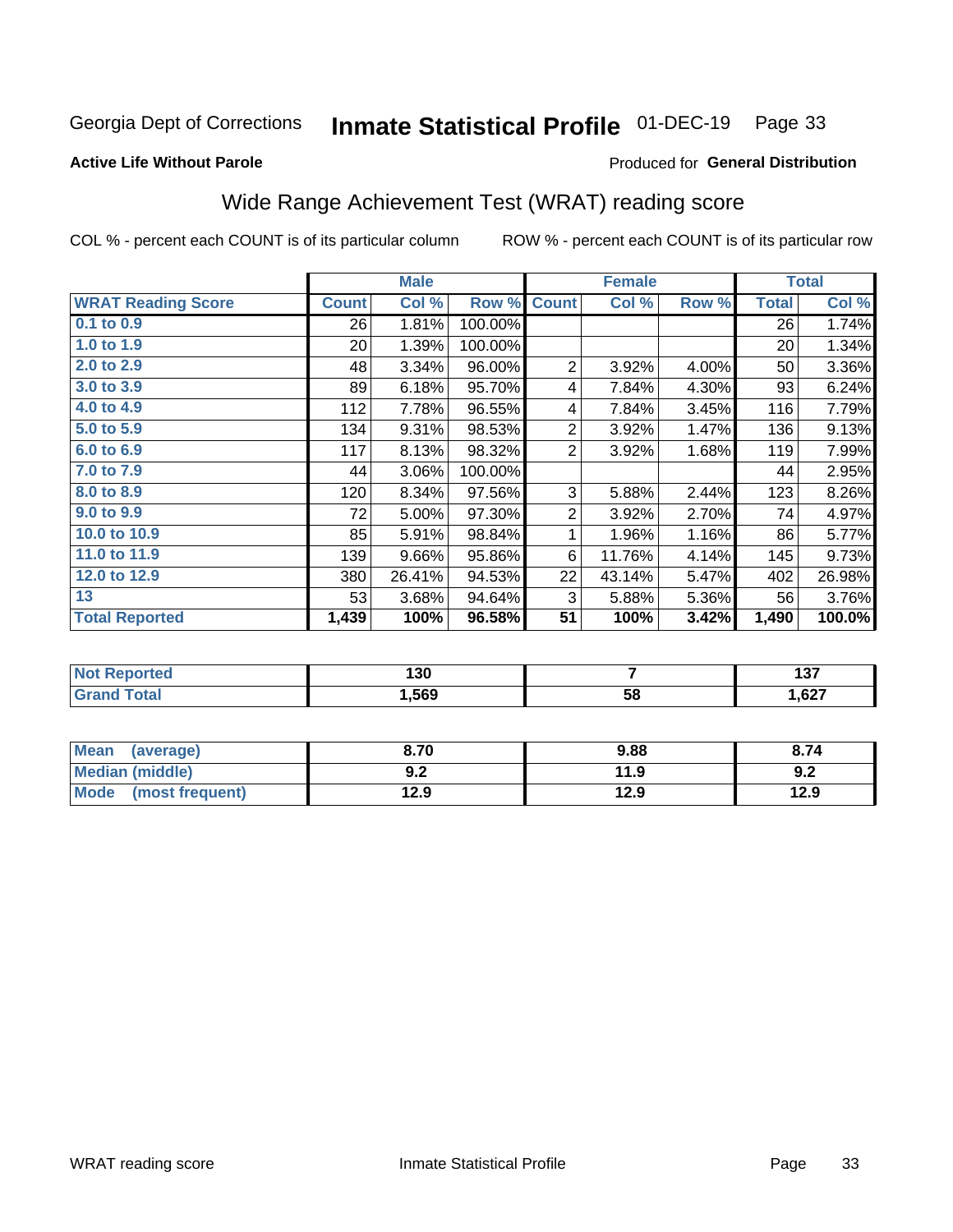Georgia Dept of Corrections **Inmate Statistical Profile** 01-DEC-19

**Active Life Without Parole**

Produced for **General Distribution**

## Wide Range Achievement Test (WRAT) reading score

COL % - percent each COUNT is of its particular column ROW % - percent each COUNT is of its particular row

| | Male | | | Female | | | Total | |
|---|---|---|---|---|---|---|---|---|
| **WRAT Reading Score** | **Count** | **Col %** | **Row %** | **Count** | **Col %** | **Row %** | **Total** | **Col %** |
| **0.1 to 0.9** | 26 | 1.81% | 100.00% | | | | 26 | 1.74% |
| **1.0 to 1.9** | 20 | 1.39% | 100.00% | | | | 20 | 1.34% |
| **2.0 to 2.9** | 48 | 3.34% | 96.00% | 2 | 3.92% | 4.00% | 50 | 3.36% |
| **3.0 to 3.9** | 89 | 6.18% | 95.70% | 4 | 7.84% | 4.30% | 93 | 6.24% |
| **4.0 to 4.9** | 112 | 7.78% | 96.55% | 4 | 7.84% | 3.45% | 116 | 7.79% |
| **5.0 to 5.9** | 134 | 9.31% | 98.53% | 2 | 3.92% | 1.47% | 136 | 9.13% |
| **6.0 to 6.9** | 117 | 8.13% | 98.32% | 2 | 3.92% | 1.68% | 119 | 7.99% |
| **7.0 to 7.9** | 44 | 3.06% | 100.00% | | | | 44 | 2.95% |
| **8.0 to 8.9** | 120 | 8.34% | 97.56% | 3 | 5.88% | 2.44% | 123 | 8.26% |
| **9.0 to 9.9** | 72 | 5.00% | 97.30% | 2 | 3.92% | 2.70% | 74 | 4.97% |
| **10.0 to 10.9** | 85 | 5.91% | 98.84% | 1 | 1.96% | 1.16% | 86 | 5.77% |
| **11.0 to 11.9** | 139 | 9.66% | 95.86% | 6 | 11.76% | 4.14% | 145 | 9.73% |
| **12.0 to 12.9** | 380 | 26.41% | 94.53% | 22 | 43.14% | 5.47% | 402 | 26.98% |
| **13** | 53 | 3.68% | 94.64% | 3 | 5.88% | 5.36% | 56 | 3.76% |
| **Total Reported** | **1,439** | **100%** | **96.58%** | **51** | **100%** | **3.42%** | **1,490** | **100.0%** |

| | Male | Female | Total |
|---|---|---|---|
| **Not Reported** | **130** | **7** | **137** |
| **Grand Total** | **1,569** | **58** | **1,627** |

| | Male | Female | Total |
|---|---|---|---|
| **Mean (average)** | **8.70** | **9.88** | **8.74** |
| **Median (middle)** | **9.2** | **11.9** | **9.2** |
| **Mode (most frequent)** | **12.9** | **12.9** | **12.9** |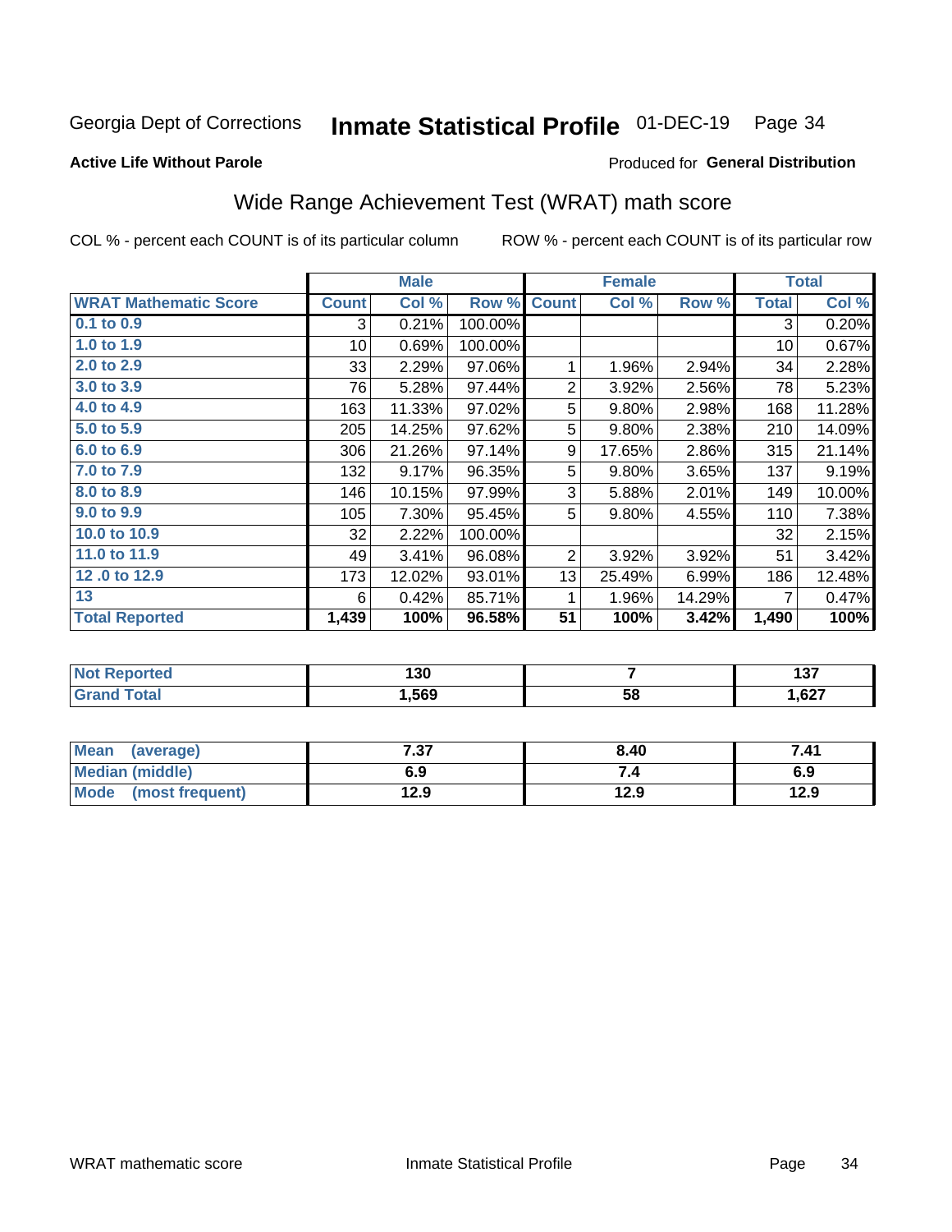Georgia Dept of Corrections **Inmate Statistical Profile** 01-DEC-19 Page 34

**Active Life Without Parole**

Produced for **General Distribution**

## Wide Range Achievement Test (WRAT) math score

COL % - percent each COUNT is of its particular column ROW % - percent each COUNT is of its particular row

| | Male | | | Female | | | Total | |
|---|---|---|---|---|---|---|---|---|
| **WRAT Mathematic Score** | **Count** | **Col %** | **Row %** | **Count** | **Col %** | **Row %** | **Total** | **Col %** |
| 0.1 to 0.9 | 3 | 0.21% | 100.00% | | | | 3 | 0.20% |
| 1.0 to 1.9 | 10 | 0.69% | 100.00% | | | | 10 | 0.67% |
| 2.0 to 2.9 | 33 | 2.29% | 97.06% | 1 | 1.96% | 2.94% | 34 | 2.28% |
| 3.0 to 3.9 | 76 | 5.28% | 97.44% | 2 | 3.92% | 2.56% | 78 | 5.23% |
| 4.0 to 4.9 | 163 | 11.33% | 97.02% | 5 | 9.80% | 2.98% | 168 | 11.28% |
| 5.0 to 5.9 | 205 | 14.25% | 97.62% | 5 | 9.80% | 2.38% | 210 | 14.09% |
| 6.0 to 6.9 | 306 | 21.26% | 97.14% | 9 | 17.65% | 2.86% | 315 | 21.14% |
| 7.0 to 7.9 | 132 | 9.17% | 96.35% | 5 | 9.80% | 3.65% | 137 | 9.19% |
| 8.0 to 8.9 | 146 | 10.15% | 97.99% | 3 | 5.88% | 2.01% | 149 | 10.00% |
| 9.0 to 9.9 | 105 | 7.30% | 95.45% | 5 | 9.80% | 4.55% | 110 | 7.38% |
| 10.0 to 10.9 | 32 | 2.22% | 100.00% | | | | 32 | 2.15% |
| 11.0 to 11.9 | 49 | 3.41% | 96.08% | 2 | 3.92% | 3.92% | 51 | 3.42% |
| 12 .0 to 12.9 | 173 | 12.02% | 93.01% | 13 | 25.49% | 6.99% | 186 | 12.48% |
| 13 | 6 | 0.42% | 85.71% | 1 | 1.96% | 14.29% | 7 | 0.47% |
| **Total Reported** | **1,439** | **100%** | **96.58%** | **51** | **100%** | **3.42%** | **1,490** | **100%** |

| | Male | Female | Total |
|---|---|---|---|
| **Not Reported** | **130** | **7** | **137** |
| **Grand Total** | **1,569** | **58** | **1,627** |

| | Male | Female | Total |
|---|---|---|---|
| **Mean (average)** | **7.37** | **8.40** | **7.41** |
| **Median (middle)** | **6.9** | **7.4** | **6.9** |
| **Mode (most frequent)** | **12.9** | **12.9** | **12.9** |

WRAT mathematic score Inmate Statistical Profile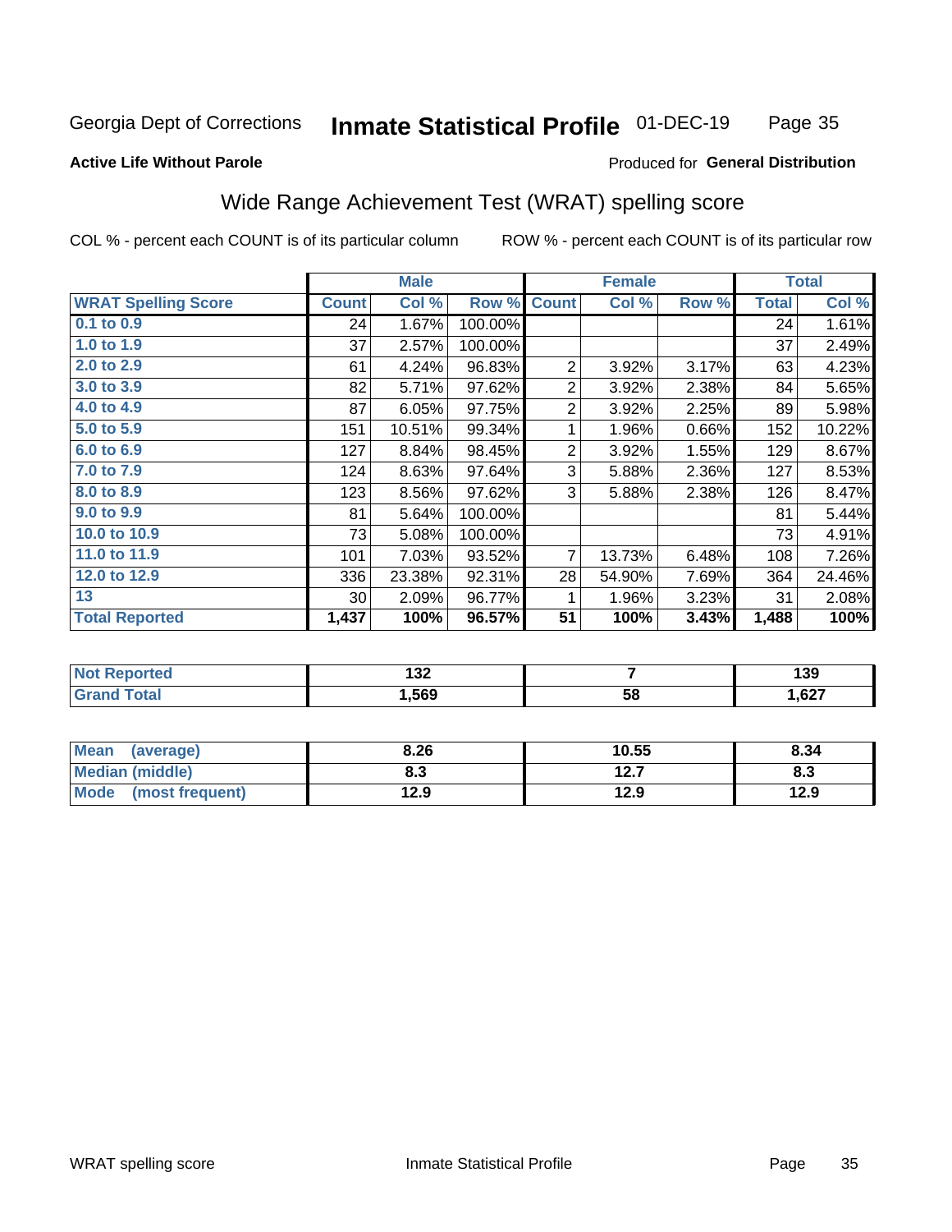Georgia Dept of Corrections **Inmate Statistical Profile** 01-DEC-19

**Active Life Without Parole**

Produced for **General Distribution**

## Wide Range Achievement Test (WRAT) spelling score

COL % - percent each COUNT is of its particular column ROW % - percent each COUNT is of its particular row

| | Male | | | Female | | | Total | |
|---|---|---|---|---|---|---|---|---|
| **WRAT Spelling Score** | **Count** | **Col %** | **Row %** | **Count** | **Col %** | **Row %** | **Total** | **Col %** |
| 0.1 to 0.9 | 24 | 1.67% | 100.00% | | | | 24 | 1.61% |
| 1.0 to 1.9 | 37 | 2.57% | 100.00% | | | | 37 | 2.49% |
| 2.0 to 2.9 | 61 | 4.24% | 96.83% | 2 | 3.92% | 3.17% | 63 | 4.23% |
| 3.0 to 3.9 | 82 | 5.71% | 97.62% | 2 | 3.92% | 2.38% | 84 | 5.65% |
| 4.0 to 4.9 | 87 | 6.05% | 97.75% | 2 | 3.92% | 2.25% | 89 | 5.98% |
| 5.0 to 5.9 | 151 | 10.51% | 99.34% | 1 | 1.96% | 0.66% | 152 | 10.22% |
| 6.0 to 6.9 | 127 | 8.84% | 98.45% | 2 | 3.92% | 1.55% | 129 | 8.67% |
| 7.0 to 7.9 | 124 | 8.63% | 97.64% | 3 | 5.88% | 2.36% | 127 | 8.53% |
| 8.0 to 8.9 | 123 | 8.56% | 97.62% | 3 | 5.88% | 2.38% | 126 | 8.47% |
| 9.0 to 9.9 | 81 | 5.64% | 100.00% | | | | 81 | 5.44% |
| 10.0 to 10.9 | 73 | 5.08% | 100.00% | | | | 73 | 4.91% |
| 11.0 to 11.9 | 101 | 7.03% | 93.52% | 7 | 13.73% | 6.48% | 108 | 7.26% |
| 12.0 to 12.9 | 336 | 23.38% | 92.31% | 28 | 54.90% | 7.69% | 364 | 24.46% |
| 13 | 30 | 2.09% | 96.77% | 1 | 1.96% | 3.23% | 31 | 2.08% |
| **Total Reported** | **1,437** | **100%** | **96.57%** | **51** | **100%** | **3.43%** | **1,488** | **100%** |

| | Male | Female | Total |
|---|---|---|---|
| Not Reported | 132 | 7 | 139 |
| Grand Total | 1,569 | 58 | 1,627 |

| | Male | Female | Total |
|---|---|---|---|
| Mean (average) | 8.26 | 10.55 | 8.34 |
| Median (middle) | 8.3 | 12.7 | 8.3 |
| Mode (most frequent) | 12.9 | 12.9 | 12.9 |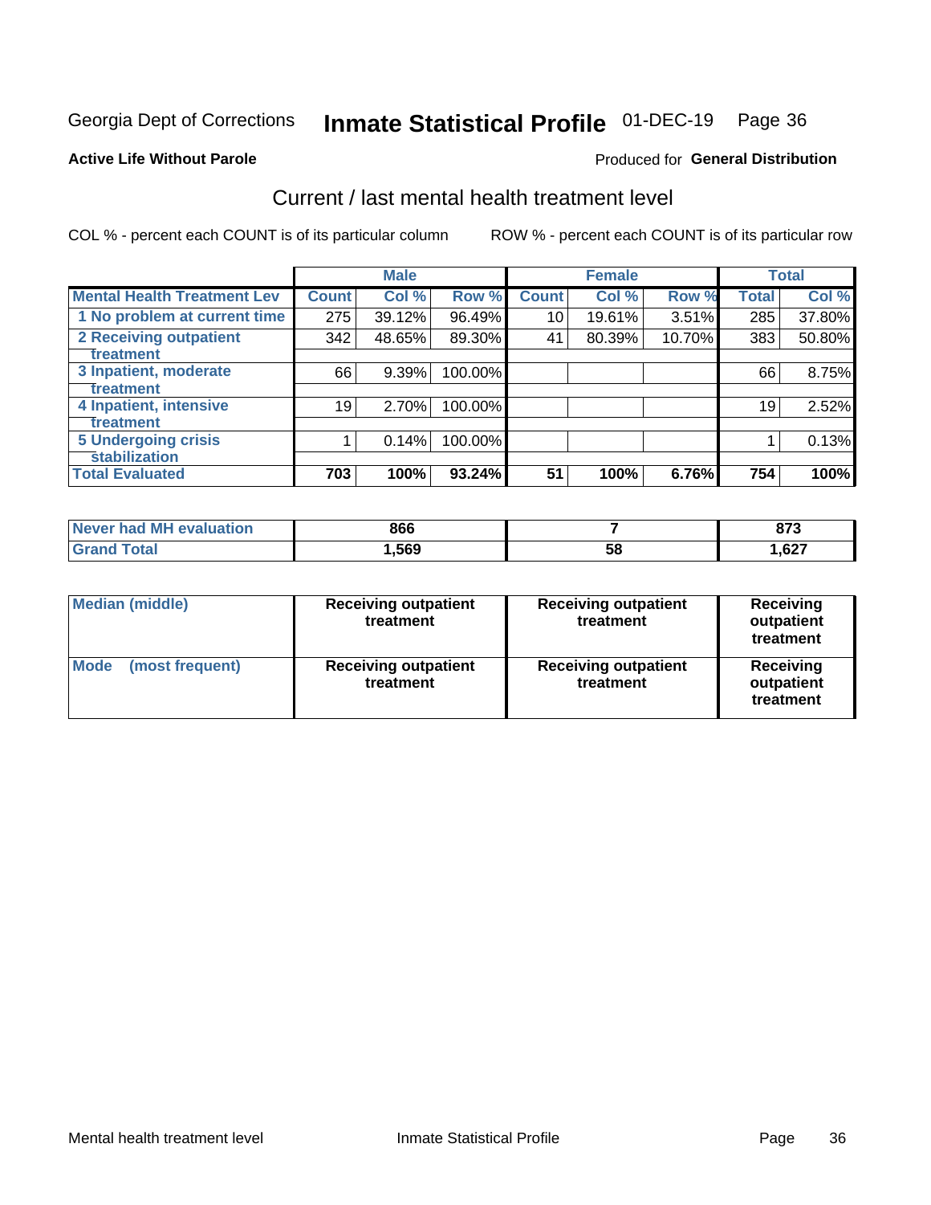Georgia Dept of Corrections **Inmate Statistical Profile** 01-DEC-19

**Active Life Without Parole**

Produced for **General Distribution**

## Current / last mental health treatment level

COL % - percent each COUNT is of its particular column    ROW % - percent each COUNT is of its particular row

| | Male | | | Female | | | Total | |
|---|---|---|---|---|---|---|---|---|
| **Mental Health Treatment Lev** | **Count** | **Col %** | **Row %** | **Count** | **Col %** | **Row %** | **Total** | **Col %** |
| **1 No problem at current time** | 275 | 39.12% | 96.49% | 10 | 19.61% | 3.51% | 285 | 37.80% |
| **2 Receiving outpatient treatment** | 342 | 48.65% | 89.30% | 41 | 80.39% | 10.70% | 383 | 50.80% |
| **3 Inpatient, moderate treatment** | 66 | 9.39% | 100.00% | | | | 66 | 8.75% |
| **4 Inpatient, intensive treatment** | 19 | 2.70% | 100.00% | | | | 19 | 2.52% |
| **5 Undergoing crisis stabilization** | 1 | 0.14% | 100.00% | | | | 1 | 0.13% |
| **Total Evaluated** | **703** | **100%** | **93.24%** | **51** | **100%** | **6.76%** | **754** | **100%** |

| | Male | Female | Total |
|---|---|---|---|
| **Never had MH evaluation** | **866** | **7** | **873** |
| **Grand Total** | **1,569** | **58** | **1,627** |

| | Male | Female | Total |
|---|---|---|---|
| **Median (middle)** | **Receiving outpatient treatment** | **Receiving outpatient treatment** | **Receiving outpatient treatment** |
| **Mode (most frequent)** | **Receiving outpatient treatment** | **Receiving outpatient treatment** | **Receiving outpatient treatment** |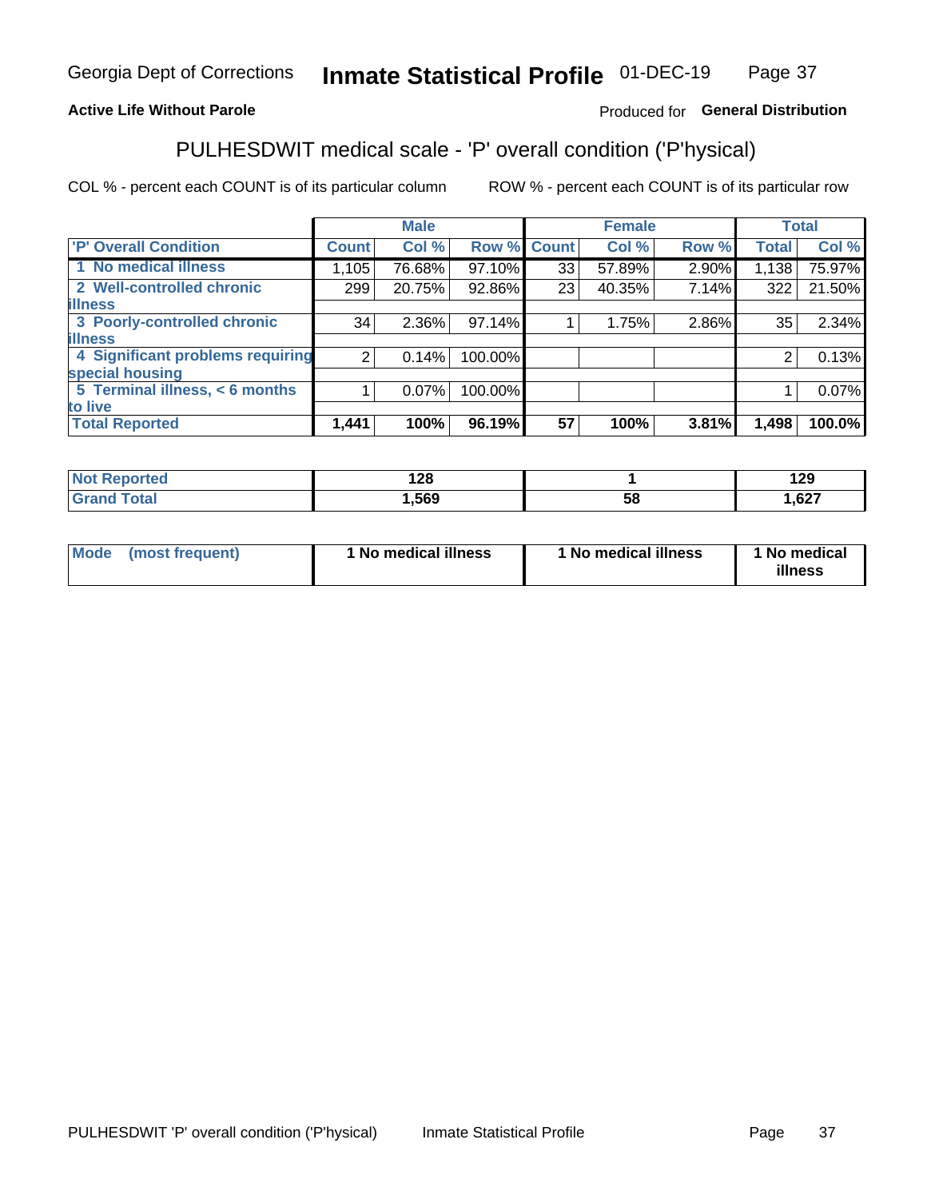Georgia Dept of Corrections **Inmate Statistical Profile** 01-DEC-19

**Active Life Without Parole**

Produced for **General Distribution**

## PULHESDWIT medical scale - 'P' overall condition ('P'hysical)

COL % - percent each COUNT is of its particular column

ROW % - percent each COUNT is of its particular row

| | Male | | | Female | | | Total | |
|---|---|---|---|---|---|---|---|---|
| 'P' Overall Condition | Count | Col % | Row % | Count | Col % | Row % | Total | Col % |
| 1 No medical illness | 1,105 | 76.68% | 97.10% | 33 | 57.89% | 2.90% | 1,138 | 75.97% |
| 2 Well-controlled chronic illness | 299 | 20.75% | 92.86% | 23 | 40.35% | 7.14% | 322 | 21.50% |
| 3 Poorly-controlled chronic illness | 34 | 2.36% | 97.14% | 1 | 1.75% | 2.86% | 35 | 2.34% |
| 4 Significant problems requiring special housing | 2 | 0.14% | 100.00% | | | | 2 | 0.13% |
| 5 Terminal illness, < 6 months to live | 1 | 0.07% | 100.00% | | | | 1 | 0.07% |
| **Total Reported** | **1,441** | **100%** | **96.19%** | **57** | **100%** | **3.81%** | **1,498** | **100.0%** |

| | Male | Female | Total |
|---|---|---|---|
| **Not Reported** | **128** | **1** | **129** |
| **Grand Total** | **1,569** | **58** | **1,627** |

| | Male | Female | Total |
|---|---|---|---|
| **Mode (most frequent)** | **1 No medical illness** | **1 No medical illness** | **1 No medical illness** |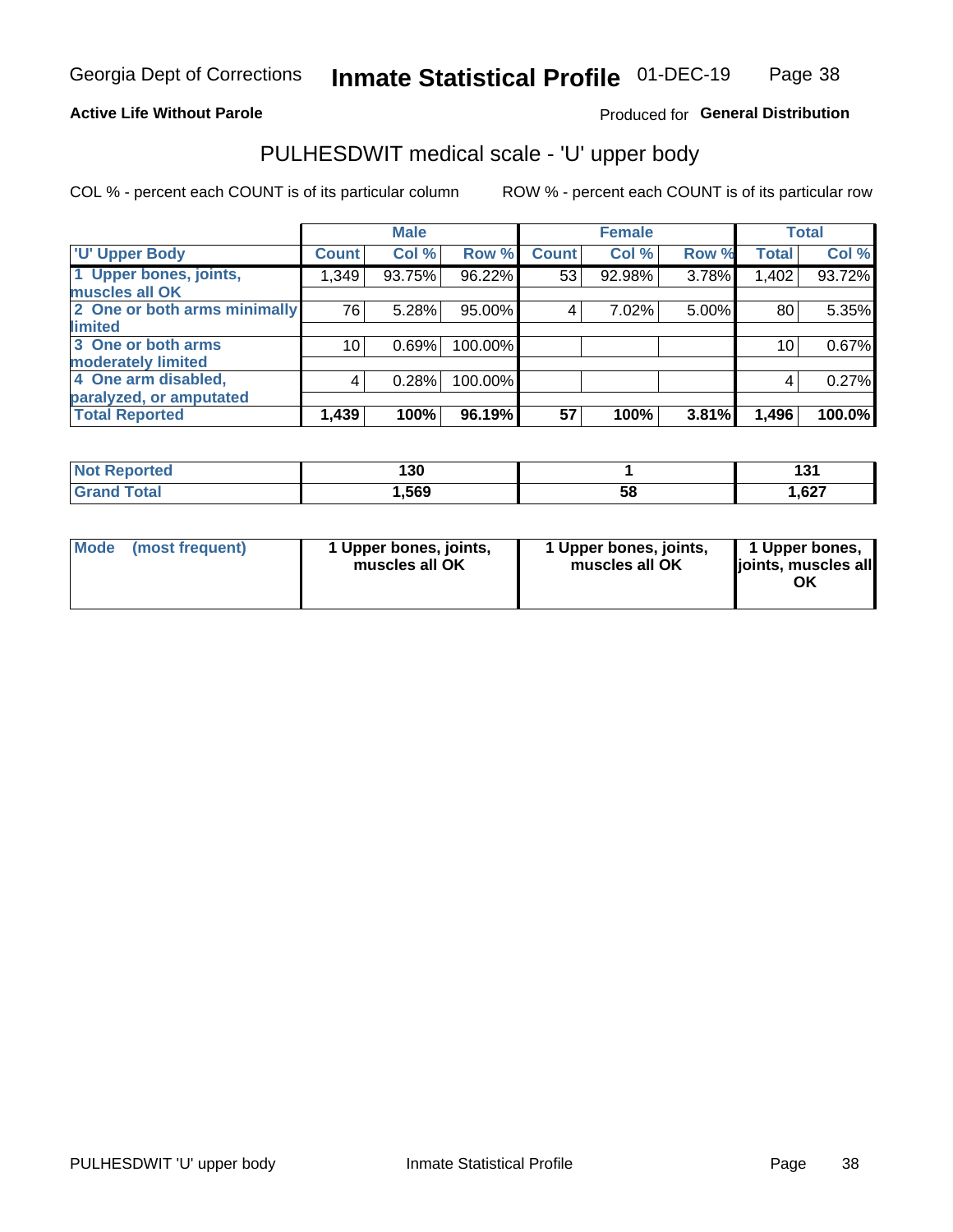Georgia Dept of Corrections **Inmate Statistical Profile** 01-DEC-19

**Active Life Without Parole**

Produced for **General Distribution**

## PULHESDWIT medical scale - 'U' upper body

COL % - percent each COUNT is of its particular column ROW % - percent each COUNT is of its particular row

| | Male | | | Female | | | Total | |
|---|---|---|---|---|---|---|---|---|
| **'U' Upper Body** | **Count** | **Col %** | **Row %** | **Count** | **Col %** | **Row %** | **Total** | **Col %** |
| 1 Upper bones, joints, muscles all OK | 1,349 | 93.75% | 96.22% | 53 | 92.98% | 3.78% | 1,402 | 93.72% |
| 2 One or both arms minimally limited | 76 | 5.28% | 95.00% | 4 | 7.02% | 5.00% | 80 | 5.35% |
| 3 One or both arms moderately limited | 10 | 0.69% | 100.00% | | | | 10 | 0.67% |
| 4 One arm disabled, paralyzed, or amputated | 4 | 0.28% | 100.00% | | | | 4 | 0.27% |
| **Total Reported** | **1,439** | **100%** | **96.19%** | **57** | **100%** | **3.81%** | **1,496** | **100.0%** |

| | Male | Female | Total |
|---|---|---|---|
| Not Reported | 130 | 1 | 131 |
| Grand Total | 1,569 | 58 | 1,627 |

| | Male | Female | Total |
|---|---|---|---|
| Mode (most frequent) | 1 Upper bones, joints, muscles all OK | 1 Upper bones, joints, muscles all OK | 1 Upper bones, joints, muscles all OK |

PULHESDWIT 'U' upper body Inmate Statistical Profile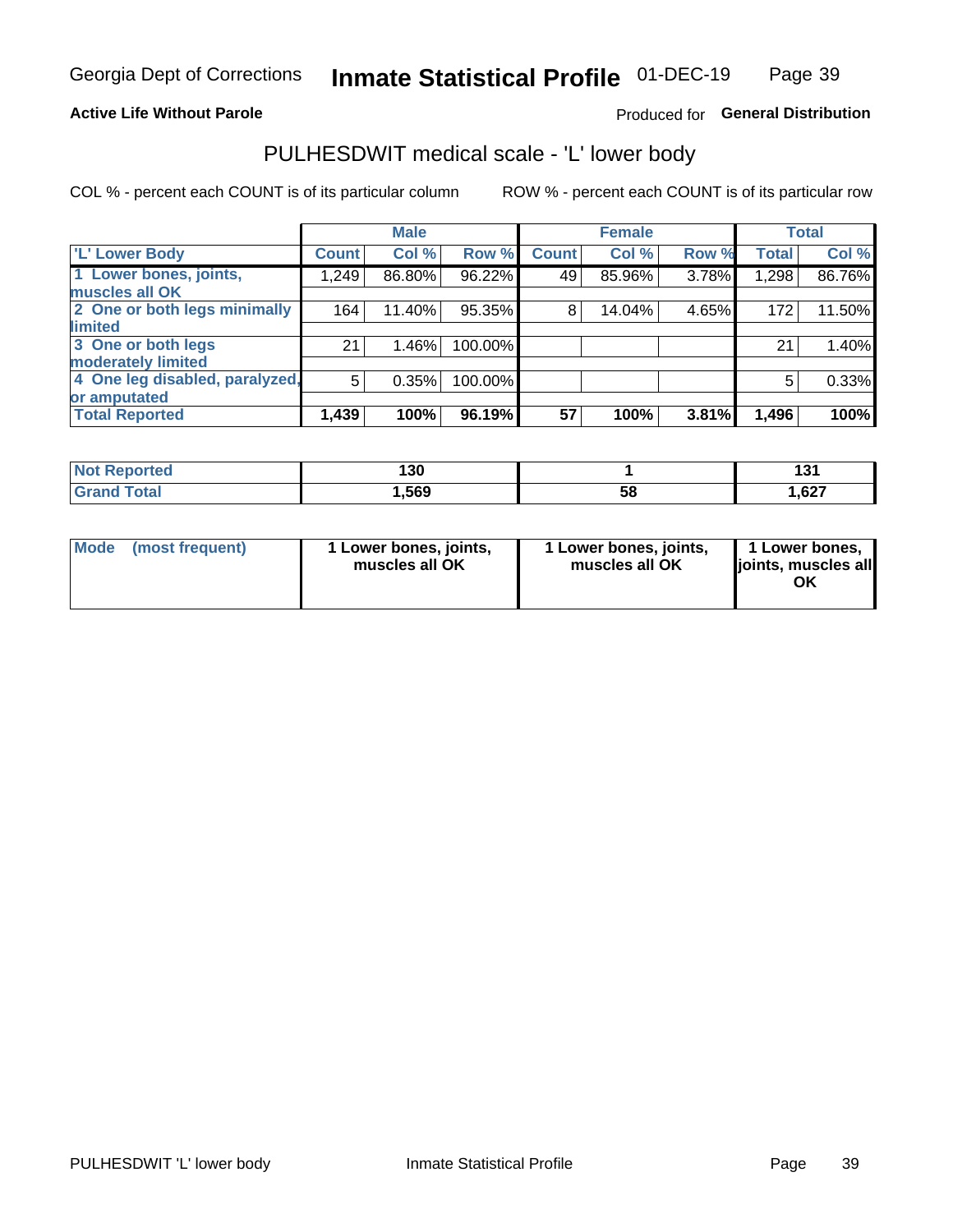Georgia Dept of Corrections **Inmate Statistical Profile** 01-DEC-19

**Active Life Without Parole** Produced for **General Distribution**

## PULHESDWIT medical scale - 'L' lower body

COL % - percent each COUNT is of its particular column ROW % - percent each COUNT is of its particular row

| | Male | | | Female | | | Total | |
|---|---|---|---|---|---|---|---|---|
| 'L' Lower Body | Count | Col % | Row % | Count | Col % | Row % | Total | Col % |
| 1 Lower bones, joints, muscles all OK | 1,249 | 86.80% | 96.22% | 49 | 85.96% | 3.78% | 1,298 | 86.76% |
| 2 One or both legs minimally limited | 164 | 11.40% | 95.35% | 8 | 14.04% | 4.65% | 172 | 11.50% |
| 3 One or both legs moderately limited | 21 | 1.46% | 100.00% | | | | 21 | 1.40% |
| 4 One leg disabled, paralyzed, or amputated | 5 | 0.35% | 100.00% | | | | 5 | 0.33% |
| **Total Reported** | **1,439** | **100%** | **96.19%** | **57** | **100%** | **3.81%** | **1,496** | **100%** |

| | Male | Female | Total |
|---|---|---|---|
| Not Reported | 130 | 1 | 131 |
| Grand Total | 1,569 | 58 | 1,627 |

| | Male | Female | Total |
|---|---|---|---|
| Mode (most frequent) | 1 Lower bones, joints, muscles all OK | 1 Lower bones, joints, muscles all OK | 1 Lower bones, joints, muscles all OK |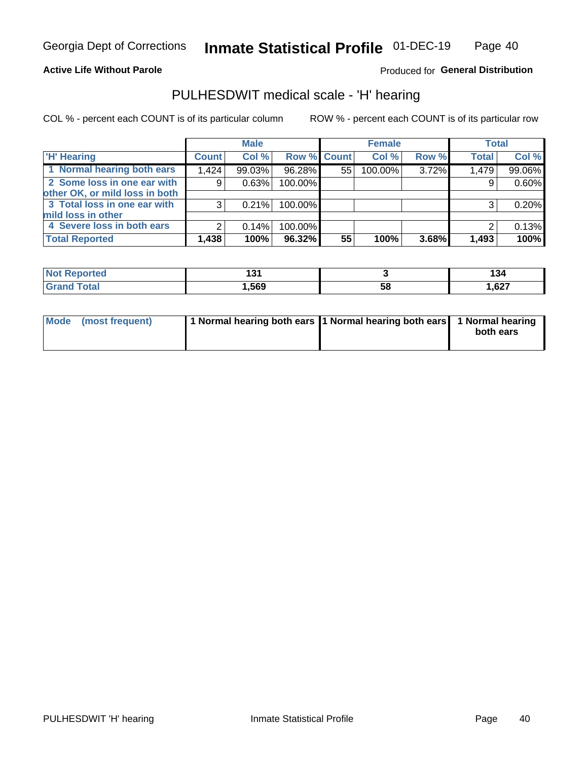Georgia Dept of Corrections **Inmate Statistical Profile** 01-DEC-19

**Active Life Without Parole**

Produced for **General Distribution**

## PULHESDWIT medical scale - 'H' hearing

COL % - percent each COUNT is of its particular column

ROW % - percent each COUNT is of its particular row

| | Male | | | Female | | | Total | |
|---|---|---|---|---|---|---|---|---|
| 'H' Hearing | Count | Col % | Row % | Count | Col % | Row % | Total | Col % |
| 1 Normal hearing both ears | 1,424 | 99.03% | 96.28% | 55 | 100.00% | 3.72% | 1,479 | 99.06% |
| 2 Some loss in one ear with other OK, or mild loss in both | 9 | 0.63% | 100.00% | | | | 9 | 0.60% |
| 3 Total loss in one ear with mild loss in other | 3 | 0.21% | 100.00% | | | | 3 | 0.20% |
| 4 Severe loss in both ears | 2 | 0.14% | 100.00% | | | | 2 | 0.13% |
| **Total Reported** | **1,438** | **100%** | **96.32%** | **55** | **100%** | **3.68%** | **1,493** | **100%** |

| | Male | Female | Total |
|---|---|---|---|
| Not Reported | 131 | 3 | 134 |
| Grand Total | 1,569 | 58 | 1,627 |

| | Male | Female | Total |
|---|---|---|---|
| Mode (most frequent) | 1 Normal hearing both ears | 1 Normal hearing both ears | 1 Normal hearing both ears |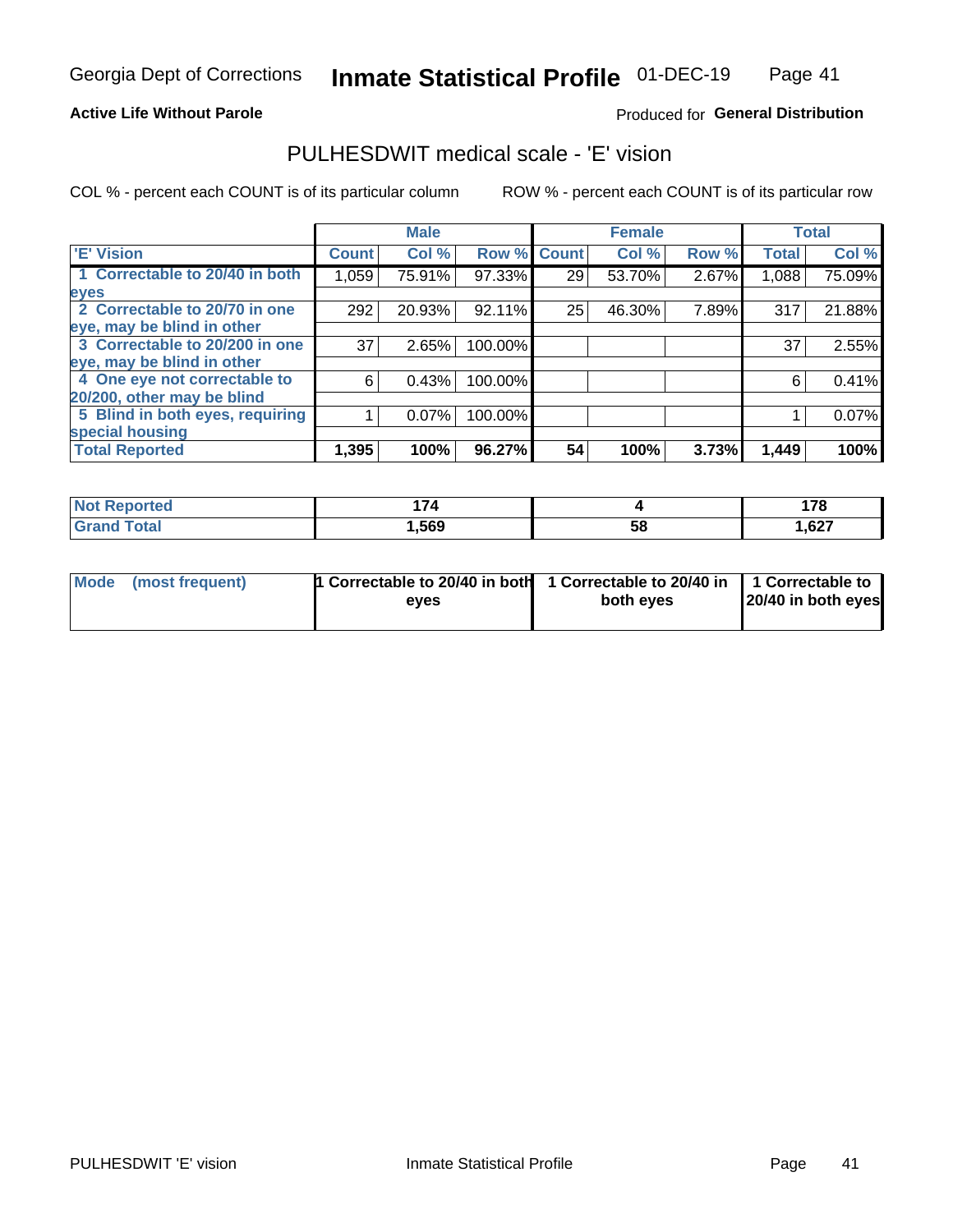Georgia Dept of Corrections **Inmate Statistical Profile** 01-DEC-19

**Active Life Without Parole**

Produced for **General Distribution**

## PULHESDWIT medical scale - 'E' vision

COL % - percent each COUNT is of its particular column ROW % - percent each COUNT is of its particular row

| | Male | | | Female | | | Total | |
|---|---|---|---|---|---|---|---|---|
| 'E' Vision | Count | Col % | Row % | Count | Col % | Row % | Total | Col % |
| 1 Correctable to 20/40 in both eyes | 1,059 | 75.91% | 97.33% | 29 | 53.70% | 2.67% | 1,088 | 75.09% |
| 2 Correctable to 20/70 in one eye, may be blind in other | 292 | 20.93% | 92.11% | 25 | 46.30% | 7.89% | 317 | 21.88% |
| 3 Correctable to 20/200 in one eye, may be blind in other | 37 | 2.65% | 100.00% | | | | 37 | 2.55% |
| 4 One eye not correctable to 20/200, other may be blind | 6 | 0.43% | 100.00% | | | | 6 | 0.41% |
| 5 Blind in both eyes, requiring special housing | 1 | 0.07% | 100.00% | | | | 1 | 0.07% |
| **Total Reported** | **1,395** | **100%** | **96.27%** | **54** | **100%** | **3.73%** | **1,449** | **100%** |

| | Male | Female | Total |
|---|---|---|---|
| **Not Reported** | **174** | **4** | **178** |
| **Grand Total** | **1,569** | **58** | **1,627** |

| | Male | Female | Total |
|---|---|---|---|
| **Mode (most frequent)** | **1 Correctable to 20/40 in both eyes** | **1 Correctable to 20/40 in both eyes** | **1 Correctable to 20/40 in both eyes** |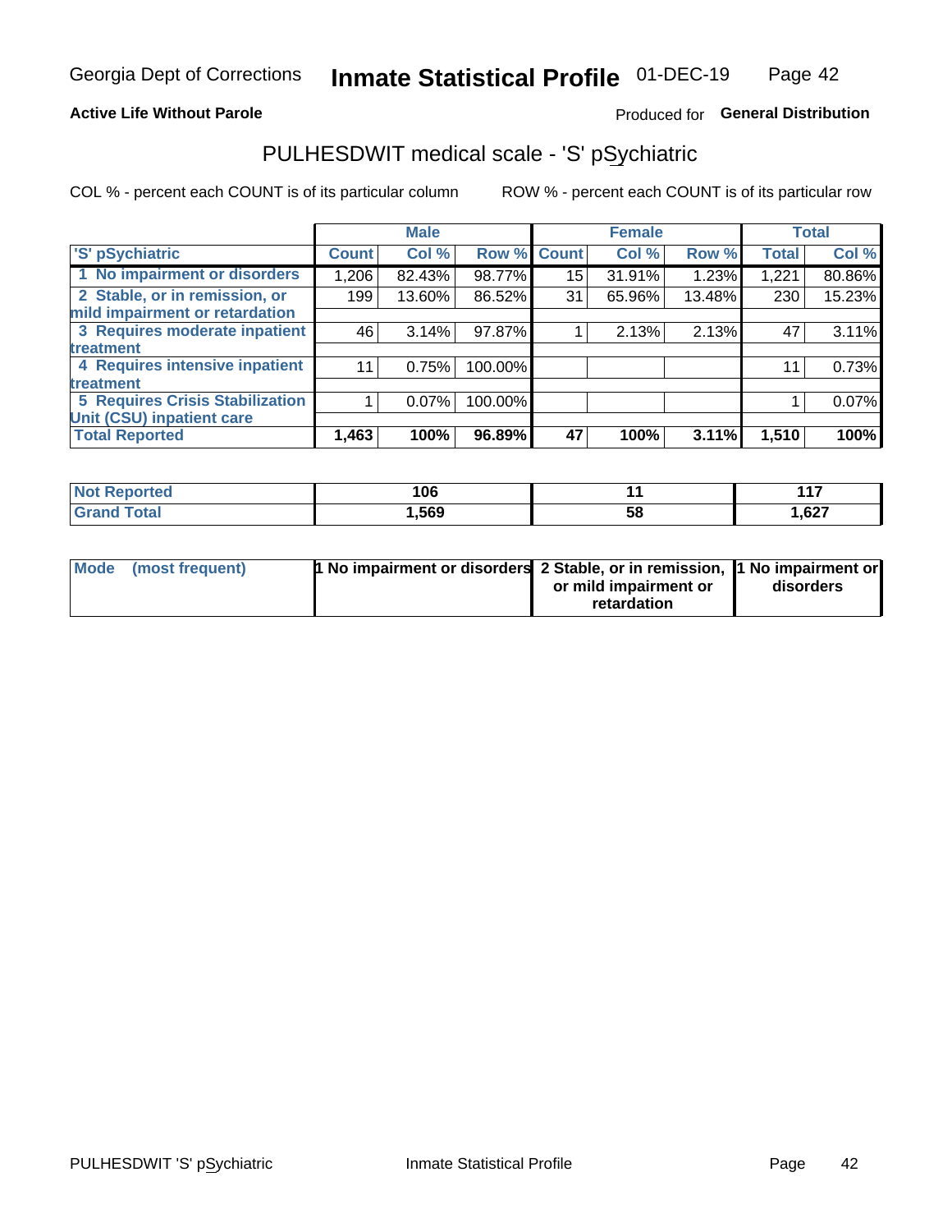Georgia Dept of Corrections **Inmate Statistical Profile** 01-DEC-19

**Active Life Without Parole**

Produced for **General Distribution**

## PULHESDWIT medical scale - 'S' pSychiatric

COL % - percent each COUNT is of its particular column

ROW % - percent each COUNT is of its particular row

| 'S' pSychiatric | Male Count | Male Col % | Male Row % | Female Count | Female Col % | Female Row % | Total | Total Col % |
|---|---|---|---|---|---|---|---|---|
| 1 No impairment or disorders | 1,206 | 82.43% | 98.77% | 15 | 31.91% | 1.23% | 1,221 | 80.86% |
| 2 Stable, or in remission, or mild impairment or retardation | 199 | 13.60% | 86.52% | 31 | 65.96% | 13.48% | 230 | 15.23% |
| 3 Requires moderate inpatient treatment | 46 | 3.14% | 97.87% | 1 | 2.13% | 2.13% | 47 | 3.11% |
| 4 Requires intensive inpatient treatment | 11 | 0.75% | 100.00% | | | | 11 | 0.73% |
| 5 Requires Crisis Stabilization Unit (CSU) inpatient care | 1 | 0.07% | 100.00% | | | | 1 | 0.07% |
| **Total Reported** | **1,463** | **100%** | **96.89%** | **47** | **100%** | **3.11%** | **1,510** | **100%** |

| | Male | Female | Total |
|---|---|---|---|
| Not Reported | 106 | 11 | 117 |
| Grand Total | 1,569 | 58 | 1,627 |

| | Male | Female | Total |
|---|---|---|---|
| Mode (most frequent) | 1 No impairment or disorders | 2 Stable, or in remission, or mild impairment or retardation | 1 No impairment or disorders |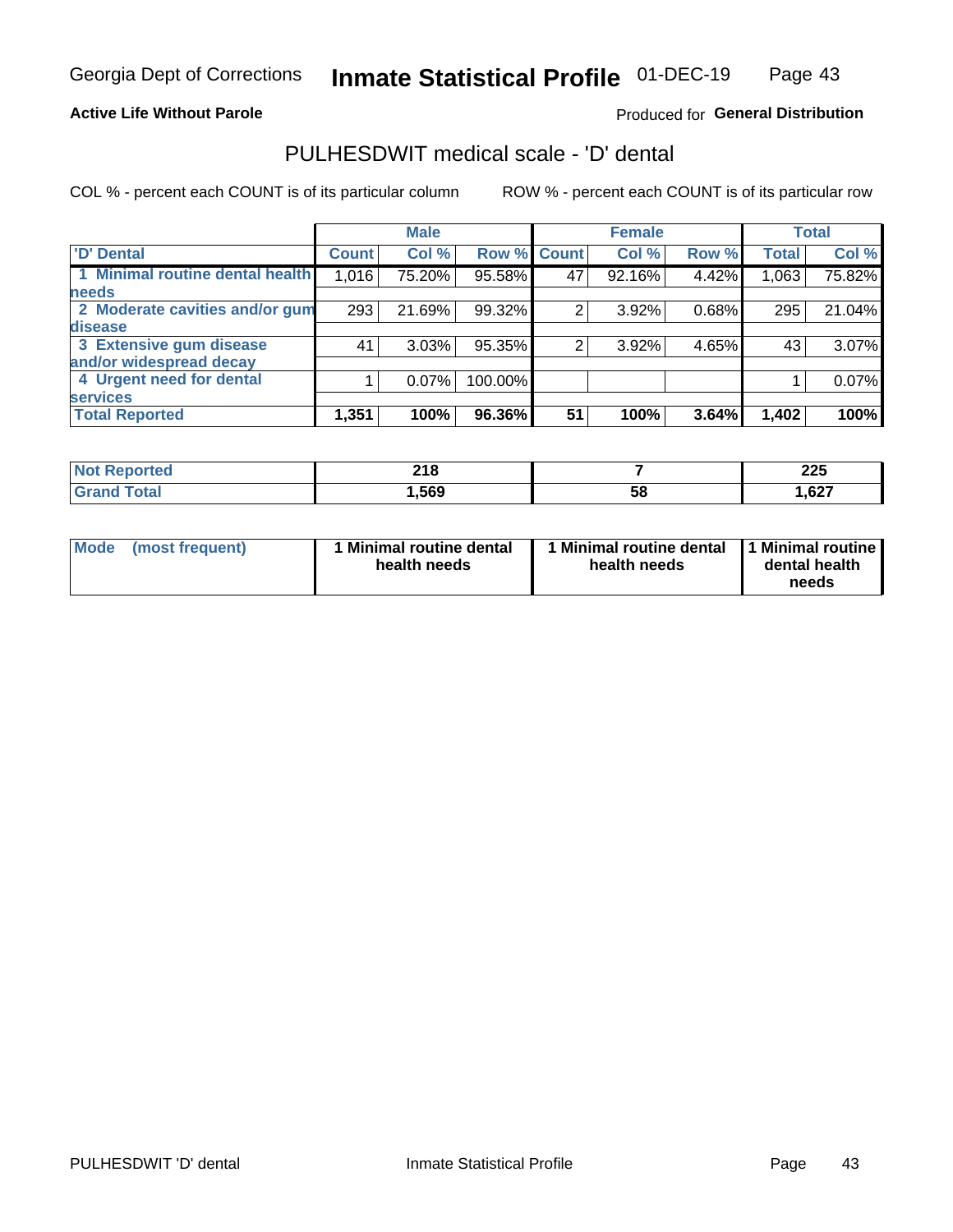Georgia Dept of Corrections **Inmate Statistical Profile** 01-DEC-19

**Active Life Without Parole**

Produced for **General Distribution**

## PULHESDWIT medical scale - 'D' dental

COL % - percent each COUNT is of its particular column

ROW % - percent each COUNT is of its particular row

| | Male | | | Female | | | Total | |
|---|---|---|---|---|---|---|---|---|
| **'D' Dental** | **Count** | **Col %** | **Row %** | **Count** | **Col %** | **Row %** | **Total** | **Col %** |
| **1 Minimal routine dental health needs** | 1,016 | 75.20% | 95.58% | 47 | 92.16% | 4.42% | 1,063 | 75.82% |
| **2 Moderate cavities and/or gum disease** | 293 | 21.69% | 99.32% | 2 | 3.92% | 0.68% | 295 | 21.04% |
| **3 Extensive gum disease and/or widespread decay** | 41 | 3.03% | 95.35% | 2 | 3.92% | 4.65% | 43 | 3.07% |
| **4 Urgent need for dental services** | 1 | 0.07% | 100.00% | | | | 1 | 0.07% |
| **Total Reported** | **1,351** | **100%** | **96.36%** | **51** | **100%** | **3.64%** | **1,402** | **100%** |

| | Male | Female | Total |
|---|---|---|---|
| **Not Reported** | **218** | **7** | **225** |
| **Grand Total** | **1,569** | **58** | **1,627** |

| | Male | Female | Total |
|---|---|---|---|
| **Mode (most frequent)** | **1 Minimal routine dental health needs** | **1 Minimal routine dental health needs** | **1 Minimal routine dental health needs** |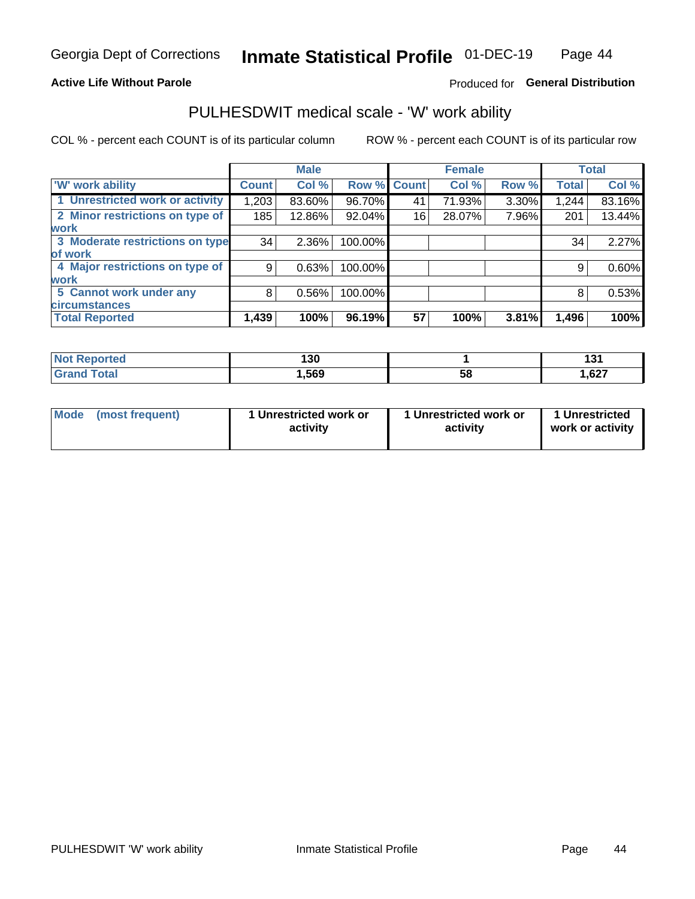Georgia Dept of Corrections **Inmate Statistical Profile** 01-DEC-19

**Active Life Without Parole**

Produced for **General Distribution**

## PULHESDWIT medical scale - 'W' work ability

COL % - percent each COUNT is of its particular column ROW % - percent each COUNT is of its particular row

| | Male | | | Female | | | Total | |
|---|---|---|---|---|---|---|---|---|
| 'W' work ability | Count | Col % | Row % | Count | Col % | Row % | Total | Col % |
| 1 Unrestricted work or activity | 1,203 | 83.60% | 96.70% | 41 | 71.93% | 3.30% | 1,244 | 83.16% |
| 2 Minor restrictions on type of work | 185 | 12.86% | 92.04% | 16 | 28.07% | 7.96% | 201 | 13.44% |
| 3 Moderate restrictions on type of work | 34 | 2.36% | 100.00% | | | | 34 | 2.27% |
| 4 Major restrictions on type of work | 9 | 0.63% | 100.00% | | | | 9 | 0.60% |
| 5 Cannot work under any circumstances | 8 | 0.56% | 100.00% | | | | 8 | 0.53% |
| **Total Reported** | **1,439** | **100%** | **96.19%** | **57** | **100%** | **3.81%** | **1,496** | **100%** |

| | Male | Female | Total |
|---|---|---|---|
| Not Reported | 130 | 1 | 131 |
| Grand Total | 1,569 | 58 | 1,627 |

| | Male | Female | Total |
|---|---|---|---|
| Mode (most frequent) | 1 Unrestricted work or activity | 1 Unrestricted work or activity | 1 Unrestricted work or activity |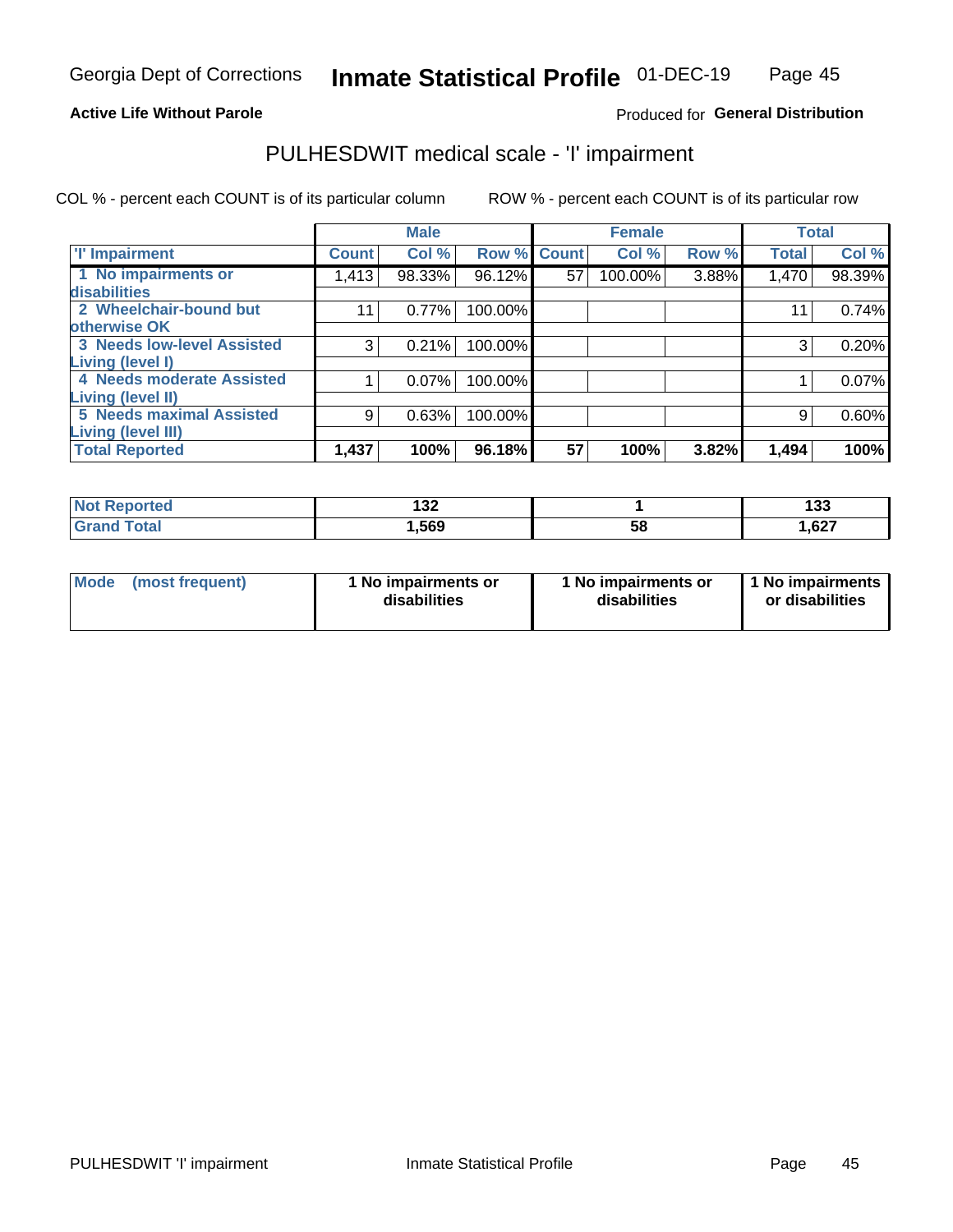Georgia Dept of Corrections **Inmate Statistical Profile** 01-DEC-19

**Active Life Without Parole**

Produced for **General Distribution**

# PULHESDWIT medical scale - 'I' impairment

COL % - percent each COUNT is of its particular column

ROW % - percent each COUNT is of its particular row

| | Male | | | Female | | | Total | |
|---|---|---|---|---|---|---|---|---|
| 'I' Impairment | Count | Col % | Row % | Count | Col % | Row % | Total | Col % |
| 1 No impairments or disabilities | 1,413 | 98.33% | 96.12% | 57 | 100.00% | 3.88% | 1,470 | 98.39% |
| 2 Wheelchair-bound but otherwise OK | 11 | 0.77% | 100.00% | | | | 11 | 0.74% |
| 3 Needs low-level Assisted Living (level I) | 3 | 0.21% | 100.00% | | | | 3 | 0.20% |
| 4 Needs moderate Assisted Living (level II) | 1 | 0.07% | 100.00% | | | | 1 | 0.07% |
| 5 Needs maximal Assisted Living (level III) | 9 | 0.63% | 100.00% | | | | 9 | 0.60% |
| **Total Reported** | **1,437** | **100%** | **96.18%** | **57** | **100%** | **3.82%** | **1,494** | **100%** |

| | Male | Female | Total |
|---|---|---|---|
| Not Reported | 132 | 1 | 133 |
| Grand Total | 1,569 | 58 | 1,627 |

| Mode (most frequent) | 1 No impairments or disabilities | 1 No impairments or disabilities | 1 No impairments or disabilities |
|---|---|---|---|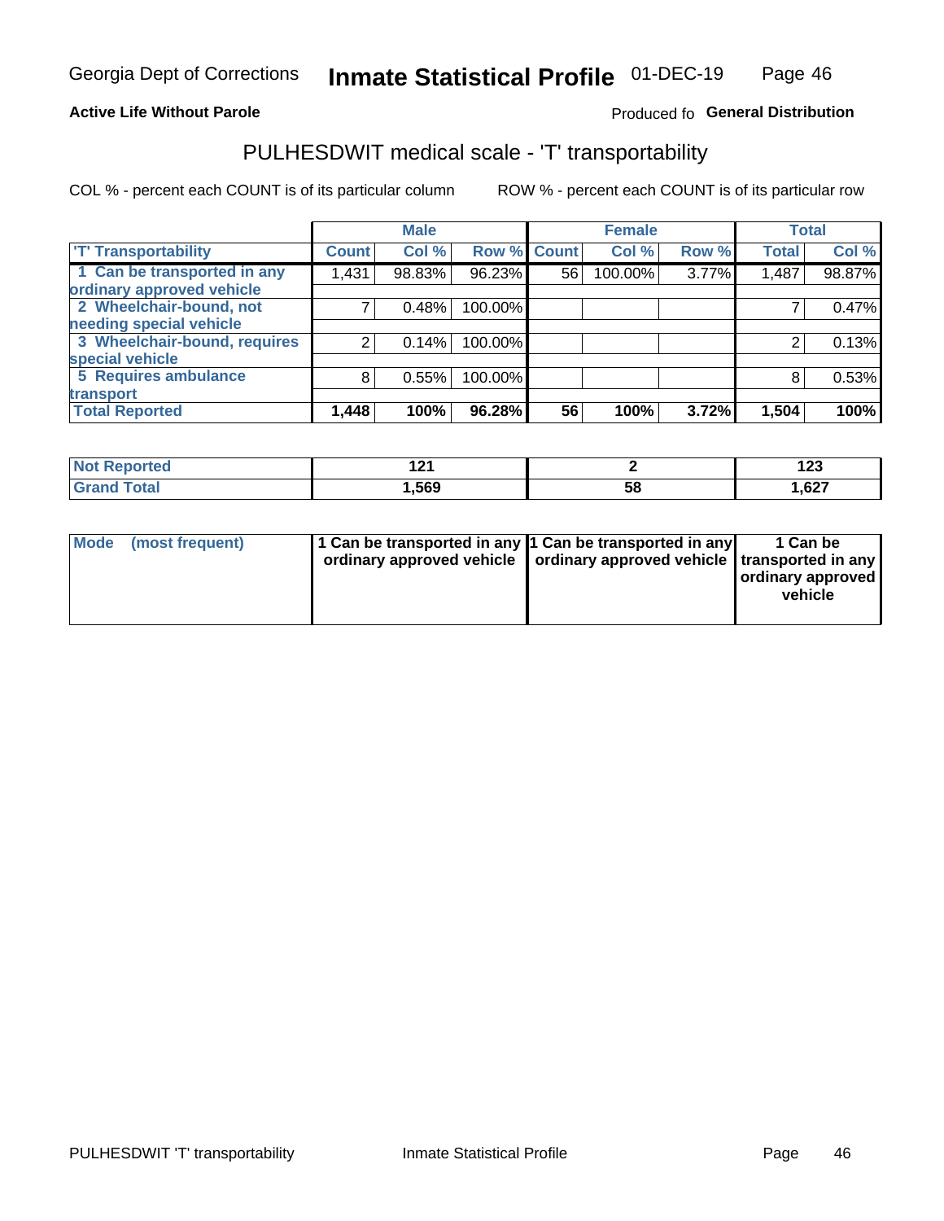Georgia Dept of Corrections **Inmate Statistical Profile** 01-DEC-19

**Active Life Without Parole**

Produced fo **General Distribution**

## PULHESDWIT medical scale - 'T' transportability

COL % - percent each COUNT is of its particular column ROW % - percent each COUNT is of its particular row

| | Male | | | Female | | | Total | |
|---|---|---|---|---|---|---|---|---|
| 'T' Transportability | Count | Col % | Row % | Count | Col % | Row % | Total | Col % |
| 1 Can be transported in any ordinary approved vehicle | 1,431 | 98.83% | 96.23% | 56 | 100.00% | 3.77% | 1,487 | 98.87% |
| 2 Wheelchair-bound, not needing special vehicle | 7 | 0.48% | 100.00% | | | | 7 | 0.47% |
| 3 Wheelchair-bound, requires special vehicle | 2 | 0.14% | 100.00% | | | | 2 | 0.13% |
| 5 Requires ambulance transport | 8 | 0.55% | 100.00% | | | | 8 | 0.53% |
| **Total Reported** | **1,448** | **100%** | **96.28%** | **56** | **100%** | **3.72%** | **1,504** | **100%** |

| | Male | Female | Total |
|---|---|---|---|
| Not Reported | 121 | 2 | 123 |
| Grand Total | 1,569 | 58 | 1,627 |

| | Male | Female | Total |
|---|---|---|---|
| Mode (most frequent) | 1 Can be transported in any ordinary approved vehicle | 1 Can be transported in any ordinary approved vehicle | 1 Can be transported in any ordinary approved vehicle |

PULHESDWIT 'T' transportability Inmate Statistical Profile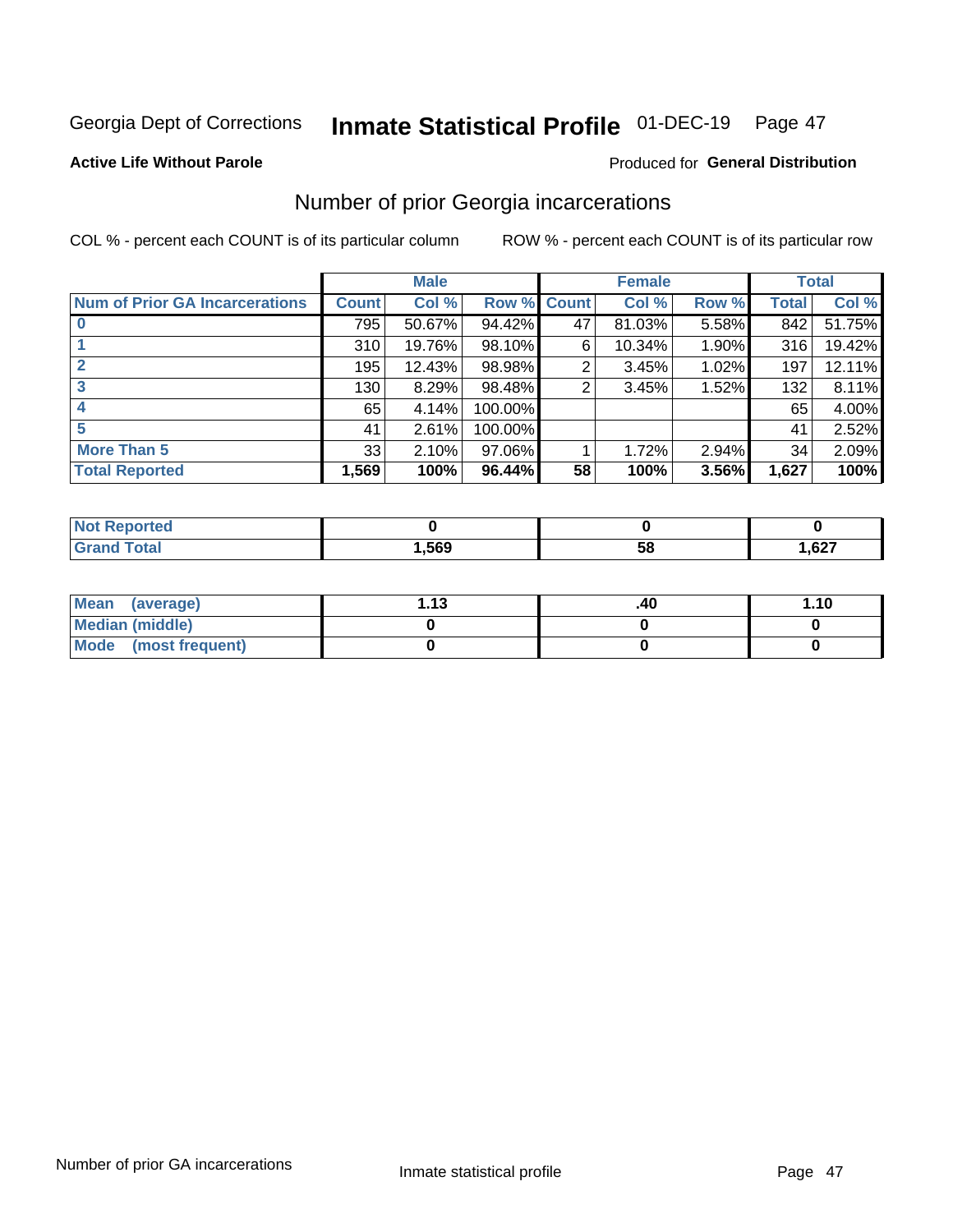Georgia Dept of Corrections **Inmate Statistical Profile** 01-DEC-19

**Active Life Without Parole**

Produced for **General Distribution**

## Number of prior Georgia incarcerations

COL % - percent each COUNT is of its particular column ROW % - percent each COUNT is of its particular row

| | Male | | | Female | | | Total | |
|---|---|---|---|---|---|---|---|---|
| **Num of Prior GA Incarcerations** | **Count** | **Col %** | **Row %** | **Count** | **Col %** | **Row %** | **Total** | **Col %** |
| **0** | 795 | 50.67% | 94.42% | 47 | 81.03% | 5.58% | 842 | 51.75% |
| **1** | 310 | 19.76% | 98.10% | 6 | 10.34% | 1.90% | 316 | 19.42% |
| **2** | 195 | 12.43% | 98.98% | 2 | 3.45% | 1.02% | 197 | 12.11% |
| **3** | 130 | 8.29% | 98.48% | 2 | 3.45% | 1.52% | 132 | 8.11% |
| **4** | 65 | 4.14% | 100.00% | | | | 65 | 4.00% |
| **5** | 41 | 2.61% | 100.00% | | | | 41 | 2.52% |
| **More Than 5** | 33 | 2.10% | 97.06% | 1 | 1.72% | 2.94% | 34 | 2.09% |
| **Total Reported** | **1,569** | **100%** | **96.44%** | **58** | **100%** | **3.56%** | **1,627** | **100%** |

| | Male | Female | Total |
|---|---|---|---|
| **Not Reported** | **0** | **0** | **0** |
| **Grand Total** | **1,569** | **58** | **1,627** |

| | Male | Female | Total |
|---|---|---|---|
| **Mean (average)** | **1.13** | **.40** | **1.10** |
| **Median (middle)** | **0** | **0** | **0** |
| **Mode (most frequent)** | **0** | **0** | **0** |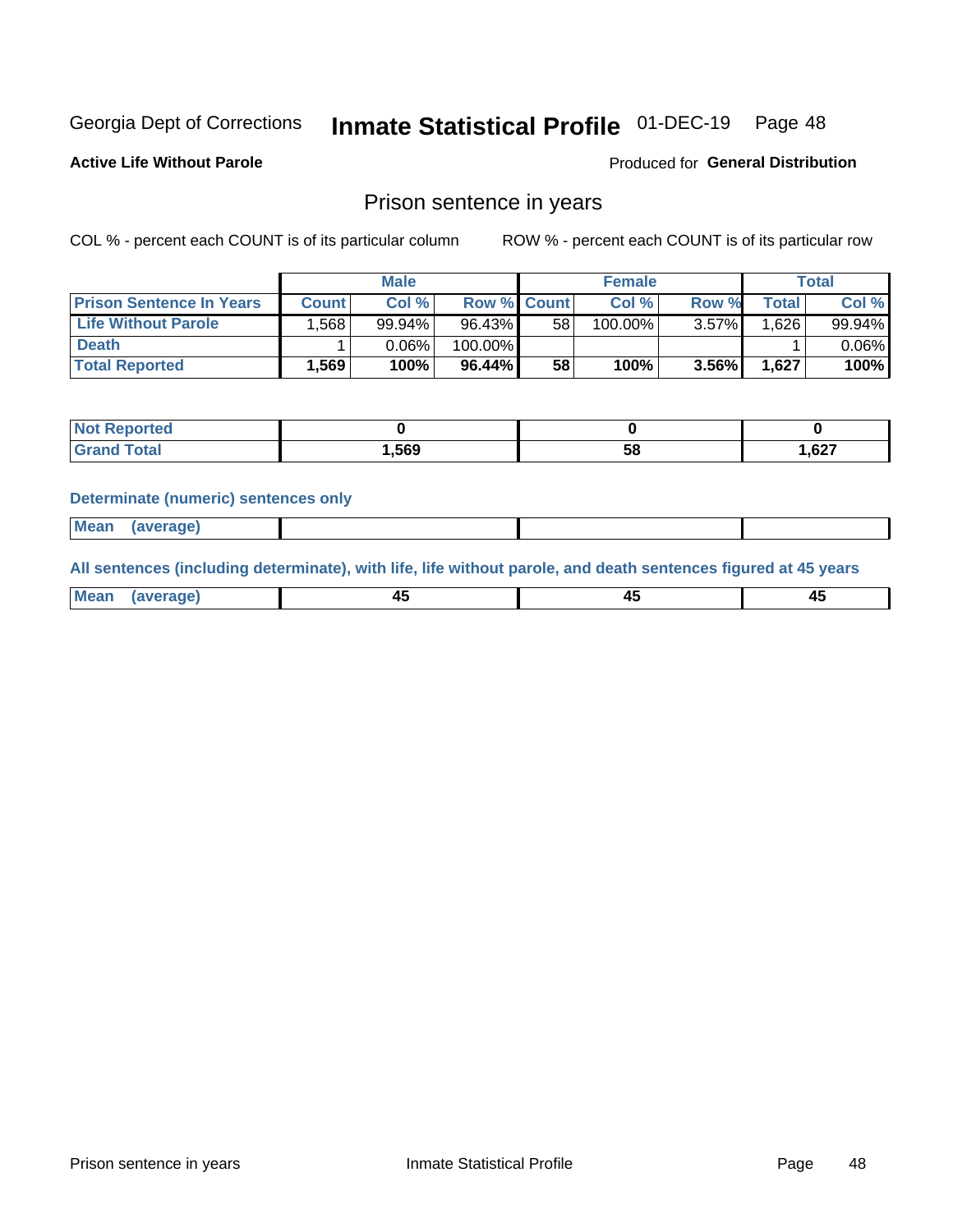Georgia Dept of Corrections **Inmate Statistical Profile** 01-DEC-19

**Active Life Without Parole**

Produced for **General Distribution**

## Prison sentence in years

COL % - percent each COUNT is of its particular column

ROW % - percent each COUNT is of its particular row

| | Male | | | Female | | | Total | |
|---|---|---|---|---|---|---|---|---|
| **Prison Sentence In Years** | **Count** | **Col %** | **Row %** | **Count** | **Col %** | **Row %** | **Total** | **Col %** |
| **Life Without Parole** | 1,568 | 99.94% | 96.43% | 58 | 100.00% | 3.57% | 1,626 | 99.94% |
| **Death** | 1 | 0.06% | 100.00% | | | | 1 | 0.06% |
| **Total Reported** | **1,569** | **100%** | **96.44%** | **58** | **100%** | **3.56%** | **1,627** | **100%** |

| | Male | Female | Total |
|---|---|---|---|
| **Not Reported** | **0** | **0** | **0** |
| **Grand Total** | **1,569** | **58** | **1,627** |

**Determinate (numeric) sentences only**

| | Male | Female | Total |
|---|---|---|---|
| **Mean (average)** | | | |

**All sentences (including determinate), with life, life without parole, and death sentences figured at 45 years**

| | Male | Female | Total |
|---|---|---|---|
| **Mean (average)** | **45** | **45** | **45** |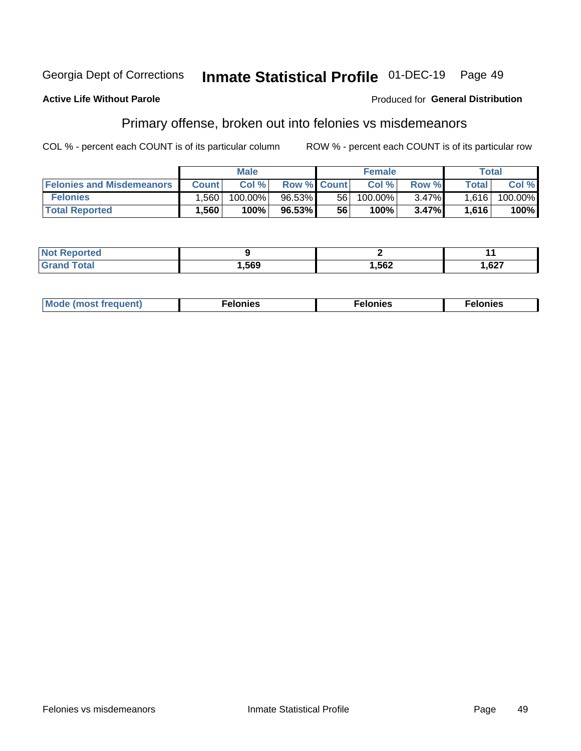Georgia Dept of Corrections **Inmate Statistical Profile** 01-DEC-19

**Active Life Without Parole** Produced for **General Distribution**

## Primary offense, broken out into felonies vs misdemeanors

COL % - percent each COUNT is of its particular column ROW % - percent each COUNT is of its particular row

| | Male | | | Female | | | Total | |
|---|---|---|---|---|---|---|---|---|
| **Felonies and Misdemeanors** | **Count** | **Col %** | **Row %** | **Count** | **Col %** | **Row %** | **Total** | **Col %** |
| **Felonies** | 1,560 | 100.00% | 96.53% | 56 | 100.00% | 3.47% | 1,616 | 100.00% |
| **Total Reported** | **1,560** | **100%** | **96.53%** | **56** | **100%** | **3.47%** | **1,616** | **100%** |

| | Male | Female | Total |
|---|---|---|---|
| **Not Reported** | **9** | **2** | **11** |
| **Grand Total** | **1,569** | **1,562** | **1,627** |

| | Male | Female | Total |
|---|---|---|---|
| **Mode (most frequent)** | **Felonies** | **Felonies** | **Felonies** |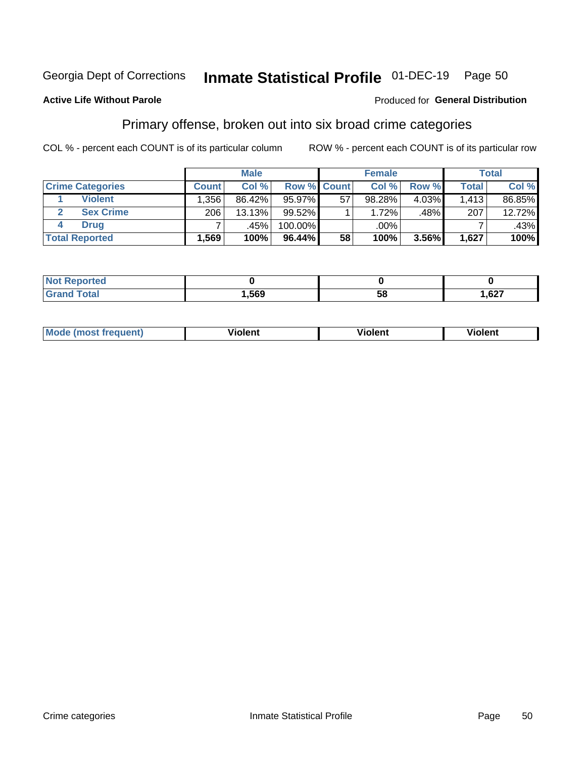Georgia Dept of Corrections **Inmate Statistical Profile** 01-DEC-19

**Active Life Without Parole**

Produced for **General Distribution**

## Primary offense, broken out into six broad crime categories

COL % - percent each COUNT is of its particular column    ROW % - percent each COUNT is of its particular row

| | | Male | | | Female | | | Total | |
|---|---|---|---|---|---|---|---|---|---|
| **Crime Categories** | | **Count** | **Col %** | **Row %** | **Count** | **Col %** | **Row %** | **Total** | **Col %** |
| 1 | **Violent** | 1,356 | 86.42% | 95.97% | 57 | 98.28% | 4.03% | 1,413 | 86.85% |
| 2 | **Sex Crime** | 206 | 13.13% | 99.52% | 1 | 1.72% | .48% | 207 | 12.72% |
| 4 | **Drug** | 7 | .45% | 100.00% | | .00% | | 7 | .43% |
| **Total Reported** | | **1,569** | **100%** | **96.44%** | **58** | **100%** | **3.56%** | **1,627** | **100%** |

| | Male | Female | Total |
|---|---|---|---|
| **Not Reported** | **0** | **0** | **0** |
| **Grand Total** | **1,569** | **58** | **1,627** |

| | Male | Female | Total |
|---|---|---|---|
| **Mode (most frequent)** | **Violent** | **Violent** | **Violent** |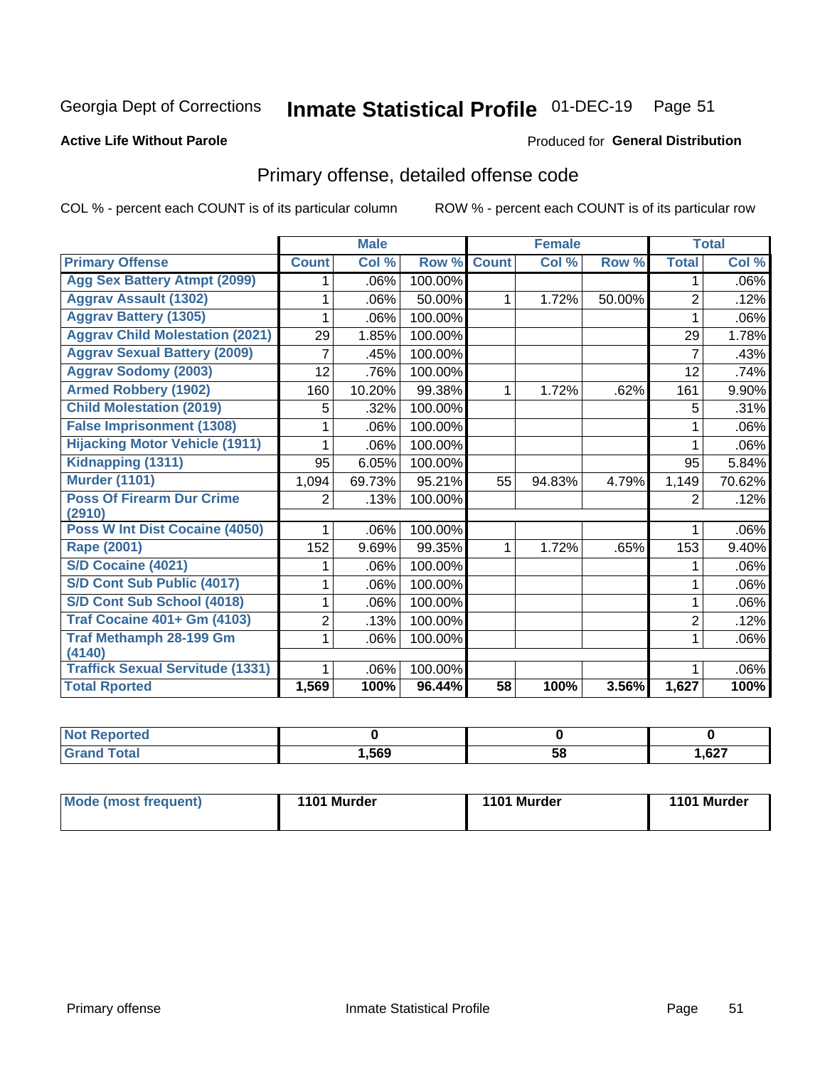Georgia Dept of Corrections **Inmate Statistical Profile** 01-DEC-19 Page 51

**Active Life Without Parole**

Produced for **General Distribution**

## Primary offense, detailed offense code

COL % - percent each COUNT is of its particular column ROW % - percent each COUNT is of its particular row

| | Male | | | Female | | | Total | |
|---|---|---|---|---|---|---|---|---|
| Primary Offense | Count | Col % | Row % | Count | Col % | Row % | Total | Col % |
| Agg Sex Battery Atmpt (2099) | 1 | .06% | 100.00% | | | | 1 | .06% |
| Aggrav Assault (1302) | 1 | .06% | 50.00% | 1 | 1.72% | 50.00% | 2 | .12% |
| Aggrav Battery (1305) | 1 | .06% | 100.00% | | | | 1 | .06% |
| Aggrav Child Molestation (2021) | 29 | 1.85% | 100.00% | | | | 29 | 1.78% |
| Aggrav Sexual Battery (2009) | 7 | .45% | 100.00% | | | | 7 | .43% |
| Aggrav Sodomy (2003) | 12 | .76% | 100.00% | | | | 12 | .74% |
| Armed Robbery (1902) | 160 | 10.20% | 99.38% | 1 | 1.72% | .62% | 161 | 9.90% |
| Child Molestation (2019) | 5 | .32% | 100.00% | | | | 5 | .31% |
| False Imprisonment (1308) | 1 | .06% | 100.00% | | | | 1 | .06% |
| Hijacking Motor Vehicle (1911) | 1 | .06% | 100.00% | | | | 1 | .06% |
| Kidnapping (1311) | 95 | 6.05% | 100.00% | | | | 95 | 5.84% |
| Murder (1101) | 1,094 | 69.73% | 95.21% | 55 | 94.83% | 4.79% | 1,149 | 70.62% |
| Poss Of Firearm Dur Crime (2910) | 2 | .13% | 100.00% | | | | 2 | .12% |
| Poss W Int Dist Cocaine (4050) | 1 | .06% | 100.00% | | | | 1 | .06% |
| Rape (2001) | 152 | 9.69% | 99.35% | 1 | 1.72% | .65% | 153 | 9.40% |
| S/D Cocaine (4021) | 1 | .06% | 100.00% | | | | 1 | .06% |
| S/D Cont Sub Public (4017) | 1 | .06% | 100.00% | | | | 1 | .06% |
| S/D Cont Sub School (4018) | 1 | .06% | 100.00% | | | | 1 | .06% |
| Traf Cocaine 401+ Gm (4103) | 2 | .13% | 100.00% | | | | 2 | .12% |
| Traf Methamph 28-199 Gm (4140) | 1 | .06% | 100.00% | | | | 1 | .06% |
| Traffick Sexual Servitude (1331) | 1 | .06% | 100.00% | | | | 1 | .06% |
| **Total Rported** | **1,569** | **100%** | **96.44%** | **58** | **100%** | **3.56%** | **1,627** | **100%** |

| | Male | Female | Total |
|---|---|---|---|
| Not Reported | **0** | **0** | **0** |
| Grand Total | **1,569** | **58** | **1,627** |

| | Male | Female | Total |
|---|---|---|---|
| Mode (most frequent) | **1101 Murder** | **1101 Murder** | **1101 Murder** |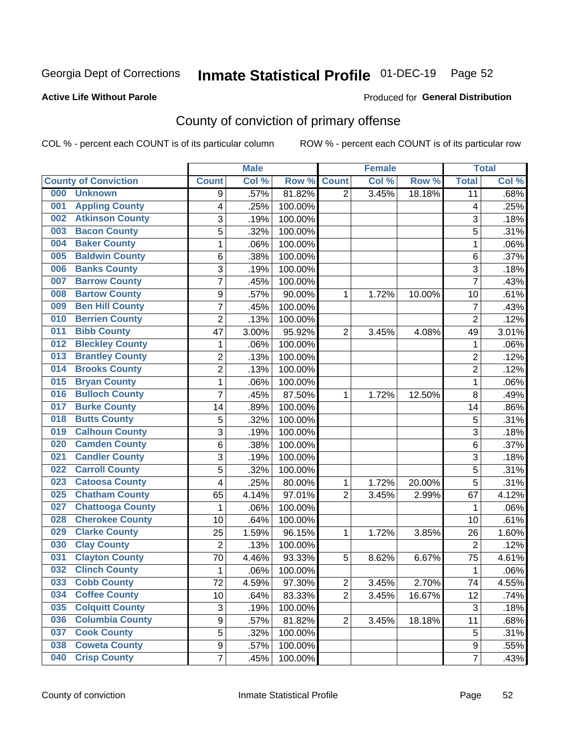Georgia Dept of Corrections **Inmate Statistical Profile** 01-DEC-19

**Active Life Without Parole**

Produced for **General Distribution**

## County of conviction of primary offense

COL % - percent each COUNT is of its particular column ROW % - percent each COUNT is of its particular row

| County of Conviction | Male | | | Female | | | Total | |
|---|---|---|---|---|---|---|---|---|
| | Count | Col % | Row % | Count | Col % | Row % | Total | Col % |
| 000 Unknown | 9 | .57% | 81.82% | 2 | 3.45% | 18.18% | 11 | .68% |
| 001 Appling County | 4 | .25% | 100.00% | | | | 4 | .25% |
| 002 Atkinson County | 3 | .19% | 100.00% | | | | 3 | .18% |
| 003 Bacon County | 5 | .32% | 100.00% | | | | 5 | .31% |
| 004 Baker County | 1 | .06% | 100.00% | | | | 1 | .06% |
| 005 Baldwin County | 6 | .38% | 100.00% | | | | 6 | .37% |
| 006 Banks County | 3 | .19% | 100.00% | | | | 3 | .18% |
| 007 Barrow County | 7 | .45% | 100.00% | | | | 7 | .43% |
| 008 Bartow County | 9 | .57% | 90.00% | 1 | 1.72% | 10.00% | 10 | .61% |
| 009 Ben Hill County | 7 | .45% | 100.00% | | | | 7 | .43% |
| 010 Berrien County | 2 | .13% | 100.00% | | | | 2 | .12% |
| 011 Bibb County | 47 | 3.00% | 95.92% | 2 | 3.45% | 4.08% | 49 | 3.01% |
| 012 Bleckley County | 1 | .06% | 100.00% | | | | 1 | .06% |
| 013 Brantley County | 2 | .13% | 100.00% | | | | 2 | .12% |
| 014 Brooks County | 2 | .13% | 100.00% | | | | 2 | .12% |
| 015 Bryan County | 1 | .06% | 100.00% | | | | 1 | .06% |
| 016 Bulloch County | 7 | .45% | 87.50% | 1 | 1.72% | 12.50% | 8 | .49% |
| 017 Burke County | 14 | .89% | 100.00% | | | | 14 | .86% |
| 018 Butts County | 5 | .32% | 100.00% | | | | 5 | .31% |
| 019 Calhoun County | 3 | .19% | 100.00% | | | | 3 | .18% |
| 020 Camden County | 6 | .38% | 100.00% | | | | 6 | .37% |
| 021 Candler County | 3 | .19% | 100.00% | | | | 3 | .18% |
| 022 Carroll County | 5 | .32% | 100.00% | | | | 5 | .31% |
| 023 Catoosa County | 4 | .25% | 80.00% | 1 | 1.72% | 20.00% | 5 | .31% |
| 025 Chatham County | 65 | 4.14% | 97.01% | 2 | 3.45% | 2.99% | 67 | 4.12% |
| 027 Chattooga County | 1 | .06% | 100.00% | | | | 1 | .06% |
| 028 Cherokee County | 10 | .64% | 100.00% | | | | 10 | .61% |
| 029 Clarke County | 25 | 1.59% | 96.15% | 1 | 1.72% | 3.85% | 26 | 1.60% |
| 030 Clay County | 2 | .13% | 100.00% | | | | 2 | .12% |
| 031 Clayton County | 70 | 4.46% | 93.33% | 5 | 8.62% | 6.67% | 75 | 4.61% |
| 032 Clinch County | 1 | .06% | 100.00% | | | | 1 | .06% |
| 033 Cobb County | 72 | 4.59% | 97.30% | 2 | 3.45% | 2.70% | 74 | 4.55% |
| 034 Coffee County | 10 | .64% | 83.33% | 2 | 3.45% | 16.67% | 12 | .74% |
| 035 Colquitt County | 3 | .19% | 100.00% | | | | 3 | .18% |
| 036 Columbia County | 9 | .57% | 81.82% | 2 | 3.45% | 18.18% | 11 | .68% |
| 037 Cook County | 5 | .32% | 100.00% | | | | 5 | .31% |
| 038 Coweta County | 9 | .57% | 100.00% | | | | 9 | .55% |
| 040 Crisp County | 7 | .45% | 100.00% | | | | 7 | .43% |

County of conviction Inmate Statistical Profile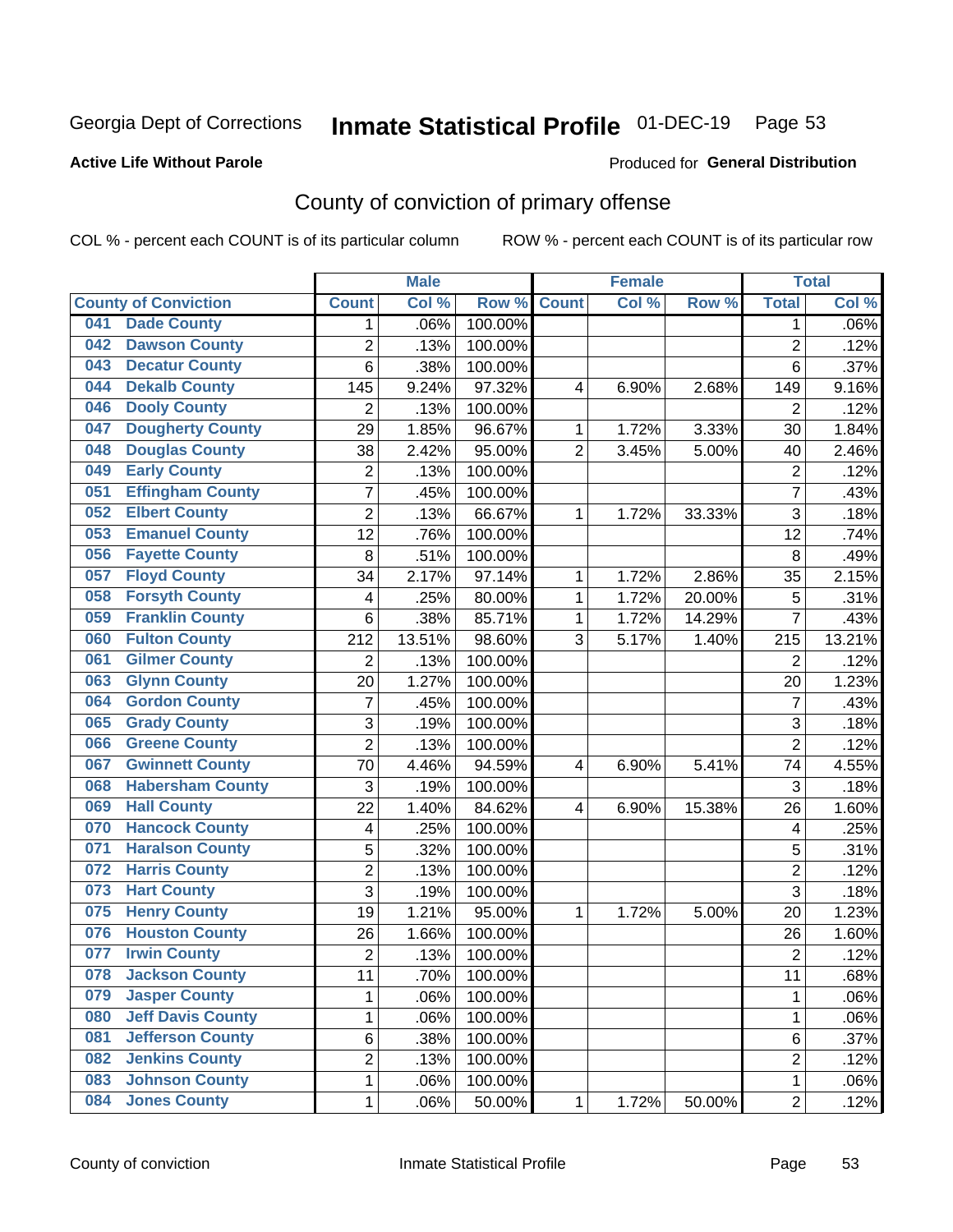Georgia Dept of Corrections **Inmate Statistical Profile** 01-DEC-19 Page 53

**Active Life Without Parole**

Produced for **General Distribution**

## County of conviction of primary offense

COL % - percent each COUNT is of its particular column ROW % - percent each COUNT is of its particular row

| County of Conviction | Male | | | Female | | | Total | |
|---|---|---|---|---|---|---|---|---|
| | Count | Col % | Row % | Count | Col % | Row % | Total | Col % |
| 041 Dade County | 1 | .06% | 100.00% | | | | 1 | .06% |
| 042 Dawson County | 2 | .13% | 100.00% | | | | 2 | .12% |
| 043 Decatur County | 6 | .38% | 100.00% | | | | 6 | .37% |
| 044 Dekalb County | 145 | 9.24% | 97.32% | 4 | 6.90% | 2.68% | 149 | 9.16% |
| 046 Dooly County | 2 | .13% | 100.00% | | | | 2 | .12% |
| 047 Dougherty County | 29 | 1.85% | 96.67% | 1 | 1.72% | 3.33% | 30 | 1.84% |
| 048 Douglas County | 38 | 2.42% | 95.00% | 2 | 3.45% | 5.00% | 40 | 2.46% |
| 049 Early County | 2 | .13% | 100.00% | | | | 2 | .12% |
| 051 Effingham County | 7 | .45% | 100.00% | | | | 7 | .43% |
| 052 Elbert County | 2 | .13% | 66.67% | 1 | 1.72% | 33.33% | 3 | .18% |
| 053 Emanuel County | 12 | .76% | 100.00% | | | | 12 | .74% |
| 056 Fayette County | 8 | .51% | 100.00% | | | | 8 | .49% |
| 057 Floyd County | 34 | 2.17% | 97.14% | 1 | 1.72% | 2.86% | 35 | 2.15% |
| 058 Forsyth County | 4 | .25% | 80.00% | 1 | 1.72% | 20.00% | 5 | .31% |
| 059 Franklin County | 6 | .38% | 85.71% | 1 | 1.72% | 14.29% | 7 | .43% |
| 060 Fulton County | 212 | 13.51% | 98.60% | 3 | 5.17% | 1.40% | 215 | 13.21% |
| 061 Gilmer County | 2 | .13% | 100.00% | | | | 2 | .12% |
| 063 Glynn County | 20 | 1.27% | 100.00% | | | | 20 | 1.23% |
| 064 Gordon County | 7 | .45% | 100.00% | | | | 7 | .43% |
| 065 Grady County | 3 | .19% | 100.00% | | | | 3 | .18% |
| 066 Greene County | 2 | .13% | 100.00% | | | | 2 | .12% |
| 067 Gwinnett County | 70 | 4.46% | 94.59% | 4 | 6.90% | 5.41% | 74 | 4.55% |
| 068 Habersham County | 3 | .19% | 100.00% | | | | 3 | .18% |
| 069 Hall County | 22 | 1.40% | 84.62% | 4 | 6.90% | 15.38% | 26 | 1.60% |
| 070 Hancock County | 4 | .25% | 100.00% | | | | 4 | .25% |
| 071 Haralson County | 5 | .32% | 100.00% | | | | 5 | .31% |
| 072 Harris County | 2 | .13% | 100.00% | | | | 2 | .12% |
| 073 Hart County | 3 | .19% | 100.00% | | | | 3 | .18% |
| 075 Henry County | 19 | 1.21% | 95.00% | 1 | 1.72% | 5.00% | 20 | 1.23% |
| 076 Houston County | 26 | 1.66% | 100.00% | | | | 26 | 1.60% |
| 077 Irwin County | 2 | .13% | 100.00% | | | | 2 | .12% |
| 078 Jackson County | 11 | .70% | 100.00% | | | | 11 | .68% |
| 079 Jasper County | 1 | .06% | 100.00% | | | | 1 | .06% |
| 080 Jeff Davis County | 1 | .06% | 100.00% | | | | 1 | .06% |
| 081 Jefferson County | 6 | .38% | 100.00% | | | | 6 | .37% |
| 082 Jenkins County | 2 | .13% | 100.00% | | | | 2 | .12% |
| 083 Johnson County | 1 | .06% | 100.00% | | | | 1 | .06% |
| 084 Jones County | 1 | .06% | 50.00% | 1 | 1.72% | 50.00% | 2 | .12% |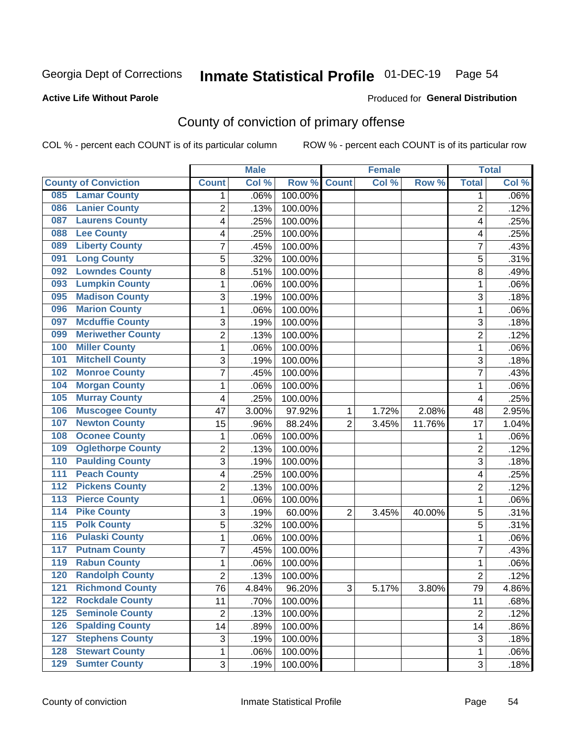Georgia Dept of Corrections **Inmate Statistical Profile** 01-DEC-19

**Active Life Without Parole**

Produced for **General Distribution**

## County of conviction of primary offense

COL % - percent each COUNT is of its particular column ROW % - percent each COUNT is of its particular row

| County of Conviction | Male | | | Female | | | Total | |
|---|---|---|---|---|---|---|---|---|
| | Count | Col % | Row % | Count | Col % | Row % | Total | Col % |
| 085 Lamar County | 1 | .06% | 100.00% | | | | 1 | .06% |
| 086 Lanier County | 2 | .13% | 100.00% | | | | 2 | .12% |
| 087 Laurens County | 4 | .25% | 100.00% | | | | 4 | .25% |
| 088 Lee County | 4 | .25% | 100.00% | | | | 4 | .25% |
| 089 Liberty County | 7 | .45% | 100.00% | | | | 7 | .43% |
| 091 Long County | 5 | .32% | 100.00% | | | | 5 | .31% |
| 092 Lowndes County | 8 | .51% | 100.00% | | | | 8 | .49% |
| 093 Lumpkin County | 1 | .06% | 100.00% | | | | 1 | .06% |
| 095 Madison County | 3 | .19% | 100.00% | | | | 3 | .18% |
| 096 Marion County | 1 | .06% | 100.00% | | | | 1 | .06% |
| 097 Mcduffie County | 3 | .19% | 100.00% | | | | 3 | .18% |
| 099 Meriwether County | 2 | .13% | 100.00% | | | | 2 | .12% |
| 100 Miller County | 1 | .06% | 100.00% | | | | 1 | .06% |
| 101 Mitchell County | 3 | .19% | 100.00% | | | | 3 | .18% |
| 102 Monroe County | 7 | .45% | 100.00% | | | | 7 | .43% |
| 104 Morgan County | 1 | .06% | 100.00% | | | | 1 | .06% |
| 105 Murray County | 4 | .25% | 100.00% | | | | 4 | .25% |
| 106 Muscogee County | 47 | 3.00% | 97.92% | 1 | 1.72% | 2.08% | 48 | 2.95% |
| 107 Newton County | 15 | .96% | 88.24% | 2 | 3.45% | 11.76% | 17 | 1.04% |
| 108 Oconee County | 1 | .06% | 100.00% | | | | 1 | .06% |
| 109 Oglethorpe County | 2 | .13% | 100.00% | | | | 2 | .12% |
| 110 Paulding County | 3 | .19% | 100.00% | | | | 3 | .18% |
| 111 Peach County | 4 | .25% | 100.00% | | | | 4 | .25% |
| 112 Pickens County | 2 | .13% | 100.00% | | | | 2 | .12% |
| 113 Pierce County | 1 | .06% | 100.00% | | | | 1 | .06% |
| 114 Pike County | 3 | .19% | 60.00% | 2 | 3.45% | 40.00% | 5 | .31% |
| 115 Polk County | 5 | .32% | 100.00% | | | | 5 | .31% |
| 116 Pulaski County | 1 | .06% | 100.00% | | | | 1 | .06% |
| 117 Putnam County | 7 | .45% | 100.00% | | | | 7 | .43% |
| 119 Rabun County | 1 | .06% | 100.00% | | | | 1 | .06% |
| 120 Randolph County | 2 | .13% | 100.00% | | | | 2 | .12% |
| 121 Richmond County | 76 | 4.84% | 96.20% | 3 | 5.17% | 3.80% | 79 | 4.86% |
| 122 Rockdale County | 11 | .70% | 100.00% | | | | 11 | .68% |
| 125 Seminole County | 2 | .13% | 100.00% | | | | 2 | .12% |
| 126 Spalding County | 14 | .89% | 100.00% | | | | 14 | .86% |
| 127 Stephens County | 3 | .19% | 100.00% | | | | 3 | .18% |
| 128 Stewart County | 1 | .06% | 100.00% | | | | 1 | .06% |
| 129 Sumter County | 3 | .19% | 100.00% | | | | 3 | .18% |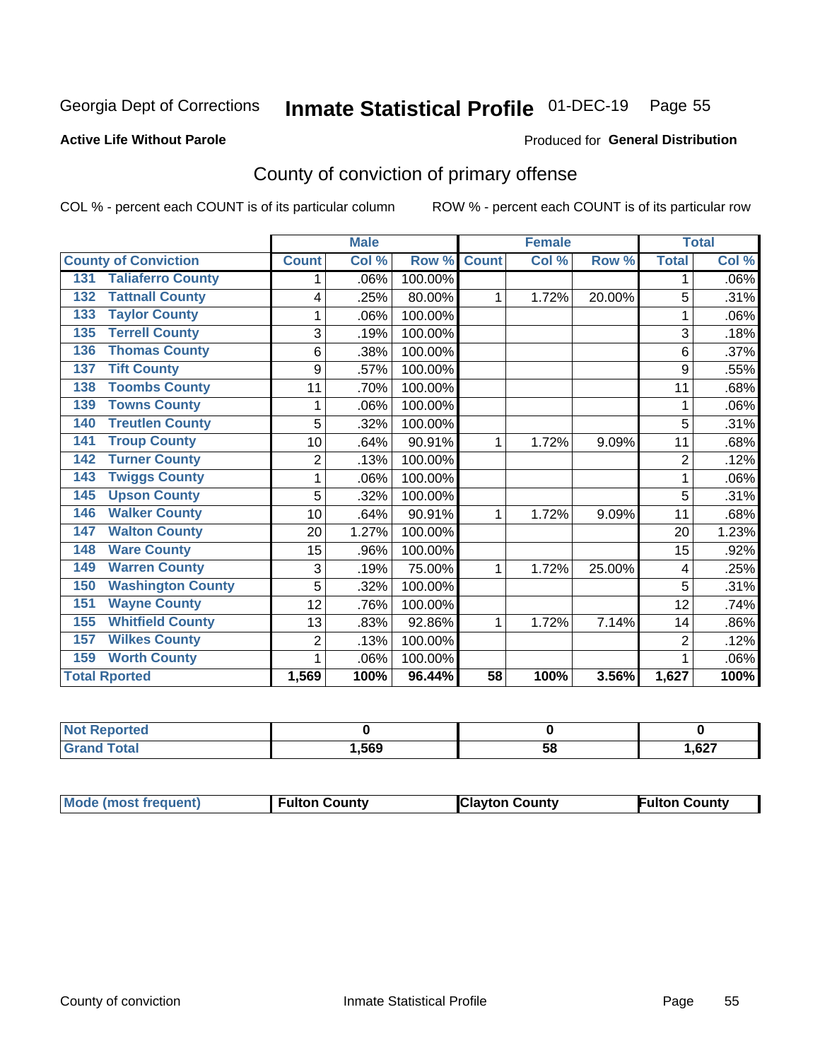Georgia Dept of Corrections **Inmate Statistical Profile** 01-DEC-19 Page 55

**Active Life Without Parole**

Produced for **General Distribution**

## County of conviction of primary offense

COL % - percent each COUNT is of its particular column ROW % - percent each COUNT is of its particular row

| County of Conviction | Male | | | Female | | | Total | |
|---|---|---|---|---|---|---|---|---|
| | Count | Col % | Row % | Count | Col % | Row % | Total | Col % |
| 131 Taliaferro County | 1 | .06% | 100.00% | | | | 1 | .06% |
| 132 Tattnall County | 4 | .25% | 80.00% | 1 | 1.72% | 20.00% | 5 | .31% |
| 133 Taylor County | 1 | .06% | 100.00% | | | | 1 | .06% |
| 135 Terrell County | 3 | .19% | 100.00% | | | | 3 | .18% |
| 136 Thomas County | 6 | .38% | 100.00% | | | | 6 | .37% |
| 137 Tift County | 9 | .57% | 100.00% | | | | 9 | .55% |
| 138 Toombs County | 11 | .70% | 100.00% | | | | 11 | .68% |
| 139 Towns County | 1 | .06% | 100.00% | | | | 1 | .06% |
| 140 Treutlen County | 5 | .32% | 100.00% | | | | 5 | .31% |
| 141 Troup County | 10 | .64% | 90.91% | 1 | 1.72% | 9.09% | 11 | .68% |
| 142 Turner County | 2 | .13% | 100.00% | | | | 2 | .12% |
| 143 Twiggs County | 1 | .06% | 100.00% | | | | 1 | .06% |
| 145 Upson County | 5 | .32% | 100.00% | | | | 5 | .31% |
| 146 Walker County | 10 | .64% | 90.91% | 1 | 1.72% | 9.09% | 11 | .68% |
| 147 Walton County | 20 | 1.27% | 100.00% | | | | 20 | 1.23% |
| 148 Ware County | 15 | .96% | 100.00% | | | | 15 | .92% |
| 149 Warren County | 3 | .19% | 75.00% | 1 | 1.72% | 25.00% | 4 | .25% |
| 150 Washington County | 5 | .32% | 100.00% | | | | 5 | .31% |
| 151 Wayne County | 12 | .76% | 100.00% | | | | 12 | .74% |
| 155 Whitfield County | 13 | .83% | 92.86% | 1 | 1.72% | 7.14% | 14 | .86% |
| 157 Wilkes County | 2 | .13% | 100.00% | | | | 2 | .12% |
| 159 Worth County | 1 | .06% | 100.00% | | | | 1 | .06% |
| **Total Rported** | **1,569** | **100%** | **96.44%** | **58** | **100%** | **3.56%** | **1,627** | **100%** |

| | Male | Female | Total |
|---|---|---|---|
| Not Reported | 0 | 0 | 0 |
| Grand Total | 1,569 | 58 | 1,627 |

| | Male | Female | Total |
|---|---|---|---|
| Mode (most frequent) | Fulton County | Clayton County | Fulton County |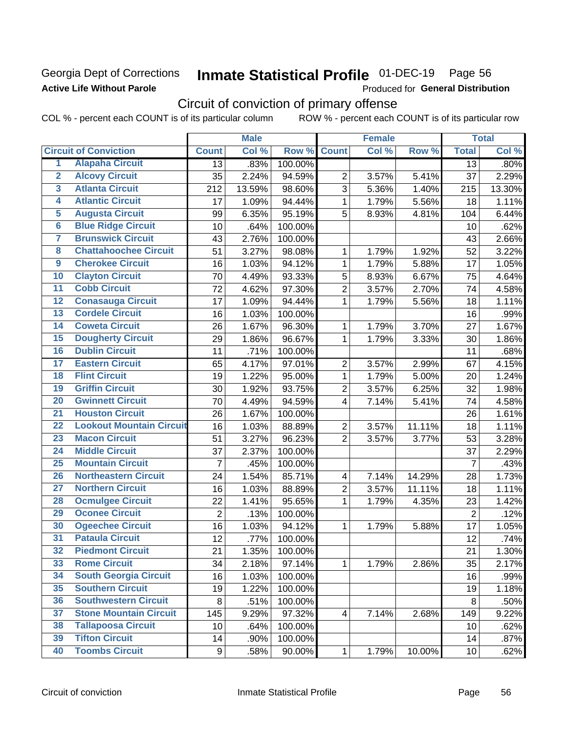Georgia Dept of Corrections
**Active Life Without Parole**

# Inmate Statistical Profile 01-DEC-19 Page 56

Produced for **General Distribution**

## Circuit of conviction of primary offense

COL % - percent each COUNT is of its particular column ROW % - percent each COUNT is of its particular row

| Circuit of Conviction | | Male | | | Female | | | Total | |
|---|---|---|---|---|---|---|---|---|---|
| | | Count | Col % | Row % | Count | Col % | Row % | Total | Col % |
| 1 | Alapaha Circuit | 13 | .83% | 100.00% | | | | 13 | .80% |
| 2 | Alcovy Circuit | 35 | 2.24% | 94.59% | 2 | 3.57% | 5.41% | 37 | 2.29% |
| 3 | Atlanta Circuit | 212 | 13.59% | 98.60% | 3 | 5.36% | 1.40% | 215 | 13.30% |
| 4 | Atlantic Circuit | 17 | 1.09% | 94.44% | 1 | 1.79% | 5.56% | 18 | 1.11% |
| 5 | Augusta Circuit | 99 | 6.35% | 95.19% | 5 | 8.93% | 4.81% | 104 | 6.44% |
| 6 | Blue Ridge Circuit | 10 | .64% | 100.00% | | | | 10 | .62% |
| 7 | Brunswick Circuit | 43 | 2.76% | 100.00% | | | | 43 | 2.66% |
| 8 | Chattahoochee Circuit | 51 | 3.27% | 98.08% | 1 | 1.79% | 1.92% | 52 | 3.22% |
| 9 | Cherokee Circuit | 16 | 1.03% | 94.12% | 1 | 1.79% | 5.88% | 17 | 1.05% |
| 10 | Clayton Circuit | 70 | 4.49% | 93.33% | 5 | 8.93% | 6.67% | 75 | 4.64% |
| 11 | Cobb Circuit | 72 | 4.62% | 97.30% | 2 | 3.57% | 2.70% | 74 | 4.58% |
| 12 | Conasauga Circuit | 17 | 1.09% | 94.44% | 1 | 1.79% | 5.56% | 18 | 1.11% |
| 13 | Cordele Circuit | 16 | 1.03% | 100.00% | | | | 16 | .99% |
| 14 | Coweta Circuit | 26 | 1.67% | 96.30% | 1 | 1.79% | 3.70% | 27 | 1.67% |
| 15 | Dougherty Circuit | 29 | 1.86% | 96.67% | 1 | 1.79% | 3.33% | 30 | 1.86% |
| 16 | Dublin Circuit | 11 | .71% | 100.00% | | | | 11 | .68% |
| 17 | Eastern Circuit | 65 | 4.17% | 97.01% | 2 | 3.57% | 2.99% | 67 | 4.15% |
| 18 | Flint Circuit | 19 | 1.22% | 95.00% | 1 | 1.79% | 5.00% | 20 | 1.24% |
| 19 | Griffin Circuit | 30 | 1.92% | 93.75% | 2 | 3.57% | 6.25% | 32 | 1.98% |
| 20 | Gwinnett Circuit | 70 | 4.49% | 94.59% | 4 | 7.14% | 5.41% | 74 | 4.58% |
| 21 | Houston Circuit | 26 | 1.67% | 100.00% | | | | 26 | 1.61% |
| 22 | Lookout Mountain Circuit | 16 | 1.03% | 88.89% | 2 | 3.57% | 11.11% | 18 | 1.11% |
| 23 | Macon Circuit | 51 | 3.27% | 96.23% | 2 | 3.57% | 3.77% | 53 | 3.28% |
| 24 | Middle Circuit | 37 | 2.37% | 100.00% | | | | 37 | 2.29% |
| 25 | Mountain Circuit | 7 | .45% | 100.00% | | | | 7 | .43% |
| 26 | Northeastern Circuit | 24 | 1.54% | 85.71% | 4 | 7.14% | 14.29% | 28 | 1.73% |
| 27 | Northern Circuit | 16 | 1.03% | 88.89% | 2 | 3.57% | 11.11% | 18 | 1.11% |
| 28 | Ocmulgee Circuit | 22 | 1.41% | 95.65% | 1 | 1.79% | 4.35% | 23 | 1.42% |
| 29 | Oconee Circuit | 2 | .13% | 100.00% | | | | 2 | .12% |
| 30 | Ogeechee Circuit | 16 | 1.03% | 94.12% | 1 | 1.79% | 5.88% | 17 | 1.05% |
| 31 | Pataula Circuit | 12 | .77% | 100.00% | | | | 12 | .74% |
| 32 | Piedmont Circuit | 21 | 1.35% | 100.00% | | | | 21 | 1.30% |
| 33 | Rome Circuit | 34 | 2.18% | 97.14% | 1 | 1.79% | 2.86% | 35 | 2.17% |
| 34 | South Georgia Circuit | 16 | 1.03% | 100.00% | | | | 16 | .99% |
| 35 | Southern Circuit | 19 | 1.22% | 100.00% | | | | 19 | 1.18% |
| 36 | Southwestern Circuit | 8 | .51% | 100.00% | | | | 8 | .50% |
| 37 | Stone Mountain Circuit | 145 | 9.29% | 97.32% | 4 | 7.14% | 2.68% | 149 | 9.22% |
| 38 | Tallapoosa Circuit | 10 | .64% | 100.00% | | | | 10 | .62% |
| 39 | Tifton Circuit | 14 | .90% | 100.00% | | | | 14 | .87% |
| 40 | Toombs Circuit | 9 | .58% | 90.00% | 1 | 1.79% | 10.00% | 10 | .62% |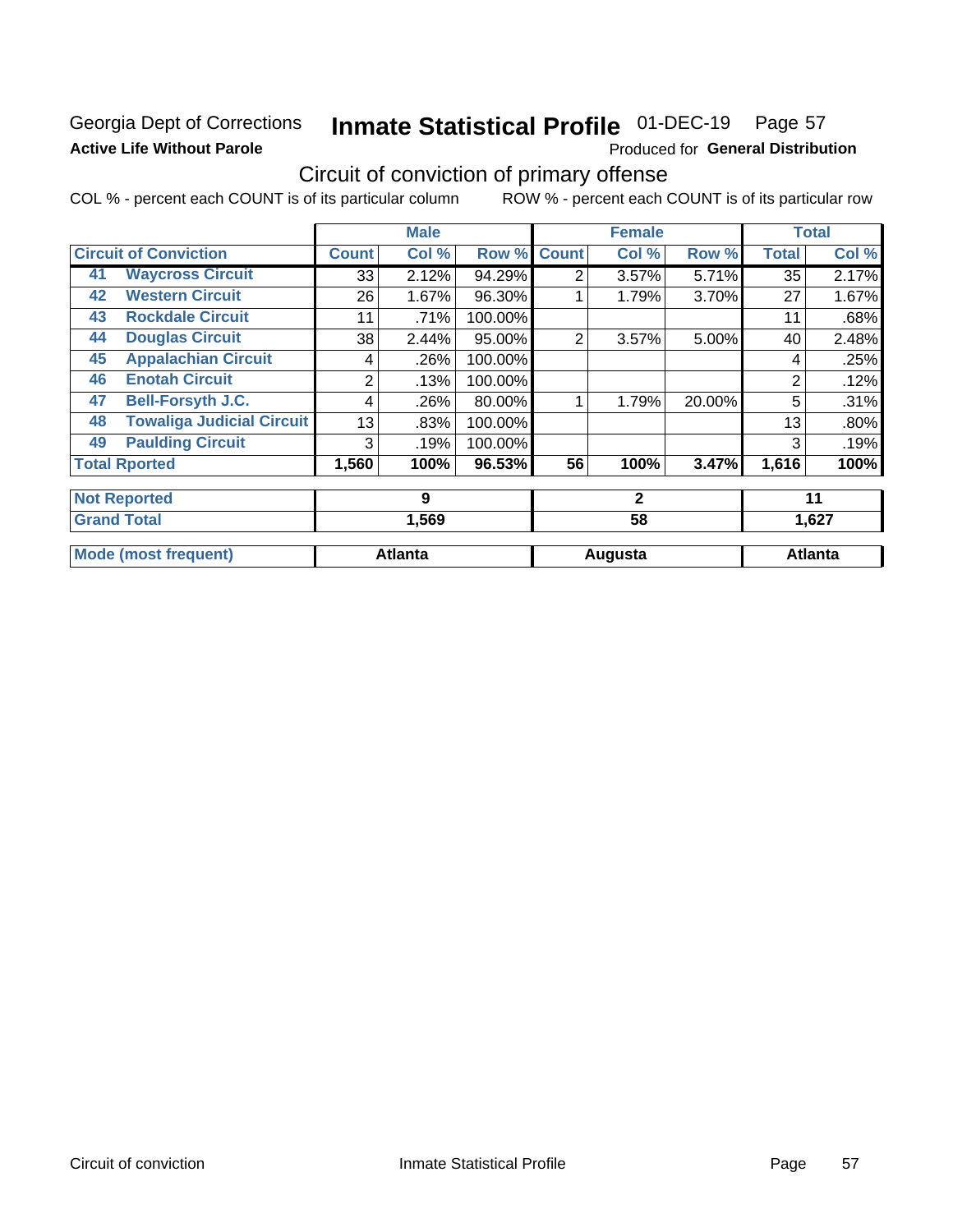Georgia Dept of Corrections **Inmate Statistical Profile** 01-DEC-19 Page 57

**Active Life Without Parole**

Produced for **General Distribution**

## Circuit of conviction of primary offense

COL % - percent each COUNT is of its particular column ROW % - percent each COUNT is of its particular row

| | | Male | | | Female | | | Total | |
|---|---|---|---|---|---|---|---|---|---|
| **Circuit of Conviction** | | **Count** | **Col %** | **Row %** | **Count** | **Col %** | **Row %** | **Total** | **Col %** |
| 41 | **Waycross Circuit** | 33 | 2.12% | 94.29% | 2 | 3.57% | 5.71% | 35 | 2.17% |
| 42 | **Western Circuit** | 26 | 1.67% | 96.30% | 1 | 1.79% | 3.70% | 27 | 1.67% |
| 43 | **Rockdale Circuit** | 11 | .71% | 100.00% | | | | 11 | .68% |
| 44 | **Douglas Circuit** | 38 | 2.44% | 95.00% | 2 | 3.57% | 5.00% | 40 | 2.48% |
| 45 | **Appalachian Circuit** | 4 | .26% | 100.00% | | | | 4 | .25% |
| 46 | **Enotah Circuit** | 2 | .13% | 100.00% | | | | 2 | .12% |
| 47 | **Bell-Forsyth J.C.** | 4 | .26% | 80.00% | 1 | 1.79% | 20.00% | 5 | .31% |
| 48 | **Towaliga Judicial Circuit** | 13 | .83% | 100.00% | | | | 13 | .80% |
| 49 | **Paulding Circuit** | 3 | .19% | 100.00% | | | | 3 | .19% |
| **Total Rported** | | **1,560** | **100%** | **96.53%** | **56** | **100%** | **3.47%** | **1,616** | **100%** |
| **Not Reported** | | **9** | | | **2** | | | **11** | |
| **Grand Total** | | **1,569** | | | **58** | | | **1,627** | |
| **Mode (most frequent)** | | **Atlanta** | | | **Augusta** | | | **Atlanta** | |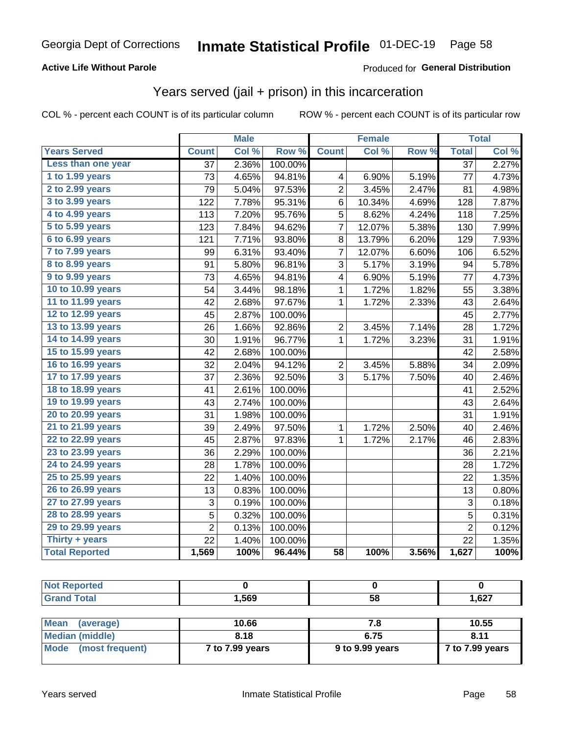Georgia Dept of Corrections **Inmate Statistical Profile** 01-DEC-19

**Active Life Without Parole**

Produced for **General Distribution**

## Years served (jail + prison) in this incarceration

COL % - percent each COUNT is of its particular column    ROW % - percent each COUNT is of its particular row

| | Male | | | Female | | | Total | |
|---|---|---|---|---|---|---|---|---|
| **Years Served** | **Count** | **Col %** | **Row %** | **Count** | **Col %** | **Row %** | **Total** | **Col %** |
| Less than one year | 37 | 2.36% | 100.00% | | | | 37 | 2.27% |
| 1 to 1.99 years | 73 | 4.65% | 94.81% | 4 | 6.90% | 5.19% | 77 | 4.73% |
| 2 to 2.99 years | 79 | 5.04% | 97.53% | 2 | 3.45% | 2.47% | 81 | 4.98% |
| 3 to 3.99 years | 122 | 7.78% | 95.31% | 6 | 10.34% | 4.69% | 128 | 7.87% |
| 4 to 4.99 years | 113 | 7.20% | 95.76% | 5 | 8.62% | 4.24% | 118 | 7.25% |
| 5 to 5.99 years | 123 | 7.84% | 94.62% | 7 | 12.07% | 5.38% | 130 | 7.99% |
| 6 to 6.99 years | 121 | 7.71% | 93.80% | 8 | 13.79% | 6.20% | 129 | 7.93% |
| 7 to 7.99 years | 99 | 6.31% | 93.40% | 7 | 12.07% | 6.60% | 106 | 6.52% |
| 8 to 8.99 years | 91 | 5.80% | 96.81% | 3 | 5.17% | 3.19% | 94 | 5.78% |
| 9 to 9.99 years | 73 | 4.65% | 94.81% | 4 | 6.90% | 5.19% | 77 | 4.73% |
| 10 to 10.99 years | 54 | 3.44% | 98.18% | 1 | 1.72% | 1.82% | 55 | 3.38% |
| 11 to 11.99 years | 42 | 2.68% | 97.67% | 1 | 1.72% | 2.33% | 43 | 2.64% |
| 12 to 12.99 years | 45 | 2.87% | 100.00% | | | | 45 | 2.77% |
| 13 to 13.99 years | 26 | 1.66% | 92.86% | 2 | 3.45% | 7.14% | 28 | 1.72% |
| 14 to 14.99 years | 30 | 1.91% | 96.77% | 1 | 1.72% | 3.23% | 31 | 1.91% |
| 15 to 15.99 years | 42 | 2.68% | 100.00% | | | | 42 | 2.58% |
| 16 to 16.99 years | 32 | 2.04% | 94.12% | 2 | 3.45% | 5.88% | 34 | 2.09% |
| 17 to 17.99 years | 37 | 2.36% | 92.50% | 3 | 5.17% | 7.50% | 40 | 2.46% |
| 18 to 18.99 years | 41 | 2.61% | 100.00% | | | | 41 | 2.52% |
| 19 to 19.99 years | 43 | 2.74% | 100.00% | | | | 43 | 2.64% |
| 20 to 20.99 years | 31 | 1.98% | 100.00% | | | | 31 | 1.91% |
| 21 to 21.99 years | 39 | 2.49% | 97.50% | 1 | 1.72% | 2.50% | 40 | 2.46% |
| 22 to 22.99 years | 45 | 2.87% | 97.83% | 1 | 1.72% | 2.17% | 46 | 2.83% |
| 23 to 23.99 years | 36 | 2.29% | 100.00% | | | | 36 | 2.21% |
| 24 to 24.99 years | 28 | 1.78% | 100.00% | | | | 28 | 1.72% |
| 25 to 25.99 years | 22 | 1.40% | 100.00% | | | | 22 | 1.35% |
| 26 to 26.99 years | 13 | 0.83% | 100.00% | | | | 13 | 0.80% |
| 27 to 27.99 years | 3 | 0.19% | 100.00% | | | | 3 | 0.18% |
| 28 to 28.99 years | 5 | 0.32% | 100.00% | | | | 5 | 0.31% |
| 29 to 29.99 years | 2 | 0.13% | 100.00% | | | | 2 | 0.12% |
| Thirty + years | 22 | 1.40% | 100.00% | | | | 22 | 1.35% |
| **Total Reported** | **1,569** | **100%** | **96.44%** | **58** | **100%** | **3.56%** | **1,627** | **100%** |

| | Male | Female | Total |
|---|---|---|---|
| Not Reported | 0 | 0 | 0 |
| Grand Total | 1,569 | 58 | 1,627 |

| | Male | Female | Total |
|---|---|---|---|
| Mean (average) | 10.66 | 7.8 | 10.55 |
| Median (middle) | 8.18 | 6.75 | 8.11 |
| Mode (most frequent) | 7 to 7.99 years | 9 to 9.99 years | 7 to 7.99 years |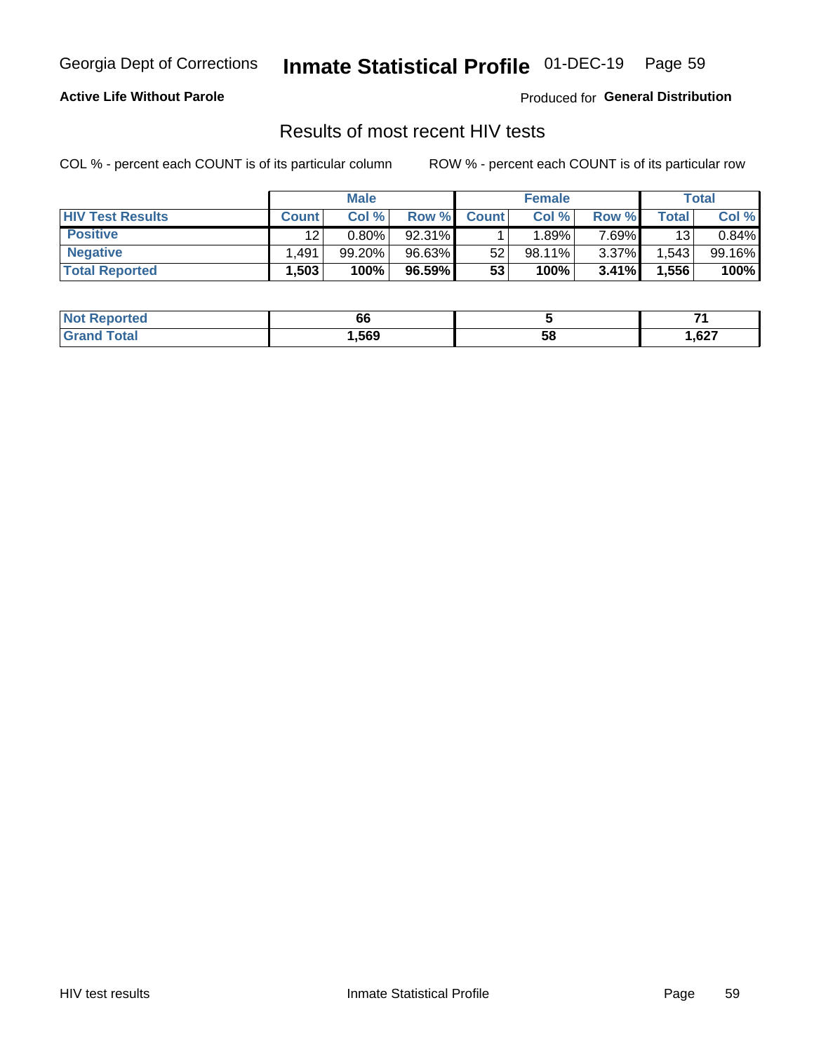Georgia Dept of Corrections **Inmate Statistical Profile** 01-DEC-19

**Active Life Without Parole**

Produced for **General Distribution**

## Results of most recent HIV tests

COL % - percent each COUNT is of its particular column ROW % - percent each COUNT is of its particular row

| | Male | | | Female | | | Total | |
|---|---|---|---|---|---|---|---|---|
| **HIV Test Results** | **Count** | **Col %** | **Row %** | **Count** | **Col %** | **Row %** | **Total** | **Col %** |
| **Positive** | 12 | 0.80% | 92.31% | 1 | 1.89% | 7.69% | 13 | 0.84% |
| **Negative** | 1,491 | 99.20% | 96.63% | 52 | 98.11% | 3.37% | 1,543 | 99.16% |
| **Total Reported** | **1,503** | **100%** | **96.59%** | **53** | **100%** | **3.41%** | **1,556** | **100%** |

| | Male | Female | Total |
|---|---|---|---|
| **Not Reported** | **66** | **5** | **71** |
| **Grand Total** | **1,569** | **58** | **1,627** |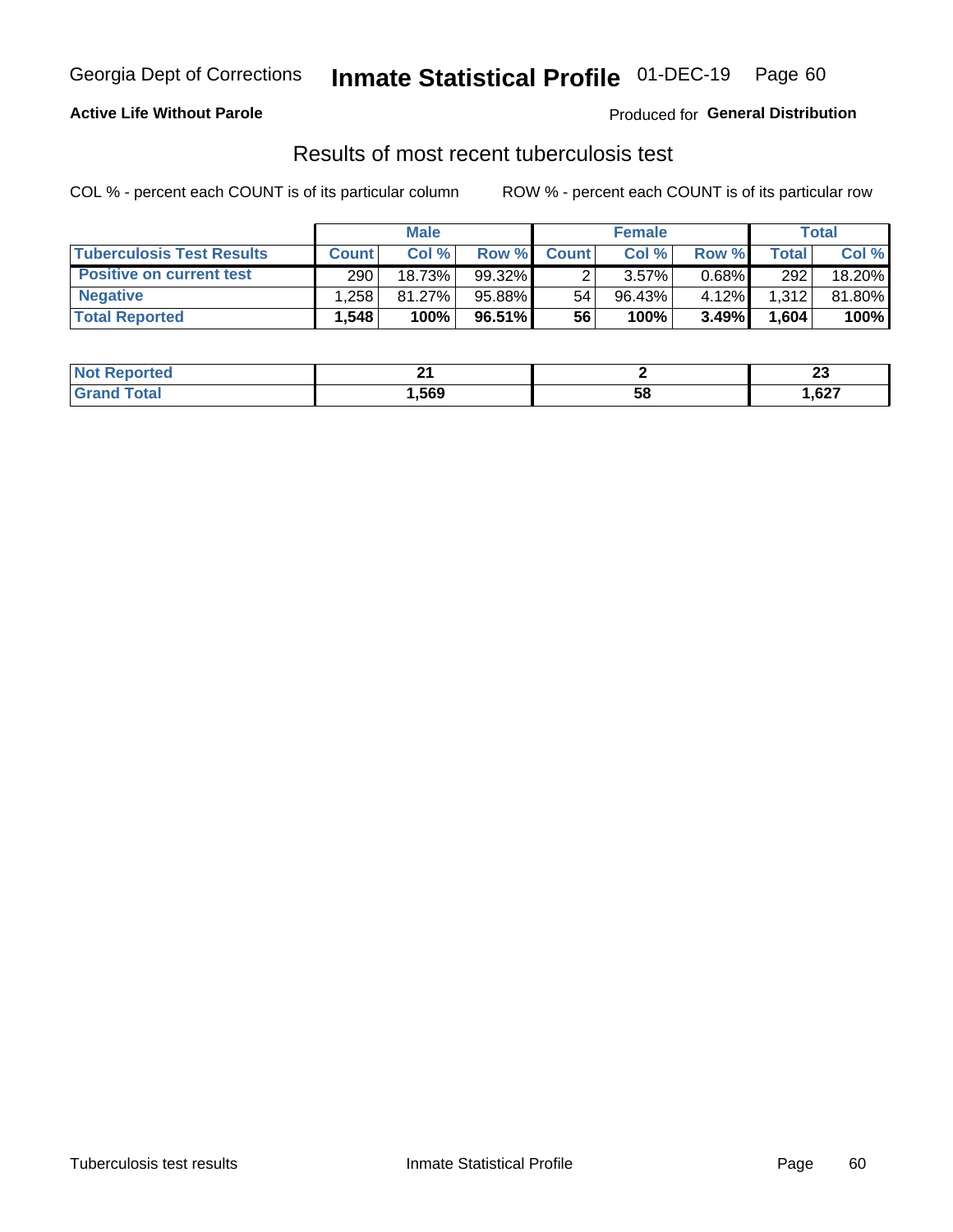Georgia Dept of Corrections **Inmate Statistical Profile** 01-DEC-19

**Active Life Without Parole**

Produced for **General Distribution**

## Results of most recent tuberculosis test

COL % - percent each COUNT is of its particular column

ROW % - percent each COUNT is of its particular row

| | Male | | | Female | | | Total | |
|---|---|---|---|---|---|---|---|---|
| **Tuberculosis Test Results** | **Count** | **Col %** | **Row %** | **Count** | **Col %** | **Row %** | **Total** | **Col %** |
| **Positive on current test** | 290 | 18.73% | 99.32% | 2 | 3.57% | 0.68% | 292 | 18.20% |
| **Negative** | 1,258 | 81.27% | 95.88% | 54 | 96.43% | 4.12% | 1,312 | 81.80% |
| **Total Reported** | **1,548** | **100%** | **96.51%** | **56** | **100%** | **3.49%** | **1,604** | **100%** |

| | Male | Female | Total |
|---|---|---|---|
| **Not Reported** | **21** | **2** | **23** |
| **Grand Total** | **1,569** | **58** | **1,627** |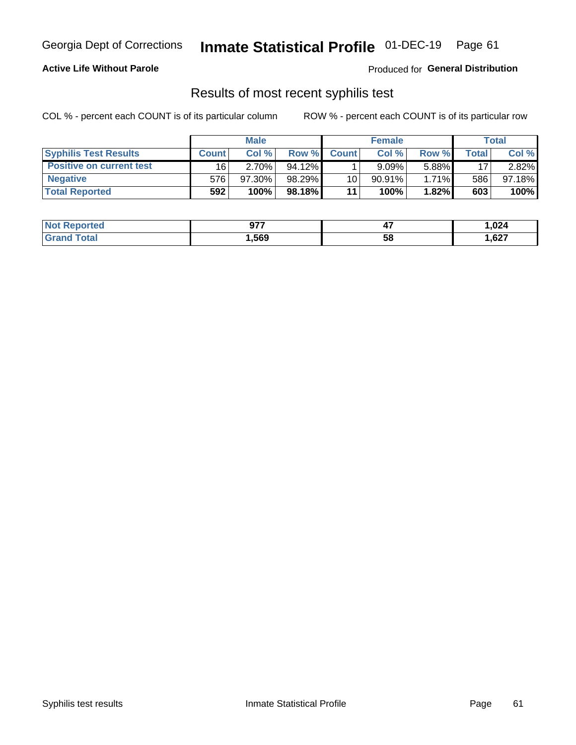Georgia Dept of Corrections **Inmate Statistical Profile** 01-DEC-19

**Active Life Without Parole** Produced for **General Distribution**

## Results of most recent syphilis test

COL % - percent each COUNT is of its particular column ROW % - percent each COUNT is of its particular row

| | Male | | | Female | | | Total | |
|---|---|---|---|---|---|---|---|---|
| **Syphilis Test Results** | **Count** | **Col %** | **Row %** | **Count** | **Col %** | **Row %** | **Total** | **Col %** |
| **Positive on current test** | 16 | 2.70% | 94.12% | 1 | 9.09% | 5.88% | 17 | 2.82% |
| **Negative** | 576 | 97.30% | 98.29% | 10 | 90.91% | 1.71% | 586 | 97.18% |
| **Total Reported** | **592** | **100%** | **98.18%** | **11** | **100%** | **1.82%** | **603** | **100%** |

| | Male | Female | Total |
|---|---|---|---|
| **Not Reported** | **977** | **47** | **1,024** |
| **Grand Total** | **1,569** | **58** | **1,627** |

Syphilis test results Inmate Statistical Profile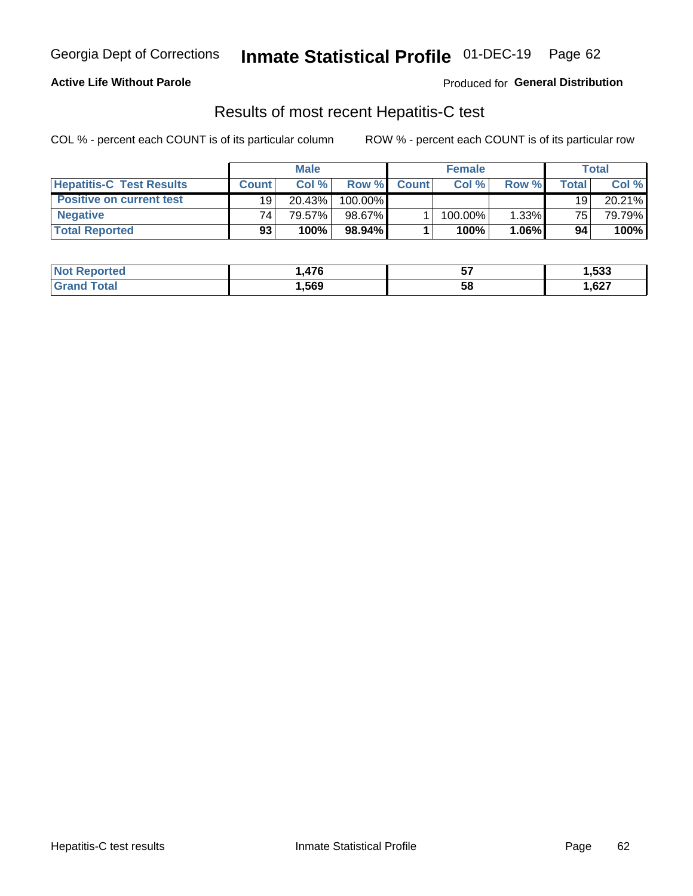Georgia Dept of Corrections **Inmate Statistical Profile** 01-DEC-19

**Active Life Without Parole**

Produced for **General Distribution**

## Results of most recent Hepatitis-C test

COL % - percent each COUNT is of its particular column

ROW % - percent each COUNT is of its particular row

| | Male | | | Female | | | Total | |
|---|---|---|---|---|---|---|---|---|
| **Hepatitis-C Test Results** | **Count** | **Col %** | **Row %** | **Count** | **Col %** | **Row %** | **Total** | **Col %** |
| **Positive on current test** | 19 | 20.43% | 100.00% | | | | 19 | 20.21% |
| **Negative** | 74 | 79.57% | 98.67% | 1 | 100.00% | 1.33% | 75 | 79.79% |
| **Total Reported** | **93** | **100%** | **98.94%** | **1** | **100%** | **1.06%** | **94** | **100%** |

| | Male | Female | Total |
|---|---|---|---|
| **Not Reported** | **1,476** | **57** | **1,533** |
| **Grand Total** | **1,569** | **58** | **1,627** |